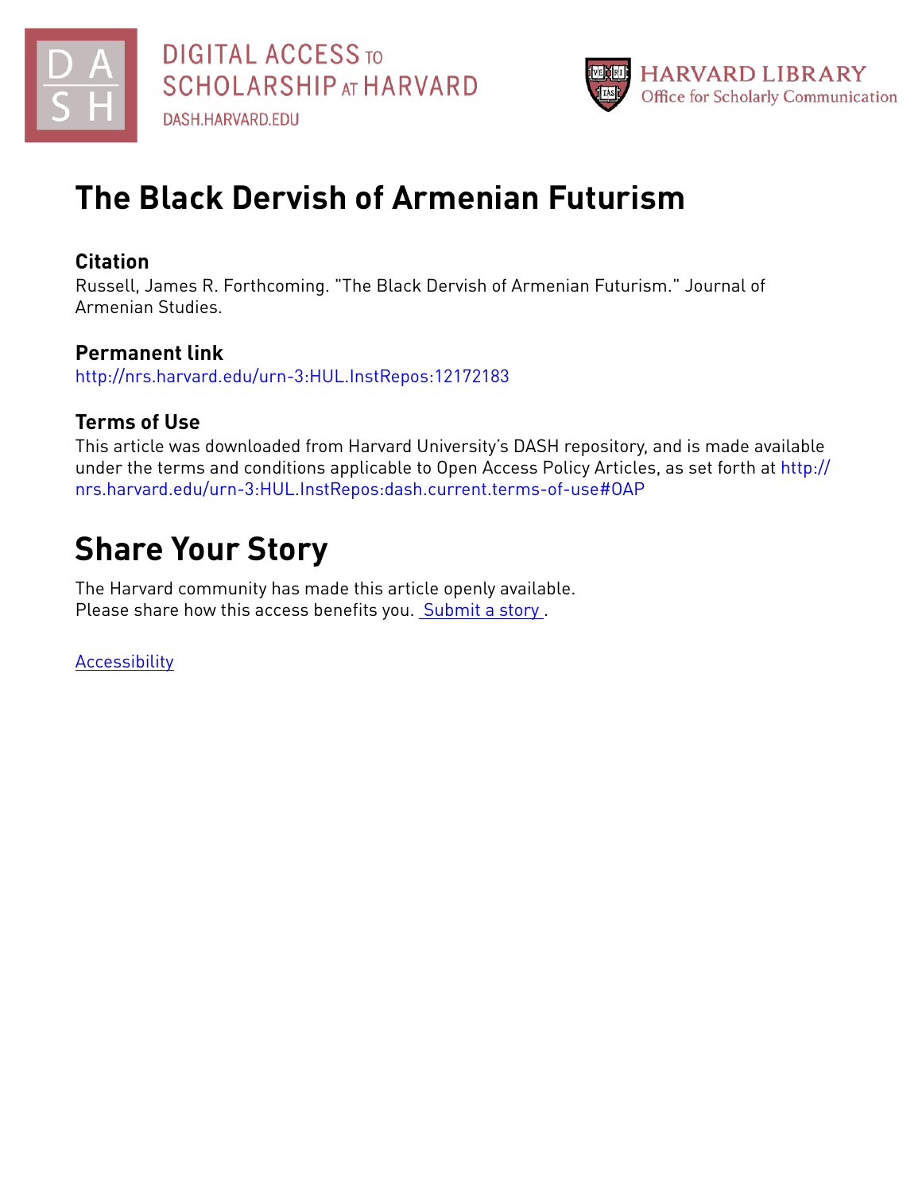# The Black Dervish of Armenian Futurism

## Citation

Russell, James R. Forthcoming. "The Black Dervish of Armenian Futurism." Journal of Armenian Studies.

## Permanent link

http://nrs.harvard.edu/urn-3:HUL.InstRepos:12172183

## Terms of Use

This article was downloaded from Harvard University's DASH repository, and is made available under the terms and conditions applicable to Open Access Policy Articles, as set forth at http://nrs.harvard.edu/urn-3:HUL.InstRepos:dash.current.terms-of-use#OAP

# Share Your Story

The Harvard community has made this article openly available.
Please share how this access benefits you. Submit a story.

Accessibility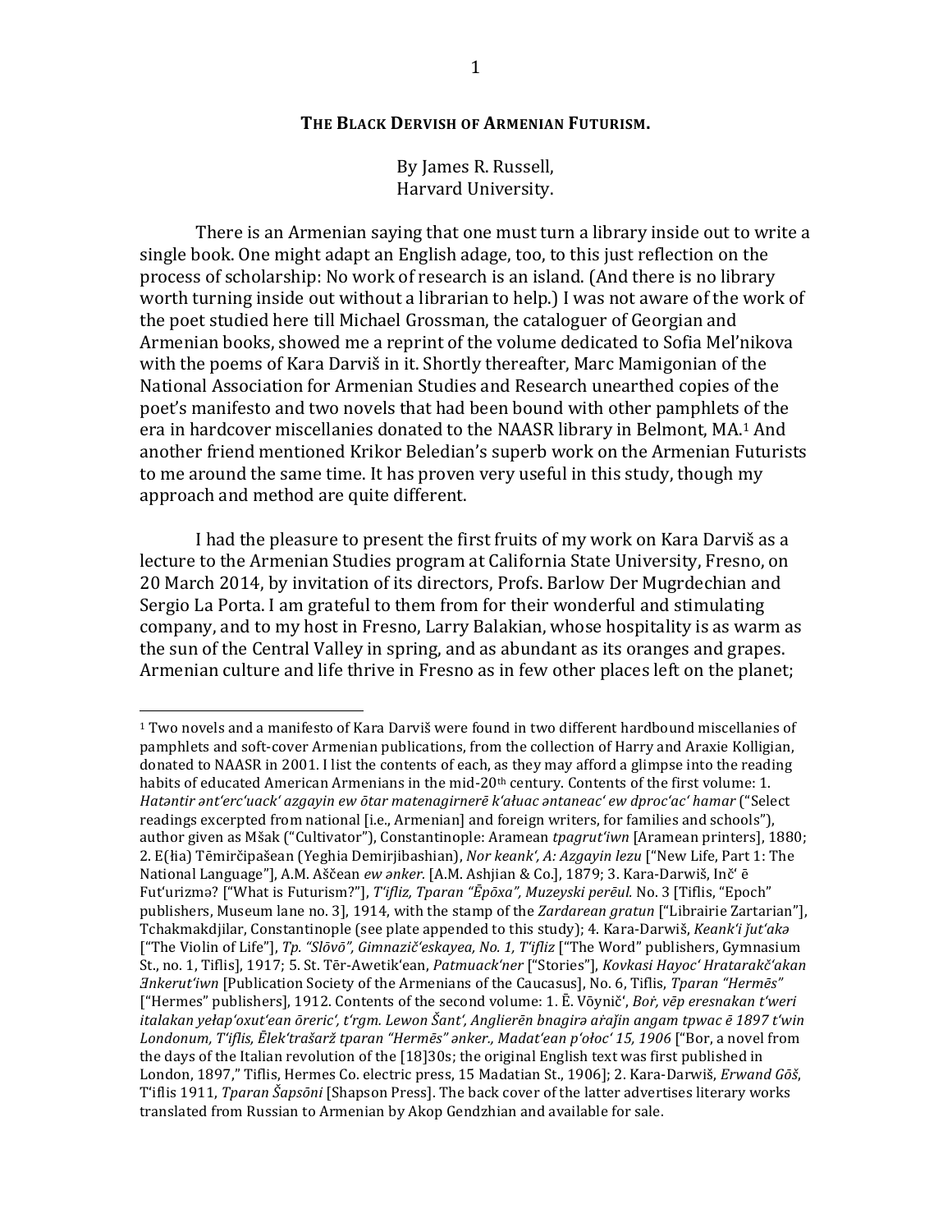**THE BLACK DERVISH OF ARMENIAN FUTURISM.**

By James R. Russell,
Harvard University.

There is an Armenian saying that one must turn a library inside out to write a single book. One might adapt an English adage, too, to this just reflection on the process of scholarship: No work of research is an island. (And there is no library worth turning inside out without a librarian to help.) I was not aware of the work of the poet studied here till Michael Grossman, the cataloguer of Georgian and Armenian books, showed me a reprint of the volume dedicated to Sofia Mel'nikova with the poems of Kara Darviš in it. Shortly thereafter, Marc Mamigonian of the National Association for Armenian Studies and Research unearthed copies of the poet's manifesto and two novels that had been bound with other pamphlets of the era in hardcover miscellanies donated to the NAASR library in Belmont, MA.[1] And another friend mentioned Krikor Beledian's superb work on the Armenian Futurists to me around the same time. It has proven very useful in this study, though my approach and method are quite different.

I had the pleasure to present the first fruits of my work on Kara Darviš as a lecture to the Armenian Studies program at California State University, Fresno, on 20 March 2014, by invitation of its directors, Profs. Barlow Der Mugrdechian and Sergio La Porta. I am grateful to them from for their wonderful and stimulating company, and to my host in Fresno, Larry Balakian, whose hospitality is as warm as the sun of the Central Valley in spring, and as abundant as its oranges and grapes. Armenian culture and life thrive in Fresno as in few other places left on the planet;

[1] Two novels and a manifesto of Kara Darviš were found in two different hardbound miscellanies of pamphlets and soft-cover Armenian publications, from the collection of Harry and Araxie Kolligian, donated to NAASR in 2001. I list the contents of each, as they may afford a glimpse into the reading habits of educated American Armenians in the mid-20th century. Contents of the first volume: 1. *Hatəntir ənt'erc'uack' azgayin ew ōtar matenagirnerē k'ałuac əntaneac' ew dproc'ac' hamar* ("Select readings excerpted from national [i.e., Armenian] and foreign writers, for families and schools"), author given as Mšak ("Cultivator"), Constantinople: Aramean *tpagrut'iwn* [Aramean printers], 1880; 2. E(łia) Tēmirčipašean (Yeghia Demirjibashian), *Nor keank', A: Azgayin lezu* ["New Life, Part 1: The National Language"], A.M. Aščean *ew ənker.* [A.M. Ashjian & Co.], 1879; 3. Kara-Darwiš, Inč' ē Fut'urizmə? ["What is Futurism?"], *T'ifliz, Tparan "Ēpōxa", Muzeyski perēul.* No. 3 [Tiflis, "Epoch" publishers, Museum lane no. 3], 1914, with the stamp of the *Zardarean gratun* ["Librairie Zartarian"], Tchakmakdjilar, Constantinople (see plate appended to this study); 4. Kara-Darwiš, *Keank'i ǰut'akə* ["The Violin of Life"], *Tp. "Slōvō", Gimnazič'eskayea, No. 1, T'ifliz* ["The Word" publishers, Gymnasium St., no. 1, Tiflis], 1917; 5. St. Tēr-Awetik'ean, *Patmuack'ner* ["Stories"], *Kovkasi Hayoc' Hratarakč'akan Ənkerut'iwn* [Publication Society of the Armenians of the Caucasus], No. 6, Tiflis, *Tparan "Hermēs"* ["Hermes" publishers], 1912. Contents of the second volume: 1. Ē. Vōynič', *Boṙ, vēp eresnakan t'weri italakan yełap'oxut'ean ōreric', t'rgm. Lewon Šant', Anglierēn bnagirə aṙaǰin angam tpwac ē 1897 t'win Londonum, T'iflis, Ēlek'trašarž tparan "Hermēs" ənker., Madat'ean p'ołoc' 15, 1906* ["Bor, a novel from the days of the Italian revolution of the [18]30s; the original English text was first published in London, 1897," Tiflis, Hermes Co. electric press, 15 Madatian St., 1906]; 2. Kara-Darwiš, *Erwand Gōš*, T'iflis 1911, *Tparan Šapsōni* [Shapson Press]. The back cover of the latter advertises literary works translated from Russian to Armenian by Akop Gendzhian and available for sale.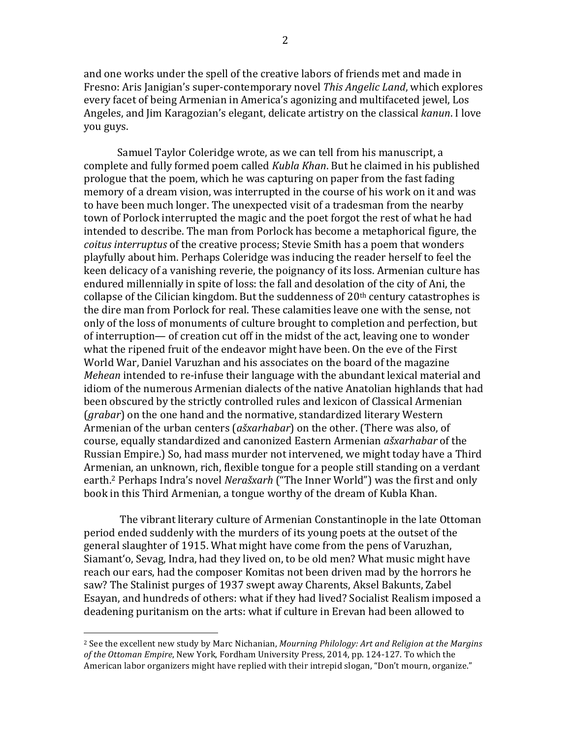and one works under the spell of the creative labors of friends met and made in Fresno: Aris Janigian's super-contemporary novel *This Angelic Land*, which explores every facet of being Armenian in America's agonizing and multifaceted jewel, Los Angeles, and Jim Karagozian's elegant, delicate artistry on the classical *kanun*. I love you guys.

Samuel Taylor Coleridge wrote, as we can tell from his manuscript, a complete and fully formed poem called *Kubla Khan*. But he claimed in his published prologue that the poem, which he was capturing on paper from the fast fading memory of a dream vision, was interrupted in the course of his work on it and was to have been much longer. The unexpected visit of a tradesman from the nearby town of Porlock interrupted the magic and the poet forgot the rest of what he had intended to describe. The man from Porlock has become a metaphorical figure, the *coitus interruptus* of the creative process; Stevie Smith has a poem that wonders playfully about him. Perhaps Coleridge was inducing the reader herself to feel the keen delicacy of a vanishing reverie, the poignancy of its loss. Armenian culture has endured millennially in spite of loss: the fall and desolation of the city of Ani, the collapse of the Cilician kingdom. But the suddenness of 20th century catastrophes is the dire man from Porlock for real. These calamities leave one with the sense, not only of the loss of monuments of culture brought to completion and perfection, but of interruption— of creation cut off in the midst of the act, leaving one to wonder what the ripened fruit of the endeavor might have been. On the eve of the First World War, Daniel Varuzhan and his associates on the board of the magazine *Mehean* intended to re-infuse their language with the abundant lexical material and idiom of the numerous Armenian dialects of the native Anatolian highlands that had been obscured by the strictly controlled rules and lexicon of Classical Armenian (*grabar*) on the one hand and the normative, standardized literary Western Armenian of the urban centers (*ašxarhabar*) on the other. (There was also, of course, equally standardized and canonized Eastern Armenian *ašxarhabar* of the Russian Empire.) So, had mass murder not intervened, we might today have a Third Armenian, an unknown, rich, flexible tongue for a people still standing on a verdant earth.[2] Perhaps Indra's novel *Nerašxarh* ("The Inner World") was the first and only book in this Third Armenian, a tongue worthy of the dream of Kubla Khan.

The vibrant literary culture of Armenian Constantinople in the late Ottoman period ended suddenly with the murders of its young poets at the outset of the general slaughter of 1915. What might have come from the pens of Varuzhan, Siamant'o, Sevag, Indra, had they lived on, to be old men? What music might have reach our ears, had the composer Komitas not been driven mad by the horrors he saw? The Stalinist purges of 1937 swept away Charents, Aksel Bakunts, Zabel Esayan, and hundreds of others: what if they had lived? Socialist Realism imposed a deadening puritanism on the arts: what if culture in Erevan had been allowed to

---

[2] See the excellent new study by Marc Nichanian, *Mourning Philology: Art and Religion at the Margins of the Ottoman Empire*, New York, Fordham University Press, 2014, pp. 124-127. To which the American labor organizers might have replied with their intrepid slogan, "Don't mourn, organize."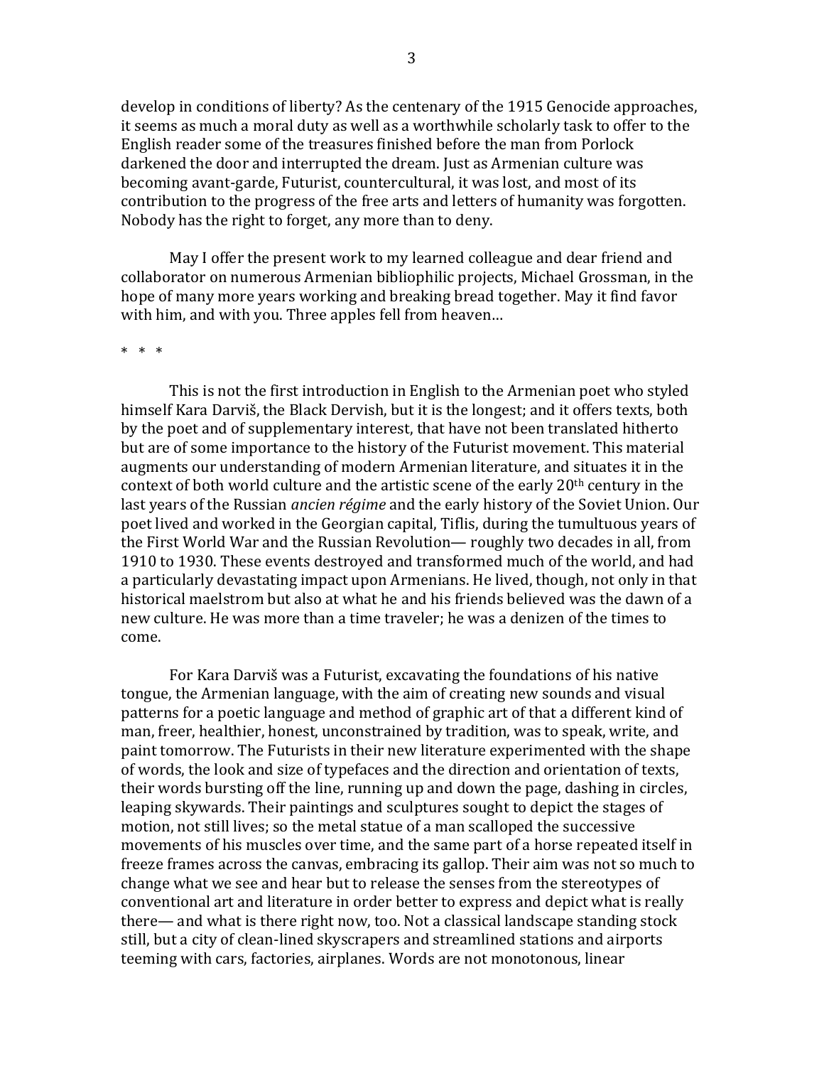develop in conditions of liberty? As the centenary of the 1915 Genocide approaches, it seems as much a moral duty as well as a worthwhile scholarly task to offer to the English reader some of the treasures finished before the man from Porlock darkened the door and interrupted the dream. Just as Armenian culture was becoming avant-garde, Futurist, countercultural, it was lost, and most of its contribution to the progress of the free arts and letters of humanity was forgotten. Nobody has the right to forget, any more than to deny.

May I offer the present work to my learned colleague and dear friend and collaborator on numerous Armenian bibliophilic projects, Michael Grossman, in the hope of many more years working and breaking bread together. May it find favor with him, and with you. Three apples fell from heaven…

\* \* \*

This is not the first introduction in English to the Armenian poet who styled himself Kara Darviš, the Black Dervish, but it is the longest; and it offers texts, both by the poet and of supplementary interest, that have not been translated hitherto but are of some importance to the history of the Futurist movement. This material augments our understanding of modern Armenian literature, and situates it in the context of both world culture and the artistic scene of the early 20th century in the last years of the Russian *ancien régime* and the early history of the Soviet Union. Our poet lived and worked in the Georgian capital, Tiflis, during the tumultuous years of the First World War and the Russian Revolution— roughly two decades in all, from 1910 to 1930. These events destroyed and transformed much of the world, and had a particularly devastating impact upon Armenians. He lived, though, not only in that historical maelstrom but also at what he and his friends believed was the dawn of a new culture. He was more than a time traveler; he was a denizen of the times to come.

For Kara Darviš was a Futurist, excavating the foundations of his native tongue, the Armenian language, with the aim of creating new sounds and visual patterns for a poetic language and method of graphic art of that a different kind of man, freer, healthier, honest, unconstrained by tradition, was to speak, write, and paint tomorrow. The Futurists in their new literature experimented with the shape of words, the look and size of typefaces and the direction and orientation of texts, their words bursting off the line, running up and down the page, dashing in circles, leaping skywards. Their paintings and sculptures sought to depict the stages of motion, not still lives; so the metal statue of a man scalloped the successive movements of his muscles over time, and the same part of a horse repeated itself in freeze frames across the canvas, embracing its gallop. Their aim was not so much to change what we see and hear but to release the senses from the stereotypes of conventional art and literature in order better to express and depict what is really there— and what is there right now, too. Not a classical landscape standing stock still, but a city of clean-lined skyscrapers and streamlined stations and airports teeming with cars, factories, airplanes. Words are not monotonous, linear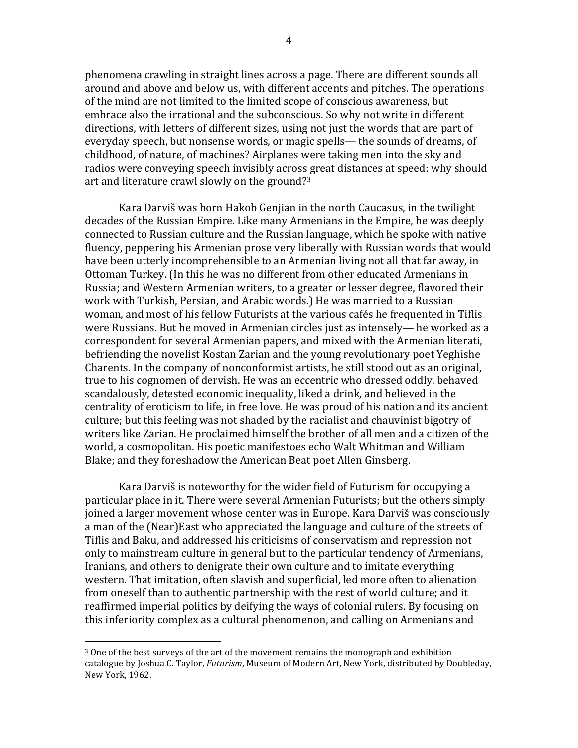phenomena crawling in straight lines across a page. There are different sounds all around and above and below us, with different accents and pitches. The operations of the mind are not limited to the limited scope of conscious awareness, but embrace also the irrational and the subconscious. So why not write in different directions, with letters of different sizes, using not just the words that are part of everyday speech, but nonsense words, or magic spells— the sounds of dreams, of childhood, of nature, of machines? Airplanes were taking men into the sky and radios were conveying speech invisibly across great distances at speed: why should art and literature crawl slowly on the ground?[3]

Kara Darviš was born Hakob Genjian in the north Caucasus, in the twilight decades of the Russian Empire. Like many Armenians in the Empire, he was deeply connected to Russian culture and the Russian language, which he spoke with native fluency, peppering his Armenian prose very liberally with Russian words that would have been utterly incomprehensible to an Armenian living not all that far away, in Ottoman Turkey. (In this he was no different from other educated Armenians in Russia; and Western Armenian writers, to a greater or lesser degree, flavored their work with Turkish, Persian, and Arabic words.) He was married to a Russian woman, and most of his fellow Futurists at the various cafés he frequented in Tiflis were Russians. But he moved in Armenian circles just as intensely— he worked as a correspondent for several Armenian papers, and mixed with the Armenian literati, befriending the novelist Kostan Zarian and the young revolutionary poet Yeghishe Charents. In the company of nonconformist artists, he still stood out as an original, true to his cognomen of dervish. He was an eccentric who dressed oddly, behaved scandalously, detested economic inequality, liked a drink, and believed in the centrality of eroticism to life, in free love. He was proud of his nation and its ancient culture; but this feeling was not shaded by the racialist and chauvinist bigotry of writers like Zarian. He proclaimed himself the brother of all men and a citizen of the world, a cosmopolitan. His poetic manifestoes echo Walt Whitman and William Blake; and they foreshadow the American Beat poet Allen Ginsberg.

Kara Darviš is noteworthy for the wider field of Futurism for occupying a particular place in it. There were several Armenian Futurists; but the others simply joined a larger movement whose center was in Europe. Kara Darviš was consciously a man of the (Near)East who appreciated the language and culture of the streets of Tiflis and Baku, and addressed his criticisms of conservatism and repression not only to mainstream culture in general but to the particular tendency of Armenians, Iranians, and others to denigrate their own culture and to imitate everything western. That imitation, often slavish and superficial, led more often to alienation from oneself than to authentic partnership with the rest of world culture; and it reaffirmed imperial politics by deifying the ways of colonial rulers. By focusing on this inferiority complex as a cultural phenomenon, and calling on Armenians and

---

[3] One of the best surveys of the art of the movement remains the monograph and exhibition catalogue by Joshua C. Taylor, *Futurism*, Museum of Modern Art, New York, distributed by Doubleday, New York, 1962.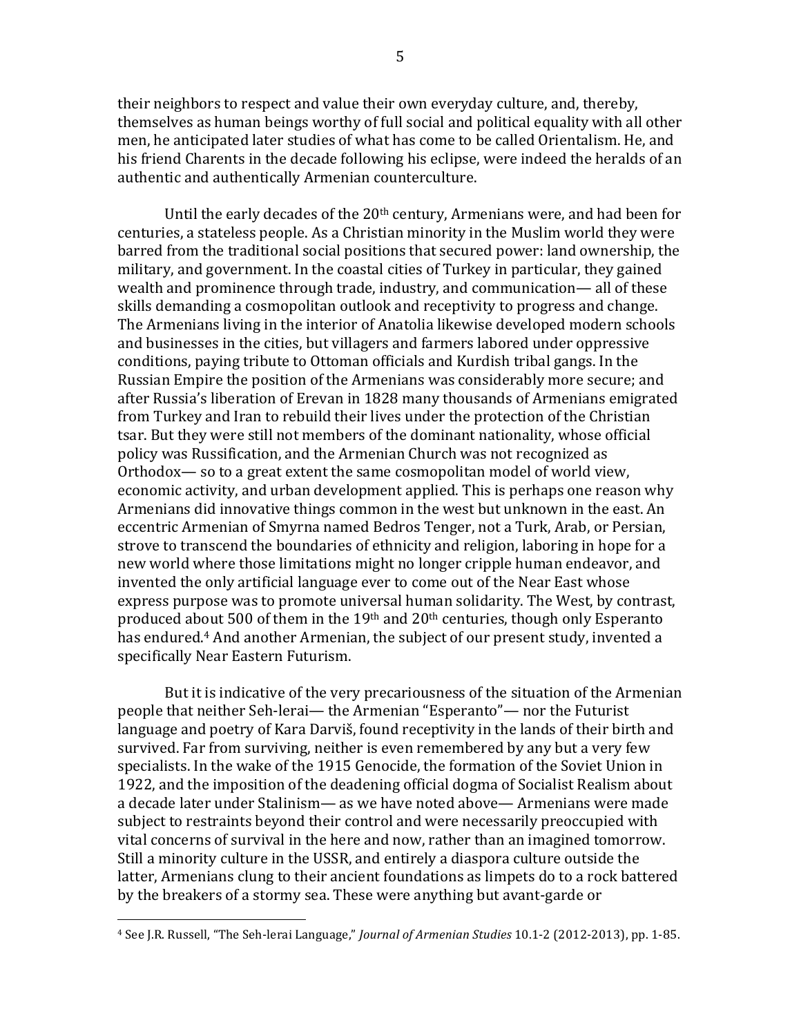their neighbors to respect and value their own everyday culture, and, thereby, themselves as human beings worthy of full social and political equality with all other men, he anticipated later studies of what has come to be called Orientalism. He, and his friend Charents in the decade following his eclipse, were indeed the heralds of an authentic and authentically Armenian counterculture.

Until the early decades of the 20th century, Armenians were, and had been for centuries, a stateless people. As a Christian minority in the Muslim world they were barred from the traditional social positions that secured power: land ownership, the military, and government. In the coastal cities of Turkey in particular, they gained wealth and prominence through trade, industry, and communication— all of these skills demanding a cosmopolitan outlook and receptivity to progress and change. The Armenians living in the interior of Anatolia likewise developed modern schools and businesses in the cities, but villagers and farmers labored under oppressive conditions, paying tribute to Ottoman officials and Kurdish tribal gangs. In the Russian Empire the position of the Armenians was considerably more secure; and after Russia's liberation of Erevan in 1828 many thousands of Armenians emigrated from Turkey and Iran to rebuild their lives under the protection of the Christian tsar. But they were still not members of the dominant nationality, whose official policy was Russification, and the Armenian Church was not recognized as Orthodox— so to a great extent the same cosmopolitan model of world view, economic activity, and urban development applied. This is perhaps one reason why Armenians did innovative things common in the west but unknown in the east. An eccentric Armenian of Smyrna named Bedros Tenger, not a Turk, Arab, or Persian, strove to transcend the boundaries of ethnicity and religion, laboring in hope for a new world where those limitations might no longer cripple human endeavor, and invented the only artificial language ever to come out of the Near East whose express purpose was to promote universal human solidarity. The West, by contrast, produced about 500 of them in the 19th and 20th centuries, though only Esperanto has endured.[4] And another Armenian, the subject of our present study, invented a specifically Near Eastern Futurism.

But it is indicative of the very precariousness of the situation of the Armenian people that neither Seh-lerai— the Armenian "Esperanto"— nor the Futurist language and poetry of Kara Darviš, found receptivity in the lands of their birth and survived. Far from surviving, neither is even remembered by any but a very few specialists. In the wake of the 1915 Genocide, the formation of the Soviet Union in 1922, and the imposition of the deadening official dogma of Socialist Realism about a decade later under Stalinism— as we have noted above— Armenians were made subject to restraints beyond their control and were necessarily preoccupied with vital concerns of survival in the here and now, rather than an imagined tomorrow. Still a minority culture in the USSR, and entirely a diaspora culture outside the latter, Armenians clung to their ancient foundations as limpets do to a rock battered by the breakers of a stormy sea. These were anything but avant-garde or

---

[4] See J.R. Russell, "The Seh-lerai Language," *Journal of Armenian Studies* 10.1-2 (2012-2013), pp. 1-85.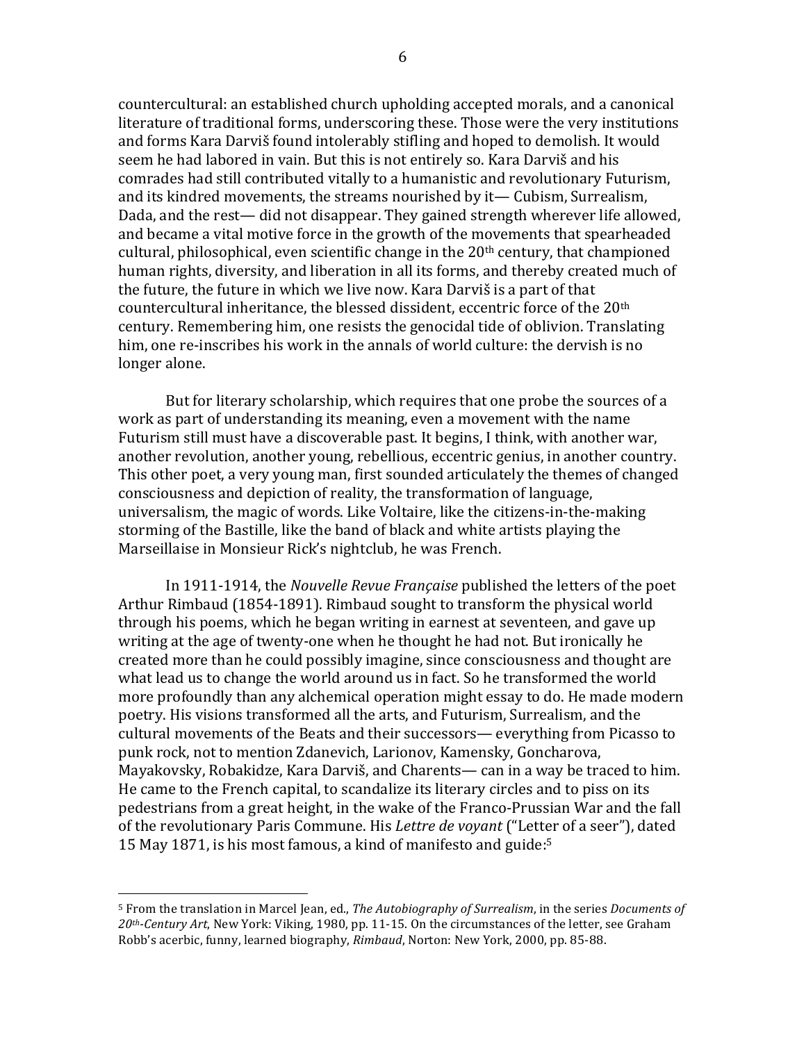countercultural: an established church upholding accepted morals, and a canonical literature of traditional forms, underscoring these. Those were the very institutions and forms Kara Darviš found intolerably stifling and hoped to demolish. It would seem he had labored in vain. But this is not entirely so. Kara Darviš and his comrades had still contributed vitally to a humanistic and revolutionary Futurism, and its kindred movements, the streams nourished by it— Cubism, Surrealism, Dada, and the rest— did not disappear. They gained strength wherever life allowed, and became a vital motive force in the growth of the movements that spearheaded cultural, philosophical, even scientific change in the 20th century, that championed human rights, diversity, and liberation in all its forms, and thereby created much of the future, the future in which we live now. Kara Darviš is a part of that countercultural inheritance, the blessed dissident, eccentric force of the 20th century. Remembering him, one resists the genocidal tide of oblivion. Translating him, one re-inscribes his work in the annals of world culture: the dervish is no longer alone.

But for literary scholarship, which requires that one probe the sources of a work as part of understanding its meaning, even a movement with the name Futurism still must have a discoverable past. It begins, I think, with another war, another revolution, another young, rebellious, eccentric genius, in another country. This other poet, a very young man, first sounded articulately the themes of changed consciousness and depiction of reality, the transformation of language, universalism, the magic of words. Like Voltaire, like the citizens-in-the-making storming of the Bastille, like the band of black and white artists playing the Marseillaise in Monsieur Rick's nightclub, he was French.

In 1911-1914, the *Nouvelle Revue Française* published the letters of the poet Arthur Rimbaud (1854-1891). Rimbaud sought to transform the physical world through his poems, which he began writing in earnest at seventeen, and gave up writing at the age of twenty-one when he thought he had not. But ironically he created more than he could possibly imagine, since consciousness and thought are what lead us to change the world around us in fact. So he transformed the world more profoundly than any alchemical operation might essay to do. He made modern poetry. His visions transformed all the arts, and Futurism, Surrealism, and the cultural movements of the Beats and their successors— everything from Picasso to punk rock, not to mention Zdanevich, Larionov, Kamensky, Goncharova, Mayakovsky, Robakidze, Kara Darviš, and Charents— can in a way be traced to him. He came to the French capital, to scandalize its literary circles and to piss on its pedestrians from a great height, in the wake of the Franco-Prussian War and the fall of the revolutionary Paris Commune. His *Lettre de voyant* ("Letter of a seer"), dated 15 May 1871, is his most famous, a kind of manifesto and guide:[5]

---

[5] From the translation in Marcel Jean, ed., *The Autobiography of Surrealism*, in the series *Documents of 20th-Century Art*, New York: Viking, 1980, pp. 11-15. On the circumstances of the letter, see Graham Robb's acerbic, funny, learned biography, *Rimbaud*, Norton: New York, 2000, pp. 85-88.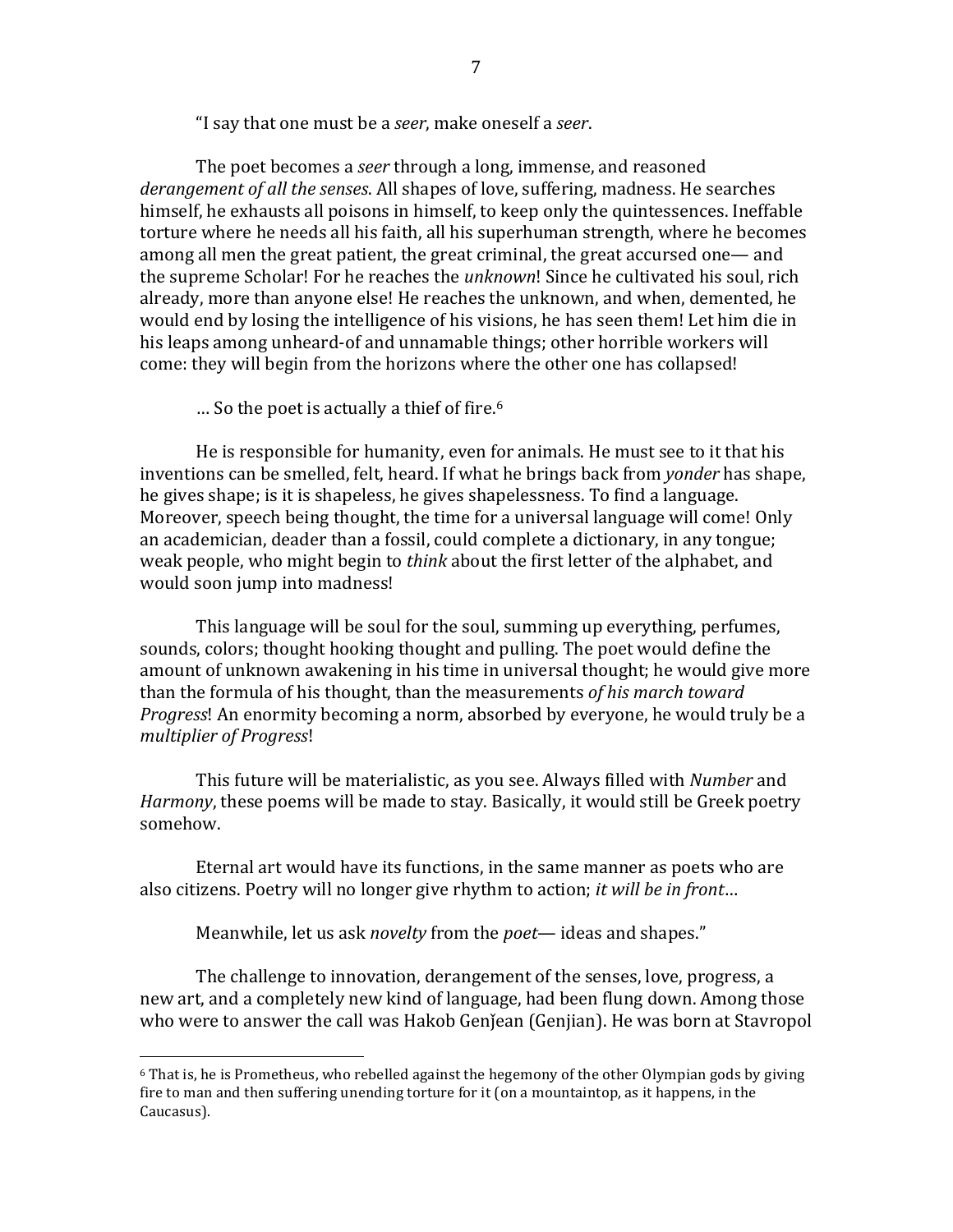"I say that one must be a *seer*, make oneself a *seer*.

The poet becomes a *seer* through a long, immense, and reasoned *derangement of all the senses*. All shapes of love, suffering, madness. He searches himself, he exhausts all poisons in himself, to keep only the quintessences. Ineffable torture where he needs all his faith, all his superhuman strength, where he becomes among all men the great patient, the great criminal, the great accursed one— and the supreme Scholar! For he reaches the *unknown*! Since he cultivated his soul, rich already, more than anyone else! He reaches the unknown, and when, demented, he would end by losing the intelligence of his visions, he has seen them! Let him die in his leaps among unheard-of and unnamable things; other horrible workers will come: they will begin from the horizons where the other one has collapsed!

… So the poet is actually a thief of fire.[6]

He is responsible for humanity, even for animals. He must see to it that his inventions can be smelled, felt, heard. If what he brings back from *yonder* has shape, he gives shape; is it is shapeless, he gives shapelessness. To find a language. Moreover, speech being thought, the time for a universal language will come! Only an academician, deader than a fossil, could complete a dictionary, in any tongue; weak people, who might begin to *think* about the first letter of the alphabet, and would soon jump into madness!

This language will be soul for the soul, summing up everything, perfumes, sounds, colors; thought hooking thought and pulling. The poet would define the amount of unknown awakening in his time in universal thought; he would give more than the formula of his thought, than the measurements *of his march toward Progress*! An enormity becoming a norm, absorbed by everyone, he would truly be a *multiplier of Progress*!

This future will be materialistic, as you see. Always filled with *Number* and *Harmony*, these poems will be made to stay. Basically, it would still be Greek poetry somehow.

Eternal art would have its functions, in the same manner as poets who are also citizens. Poetry will no longer give rhythm to action; *it will be in front*…

Meanwhile, let us ask *novelty* from the *poet*— ideas and shapes."

The challenge to innovation, derangement of the senses, love, progress, a new art, and a completely new kind of language, had been flung down. Among those who were to answer the call was Hakob Genǰean (Genjian). He was born at Stavropol

---

[6] That is, he is Prometheus, who rebelled against the hegemony of the other Olympian gods by giving fire to man and then suffering unending torture for it (on a mountaintop, as it happens, in the Caucasus).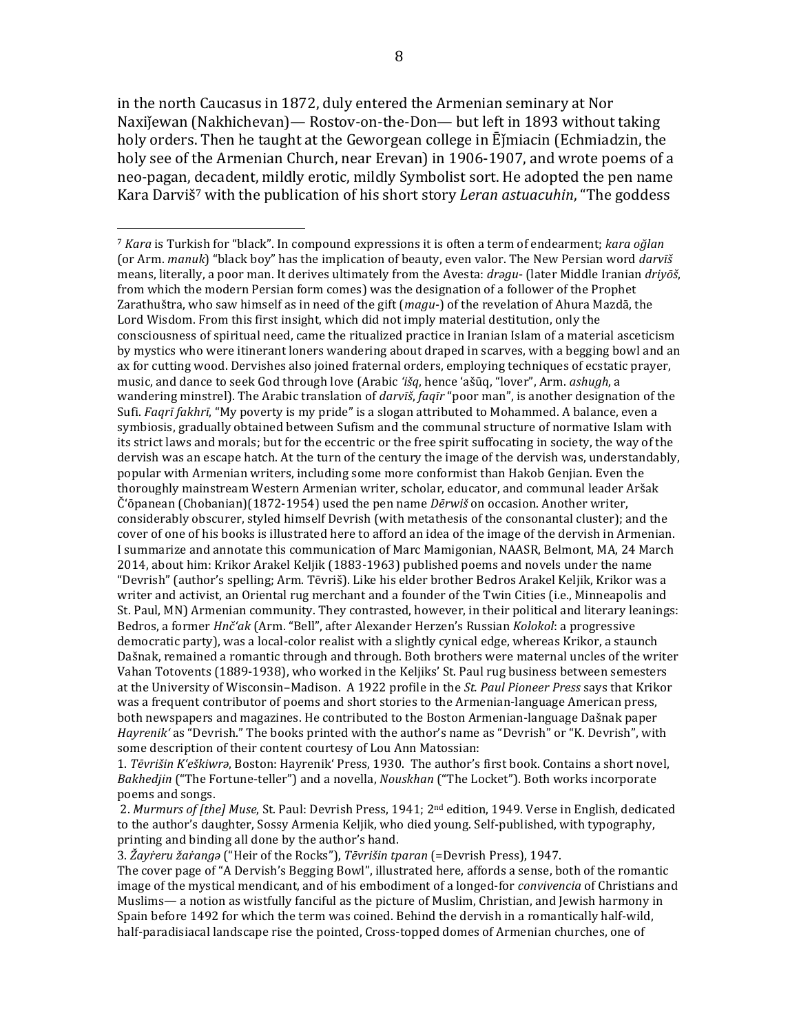in the north Caucasus in 1872, duly entered the Armenian seminary at Nor Naxiǰewan (Nakhichevan)— Rostov-on-the-Don— but left in 1893 without taking holy orders. Then he taught at the Geworgean college in Ēǰmiacin (Echmiadzin, the holy see of the Armenian Church, near Erevan) in 1906-1907, and wrote poems of a neo-pagan, decadent, mildly erotic, mildly Symbolist sort. He adopted the pen name Kara Darviš[7] with the publication of his short story *Leran astuacuhin*, "The goddess

---

[7] *Kara* is Turkish for "black". In compound expressions it is often a term of endearment; *kara oğlan* (or Arm. *manuk*) "black boy" has the implication of beauty, even valor. The New Persian word *darvīš* means, literally, a poor man. It derives ultimately from the Avesta: *drəgu-* (later Middle Iranian *driyōš*, from which the modern Persian form comes) was the designation of a follower of the Prophet Zarathuštra, who saw himself as in need of the gift (*magu-*) of the revelation of Ahura Mazdā, the Lord Wisdom. From this first insight, which did not imply material destitution, only the consciousness of spiritual need, came the ritualized practice in Iranian Islam of a material asceticism by mystics who were itinerant loners wandering about draped in scarves, with a begging bowl and an ax for cutting wood. Dervishes also joined fraternal orders, employing techniques of ecstatic prayer, music, and dance to seek God through love (Arabic *'išq*, hence 'ašūq, "lover", Arm. *ashugh*, a wandering minstrel). The Arabic translation of *darvīš*, *faqīr* "poor man", is another designation of the Sufi. *Faqrī fakhrī*, "My poverty is my pride" is a slogan attributed to Mohammed. A balance, even a symbiosis, gradually obtained between Sufism and the communal structure of normative Islam with its strict laws and morals; but for the eccentric or the free spirit suffocating in society, the way of the dervish was an escape hatch. At the turn of the century the image of the dervish was, understandably, popular with Armenian writers, including some more conformist than Hakob Genjian. Even the thoroughly mainstream Western Armenian writer, scholar, educator, and communal leader Aršak Č'ōpanean (Chobanian)(1872-1954) used the pen name *Dērwiš* on occasion. Another writer, considerably obscurer, styled himself Devrish (with metathesis of the consonantal cluster); and the cover of one of his books is illustrated here to afford an idea of the image of the dervish in Armenian. I summarize and annotate this communication of Marc Mamigonian, NAASR, Belmont, MA, 24 March 2014, about him: Krikor Arakel Keljik (1883-1963) published poems and novels under the name "Devrish" (author's spelling; Arm. Tēvriš). Like his elder brother Bedros Arakel Keljik, Krikor was a writer and activist, an Oriental rug merchant and a founder of the Twin Cities (i.e., Minneapolis and St. Paul, MN) Armenian community. They contrasted, however, in their political and literary leanings: Bedros, a former *Hnč'ak* (Arm. "Bell", after Alexander Herzen's Russian *Kolokol*: a progressive democratic party), was a local-color realist with a slightly cynical edge, whereas Krikor, a staunch Dašnak, remained a romantic through and through. Both brothers were maternal uncles of the writer Vahan Totovents (1889-1938), who worked in the Keljiks' St. Paul rug business between semesters at the University of Wisconsin–Madison. A 1922 profile in the *St. Paul Pioneer Press* says that Krikor was a frequent contributor of poems and short stories to the Armenian-language American press, both newspapers and magazines. He contributed to the Boston Armenian-language Dašnak paper *Hayrenik'* as "Devrish." The books printed with the author's name as "Devrish" or "K. Devrish", with some description of their content courtesy of Lou Ann Matossian:

1. *Tēvrišin K'eškiwrə*, Boston: Hayrenik' Press, 1930. The author's first book. Contains a short novel, *Bakhedjin* ("The Fortune-teller") and a novella, *Nouskhan* ("The Locket"). Both works incorporate poems and songs.
2. *Murmurs of [the] Muse*, St. Paul: Devrish Press, 1941; 2nd edition, 1949. Verse in English, dedicated to the author's daughter, Sossy Armenia Keljik, who died young. Self-published, with typography, printing and binding all done by the author's hand.
3. *Žayṙeru žaṙangə* ("Heir of the Rocks"), *Tēvrišin tparan* (=Devrish Press), 1947.

The cover page of "A Dervish's Begging Bowl", illustrated here, affords a sense, both of the romantic image of the mystical mendicant, and of his embodiment of a longed-for *convivencia* of Christians and Muslims— a notion as wistfully fanciful as the picture of Muslim, Christian, and Jewish harmony in Spain before 1492 for which the term was coined. Behind the dervish in a romantically half-wild, half-paradisiacal landscape rise the pointed, Cross-topped domes of Armenian churches, one of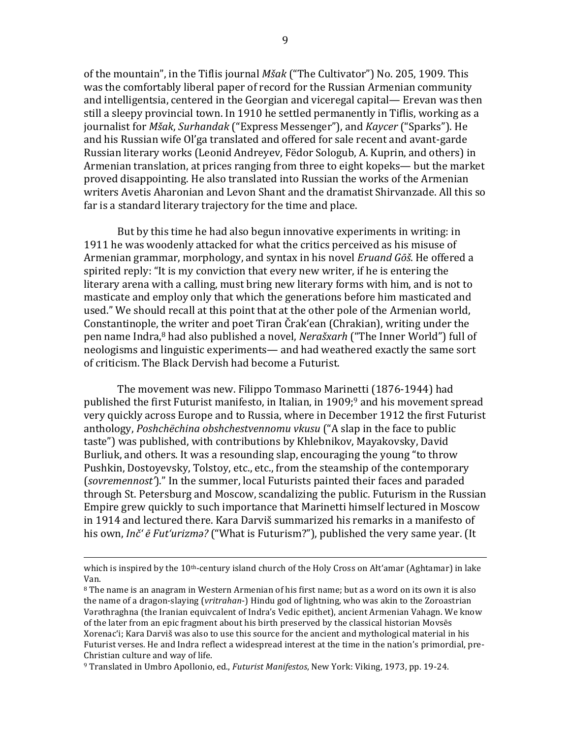of the mountain", in the Tiflis journal *Mšak* ("The Cultivator") No. 205, 1909. This was the comfortably liberal paper of record for the Russian Armenian community and intelligentsia, centered in the Georgian and viceregal capital— Erevan was then still a sleepy provincial town. In 1910 he settled permanently in Tiflis, working as a journalist for *Mšak*, *Surhandak* ("Express Messenger"), and *Kaycer* ("Sparks"). He and his Russian wife Ol'ga translated and offered for sale recent and avant-garde Russian literary works (Leonid Andreyev, Fëdor Sologub, A. Kuprin, and others) in Armenian translation, at prices ranging from three to eight kopeks— but the market proved disappointing. He also translated into Russian the works of the Armenian writers Avetis Aharonian and Levon Shant and the dramatist Shirvanzade. All this so far is a standard literary trajectory for the time and place.

But by this time he had also begun innovative experiments in writing: in 1911 he was woodenly attacked for what the critics perceived as his misuse of Armenian grammar, morphology, and syntax in his novel *Eruand Gōš*. He offered a spirited reply: "It is my conviction that every new writer, if he is entering the literary arena with a calling, must bring new literary forms with him, and is not to masticate and employ only that which the generations before him masticated and used." We should recall at this point that at the other pole of the Armenian world, Constantinople, the writer and poet Tiran Črak'ean (Chrakian), writing under the pen name Indra,[8] had also published a novel, *Nerašxarh* ("The Inner World") full of neologisms and linguistic experiments— and had weathered exactly the same sort of criticism. The Black Dervish had become a Futurist.

The movement was new. Filippo Tommaso Marinetti (1876-1944) had published the first Futurist manifesto, in Italian, in 1909;[9] and his movement spread very quickly across Europe and to Russia, where in December 1912 the first Futurist anthology, *Poshchëchina obshchestvennomu vkusu* ("A slap in the face to public taste") was published, with contributions by Khlebnikov, Mayakovsky, David Burliuk, and others. It was a resounding slap, encouraging the young "to throw Pushkin, Dostoyevsky, Tolstoy, etc., etc., from the steamship of the contemporary (*sovremennost'*)." In the summer, local Futurists painted their faces and paraded through St. Petersburg and Moscow, scandalizing the public. Futurism in the Russian Empire grew quickly to such importance that Marinetti himself lectured in Moscow in 1914 and lectured there. Kara Darviš summarized his remarks in a manifesto of his own, *Inč' ē Fut'urizmə?* ("What is Futurism?"), published the very same year. (It

---

which is inspired by the 10th-century island church of the Holy Cross on Ałt'amar (Aghtamar) in lake Van.

[8] The name is an anagram in Western Armenian of his first name; but as a word on its own it is also the name of a dragon-slaying (*vritrahan*-) Hindu god of lightning, who was akin to the Zoroastrian Vərəthraghna (the Iranian equivcalent of Indra's Vedic epithet), ancient Armenian Vahagn. We know of the later from an epic fragment about his birth preserved by the classical historian Movsēs Xorenac'i; Kara Darviš was also to use this source for the ancient and mythological material in his Futurist verses. He and Indra reflect a widespread interest at the time in the nation's primordial, pre-Christian culture and way of life.

[9] Translated in Umbro Apollonio, ed., *Futurist Manifestos*, New York: Viking, 1973, pp. 19-24.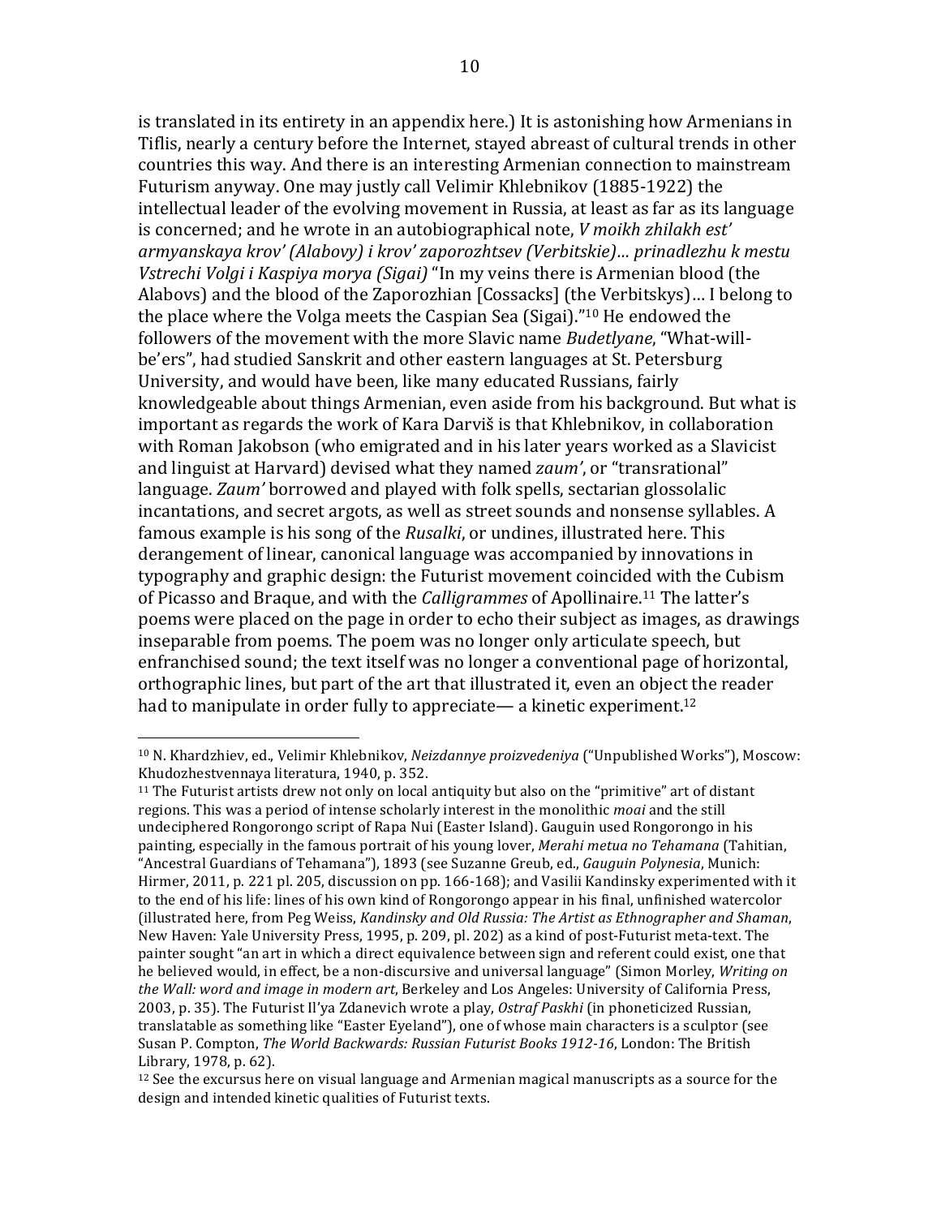is translated in its entirety in an appendix here.) It is astonishing how Armenians in Tiflis, nearly a century before the Internet, stayed abreast of cultural trends in other countries this way. And there is an interesting Armenian connection to mainstream Futurism anyway. One may justly call Velimir Khlebnikov (1885-1922) the intellectual leader of the evolving movement in Russia, at least as far as its language is concerned; and he wrote in an autobiographical note, *V moikh zhilakh est' armyanskaya krov' (Alabovy) i krov' zaporozhtsev (Verbitskie)… prinadlezhu k mestu Vstrechi Volgi i Kaspiya morya (Sigai)* "In my veins there is Armenian blood (the Alabovs) and the blood of the Zaporozhian [Cossacks] (the Verbitskys)… I belong to the place where the Volga meets the Caspian Sea (Sigai)."[10] He endowed the followers of the movement with the more Slavic name *Budetlyane*, "What-will-be'ers", had studied Sanskrit and other eastern languages at St. Petersburg University, and would have been, like many educated Russians, fairly knowledgeable about things Armenian, even aside from his background. But what is important as regards the work of Kara Darviš is that Khlebnikov, in collaboration with Roman Jakobson (who emigrated and in his later years worked as a Slavicist and linguist at Harvard) devised what they named *zaum'*, or "transrational" language. *Zaum'* borrowed and played with folk spells, sectarian glossolalic incantations, and secret argots, as well as street sounds and nonsense syllables. A famous example is his song of the *Rusalki*, or undines, illustrated here. This derangement of linear, canonical language was accompanied by innovations in typography and graphic design: the Futurist movement coincided with the Cubism of Picasso and Braque, and with the *Calligrammes* of Apollinaire.[11] The latter's poems were placed on the page in order to echo their subject as images, as drawings inseparable from poems. The poem was no longer only articulate speech, but enfranchised sound; the text itself was no longer a conventional page of horizontal, orthographic lines, but part of the art that illustrated it, even an object the reader had to manipulate in order fully to appreciate— a kinetic experiment.[12]

---

[10] N. Khardzhiev, ed., Velimir Khlebnikov, *Neizdannye proizvedeniya* ("Unpublished Works"), Moscow: Khudozhestvennaya literatura, 1940, p. 352.

[11] The Futurist artists drew not only on local antiquity but also on the "primitive" art of distant regions. This was a period of intense scholarly interest in the monolithic *moai* and the still undeciphered Rongorongo script of Rapa Nui (Easter Island). Gauguin used Rongorongo in his painting, especially in the famous portrait of his young lover, *Merahi metua no Tehamana* (Tahitian, "Ancestral Guardians of Tehamana"), 1893 (see Suzanne Greub, ed., *Gauguin Polynesia*, Munich: Hirmer, 2011, p. 221 pl. 205, discussion on pp. 166-168); and Vasilii Kandinsky experimented with it to the end of his life: lines of his own kind of Rongorongo appear in his final, unfinished watercolor (illustrated here, from Peg Weiss, *Kandinsky and Old Russia: The Artist as Ethnographer and Shaman*, New Haven: Yale University Press, 1995, p. 209, pl. 202) as a kind of post-Futurist meta-text. The painter sought "an art in which a direct equivalence between sign and referent could exist, one that he believed would, in effect, be a non-discursive and universal language" (Simon Morley, *Writing on the Wall: word and image in modern art*, Berkeley and Los Angeles: University of California Press, 2003, p. 35). The Futurist Il'ya Zdanevich wrote a play, *Ostraf Paskhi* (in phoneticized Russian, translatable as something like "Easter Eyeland"), one of whose main characters is a sculptor (see Susan P. Compton, *The World Backwards: Russian Futurist Books 1912-16*, London: The British Library, 1978, p. 62).

[12] See the excursus here on visual language and Armenian magical manuscripts as a source for the design and intended kinetic qualities of Futurist texts.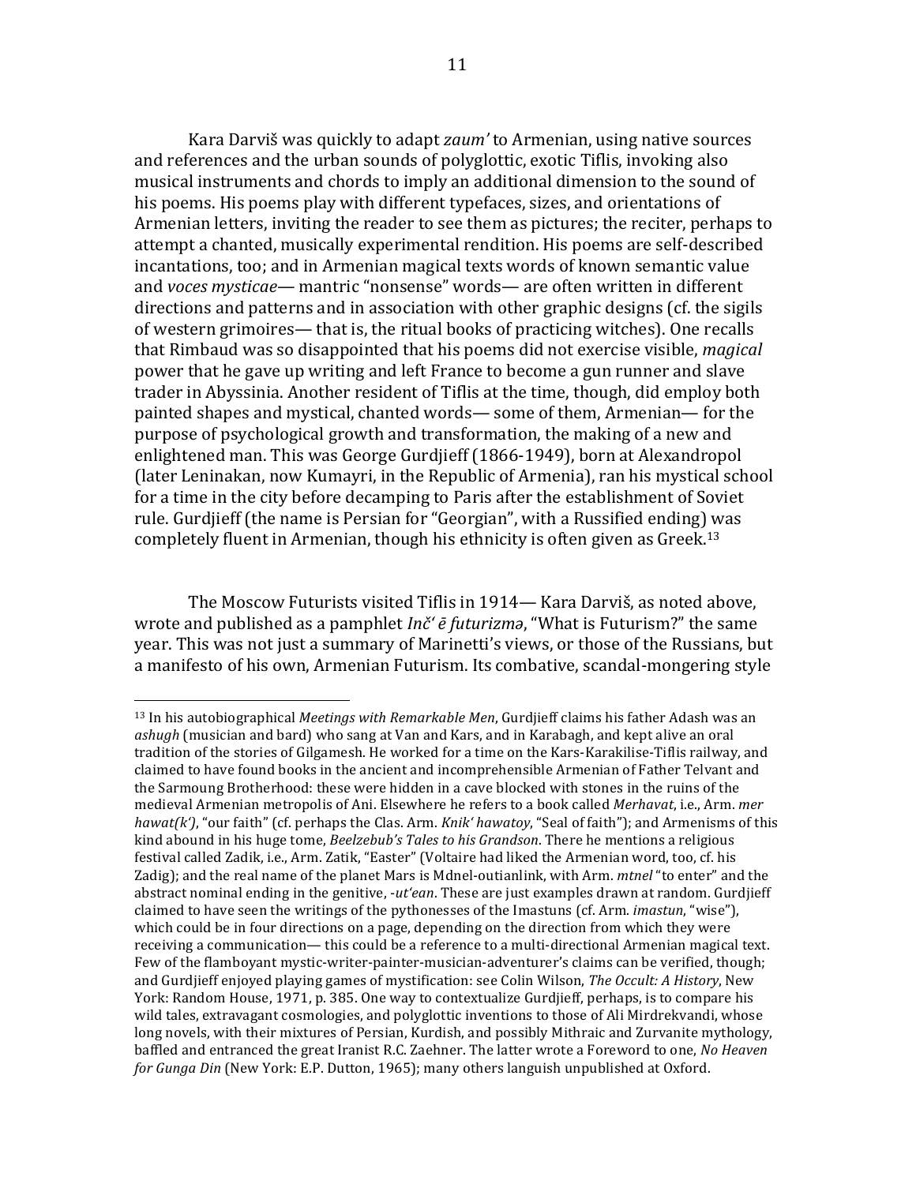Kara Darviš was quickly to adapt *zaum'* to Armenian, using native sources and references and the urban sounds of polyglottic, exotic Tiflis, invoking also musical instruments and chords to imply an additional dimension to the sound of his poems. His poems play with different typefaces, sizes, and orientations of Armenian letters, inviting the reader to see them as pictures; the reciter, perhaps to attempt a chanted, musically experimental rendition. His poems are self-described incantations, too; and in Armenian magical texts words of known semantic value and *voces mysticae*— mantric "nonsense" words— are often written in different directions and patterns and in association with other graphic designs (cf. the sigils of western grimoires— that is, the ritual books of practicing witches). One recalls that Rimbaud was so disappointed that his poems did not exercise visible, *magical* power that he gave up writing and left France to become a gun runner and slave trader in Abyssinia. Another resident of Tiflis at the time, though, did employ both painted shapes and mystical, chanted words— some of them, Armenian— for the purpose of psychological growth and transformation, the making of a new and enlightened man. This was George Gurdjieff (1866-1949), born at Alexandropol (later Leninakan, now Kumayri, in the Republic of Armenia), ran his mystical school for a time in the city before decamping to Paris after the establishment of Soviet rule. Gurdjieff (the name is Persian for "Georgian", with a Russified ending) was completely fluent in Armenian, though his ethnicity is often given as Greek.[13]

The Moscow Futurists visited Tiflis in 1914— Kara Darviš, as noted above, wrote and published as a pamphlet *Inč' ē futurizmə*, "What is Futurism?" the same year. This was not just a summary of Marinetti's views, or those of the Russians, but a manifesto of his own, Armenian Futurism. Its combative, scandal-mongering style

---

[13] In his autobiographical *Meetings with Remarkable Men*, Gurdjieff claims his father Adash was an *ashugh* (musician and bard) who sang at Van and Kars, and in Karabagh, and kept alive an oral tradition of the stories of Gilgamesh. He worked for a time on the Kars-Karakilise-Tiflis railway, and claimed to have found books in the ancient and incomprehensible Armenian of Father Telvant and the Sarmoung Brotherhood: these were hidden in a cave blocked with stones in the ruins of the medieval Armenian metropolis of Ani. Elsewhere he refers to a book called *Merhavat*, i.e., Arm. *mer hawat(k')*, "our faith" (cf. perhaps the Clas. Arm. *Knik' hawatoy*, "Seal of faith"); and Armenisms of this kind abound in his huge tome, *Beelzebub's Tales to his Grandson*. There he mentions a religious festival called Zadik, i.e., Arm. Zatik, "Easter" (Voltaire had liked the Armenian word, too, cf. his Zadig); and the real name of the planet Mars is Mdnel-outianlink, with Arm. *mtnel* "to enter" and the abstract nominal ending in the genitive, *-ut'ean*. These are just examples drawn at random. Gurdjieff claimed to have seen the writings of the pythonesses of the Imastuns (cf. Arm. *imastun*, "wise"), which could be in four directions on a page, depending on the direction from which they were receiving a communication— this could be a reference to a multi-directional Armenian magical text. Few of the flamboyant mystic-writer-painter-musician-adventurer's claims can be verified, though; and Gurdjieff enjoyed playing games of mystification: see Colin Wilson, *The Occult: A History*, New York: Random House, 1971, p. 385. One way to contextualize Gurdjieff, perhaps, is to compare his wild tales, extravagant cosmologies, and polyglottic inventions to those of Ali Mirdrekvandi, whose long novels, with their mixtures of Persian, Kurdish, and possibly Mithraic and Zurvanite mythology, baffled and entranced the great Iranist R.C. Zaehner. The latter wrote a Foreword to one, *No Heaven for Gunga Din* (New York: E.P. Dutton, 1965); many others languish unpublished at Oxford.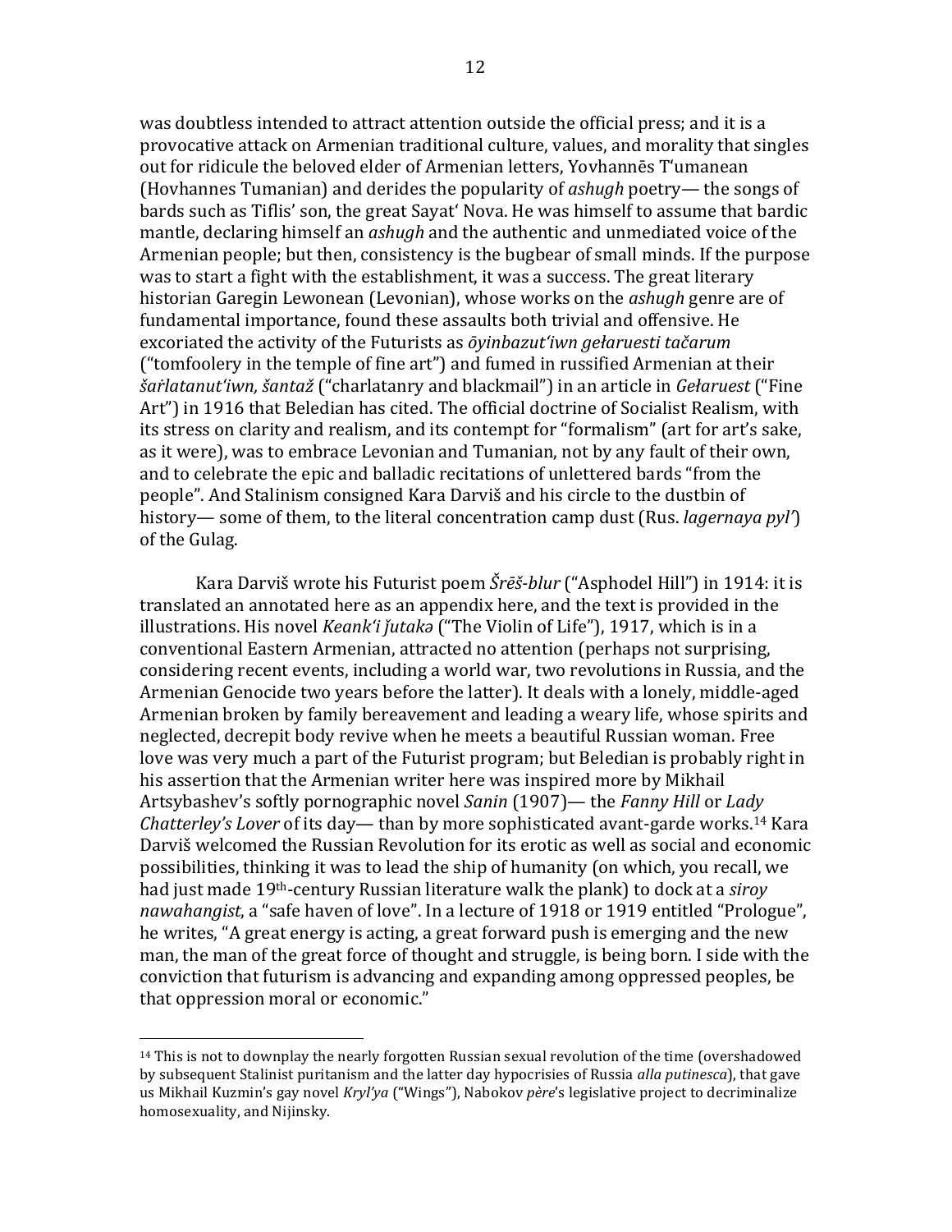was doubtless intended to attract attention outside the official press; and it is a provocative attack on Armenian traditional culture, values, and morality that singles out for ridicule the beloved elder of Armenian letters, Yovhannēs T'umanean (Hovhannes Tumanian) and derides the popularity of *ashugh* poetry— the songs of bards such as Tiflis' son, the great Sayat' Nova. He was himself to assume that bardic mantle, declaring himself an *ashugh* and the authentic and unmediated voice of the Armenian people; but then, consistency is the bugbear of small minds. If the purpose was to start a fight with the establishment, it was a success. The great literary historian Garegin Lewonean (Levonian), whose works on the *ashugh* genre are of fundamental importance, found these assaults both trivial and offensive. He excoriated the activity of the Futurists as *ōyinbazut'iwn gełaruesti tačarum* ("tomfoolery in the temple of fine art") and fumed in russified Armenian at their *šaṙlatanut'iwn, šantaž* ("charlatanry and blackmail") in an article in *Gełaruest* ("Fine Art") in 1916 that Beledian has cited. The official doctrine of Socialist Realism, with its stress on clarity and realism, and its contempt for "formalism" (art for art's sake, as it were), was to embrace Levonian and Tumanian, not by any fault of their own, and to celebrate the epic and balladic recitations of unlettered bards "from the people". And Stalinism consigned Kara Darviš and his circle to the dustbin of history— some of them, to the literal concentration camp dust (Rus. *lagernaya pyl'*) of the Gulag.

Kara Darviš wrote his Futurist poem *Šrēš-blur* ("Asphodel Hill") in 1914: it is translated an annotated here as an appendix here, and the text is provided in the illustrations. His novel *Keank'i ǰutakə* ("The Violin of Life"), 1917, which is in a conventional Eastern Armenian, attracted no attention (perhaps not surprising, considering recent events, including a world war, two revolutions in Russia, and the Armenian Genocide two years before the latter). It deals with a lonely, middle-aged Armenian broken by family bereavement and leading a weary life, whose spirits and neglected, decrepit body revive when he meets a beautiful Russian woman. Free love was very much a part of the Futurist program; but Beledian is probably right in his assertion that the Armenian writer here was inspired more by Mikhail Artsybashev's softly pornographic novel *Sanin* (1907)— the *Fanny Hill* or *Lady Chatterley's Lover* of its day— than by more sophisticated avant-garde works.[14] Kara Darviš welcomed the Russian Revolution for its erotic as well as social and economic possibilities, thinking it was to lead the ship of humanity (on which, you recall, we had just made 19th-century Russian literature walk the plank) to dock at a *siroy nawahangist*, a "safe haven of love". In a lecture of 1918 or 1919 entitled "Prologue", he writes, "A great energy is acting, a great forward push is emerging and the new man, the man of the great force of thought and struggle, is being born. I side with the conviction that futurism is advancing and expanding among oppressed peoples, be that oppression moral or economic."

---

[14] This is not to downplay the nearly forgotten Russian sexual revolution of the time (overshadowed by subsequent Stalinist puritanism and the latter day hypocrisies of Russia *alla putinesca*), that gave us Mikhail Kuzmin's gay novel *Kryl'ya* ("Wings"), Nabokov *père*'s legislative project to decriminalize homosexuality, and Nijinsky.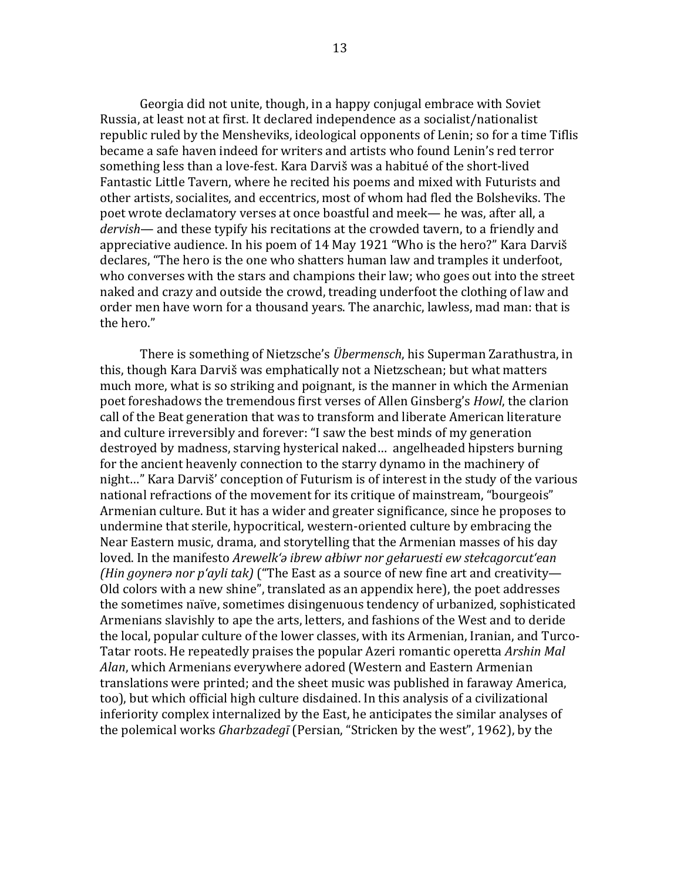Georgia did not unite, though, in a happy conjugal embrace with Soviet Russia, at least not at first. It declared independence as a socialist/nationalist republic ruled by the Mensheviks, ideological opponents of Lenin; so for a time Tiflis became a safe haven indeed for writers and artists who found Lenin's red terror something less than a love-fest. Kara Darviš was a habitué of the short-lived Fantastic Little Tavern, where he recited his poems and mixed with Futurists and other artists, socialites, and eccentrics, most of whom had fled the Bolsheviks. The poet wrote declamatory verses at once boastful and meek— he was, after all, a *dervish*— and these typify his recitations at the crowded tavern, to a friendly and appreciative audience. In his poem of 14 May 1921 "Who is the hero?" Kara Darviš declares, "The hero is the one who shatters human law and tramples it underfoot, who converses with the stars and champions their law; who goes out into the street naked and crazy and outside the crowd, treading underfoot the clothing of law and order men have worn for a thousand years. The anarchic, lawless, mad man: that is the hero."

There is something of Nietzsche's *Übermensch*, his Superman Zarathustra, in this, though Kara Darviš was emphatically not a Nietzschean; but what matters much more, what is so striking and poignant, is the manner in which the Armenian poet foreshadows the tremendous first verses of Allen Ginsberg's *Howl*, the clarion call of the Beat generation that was to transform and liberate American literature and culture irreversibly and forever: "I saw the best minds of my generation destroyed by madness, starving hysterical naked… angelheaded hipsters burning for the ancient heavenly connection to the starry dynamo in the machinery of night…" Kara Darviš' conception of Futurism is of interest in the study of the various national refractions of the movement for its critique of mainstream, "bourgeois" Armenian culture. But it has a wider and greater significance, since he proposes to undermine that sterile, hypocritical, western-oriented culture by embracing the Near Eastern music, drama, and storytelling that the Armenian masses of his day loved. In the manifesto *Arewelk'ə ibrew ałbiwr nor gełaruesti ew stełcagorcut'ean (Hin goynerə nor p'ayli tak)* ("The East as a source of new fine art and creativity— Old colors with a new shine", translated as an appendix here), the poet addresses the sometimes naïve, sometimes disingenuous tendency of urbanized, sophisticated Armenians slavishly to ape the arts, letters, and fashions of the West and to deride the local, popular culture of the lower classes, with its Armenian, Iranian, and Turco-Tatar roots. He repeatedly praises the popular Azeri romantic operetta *Arshin Mal Alan*, which Armenians everywhere adored (Western and Eastern Armenian translations were printed; and the sheet music was published in faraway America, too), but which official high culture disdained. In this analysis of a civilizational inferiority complex internalized by the East, he anticipates the similar analyses of the polemical works *Gharbzadegī* (Persian, "Stricken by the west", 1962), by the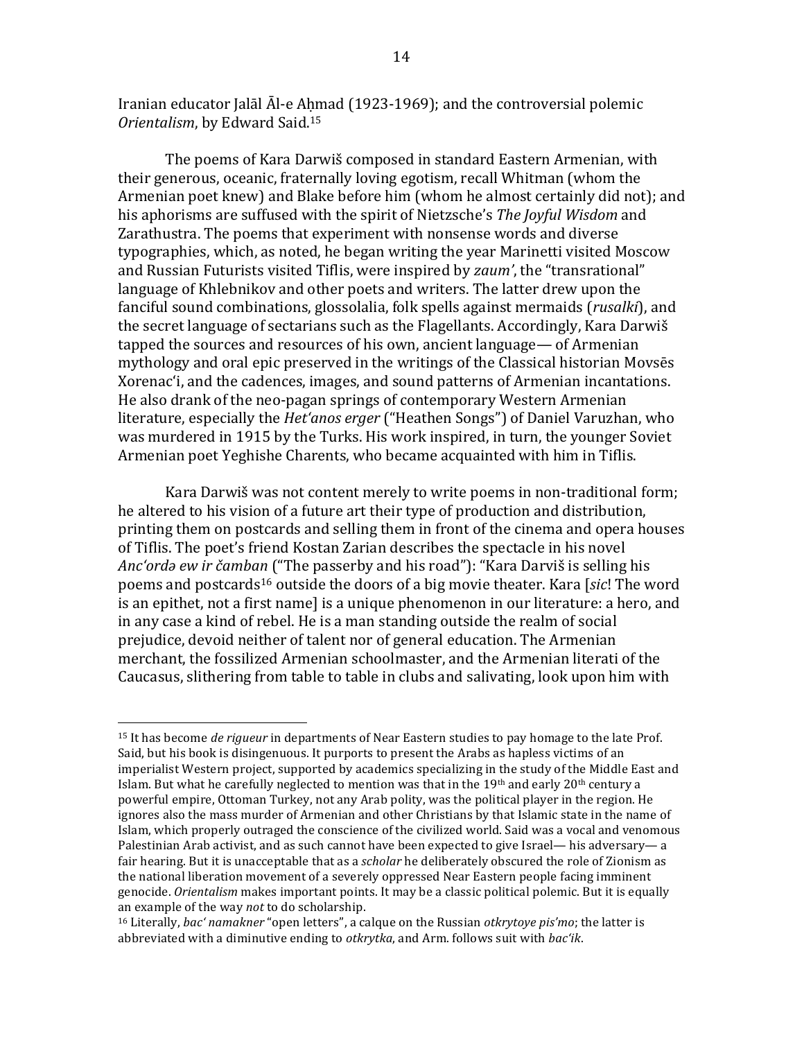Iranian educator Jalāl Āl-e Aḥmad (1923-1969); and the controversial polemic *Orientalism*, by Edward Said.[15]

The poems of Kara Darwiš composed in standard Eastern Armenian, with their generous, oceanic, fraternally loving egotism, recall Whitman (whom the Armenian poet knew) and Blake before him (whom he almost certainly did not); and his aphorisms are suffused with the spirit of Nietzsche's *The Joyful Wisdom* and Zarathustra. The poems that experiment with nonsense words and diverse typographies, which, as noted, he began writing the year Marinetti visited Moscow and Russian Futurists visited Tiflis, were inspired by *zaum'*, the "transrational" language of Khlebnikov and other poets and writers. The latter drew upon the fanciful sound combinations, glossolalia, folk spells against mermaids (*rusalki*), and the secret language of sectarians such as the Flagellants. Accordingly, Kara Darwiš tapped the sources and resources of his own, ancient language— of Armenian mythology and oral epic preserved in the writings of the Classical historian Movsēs Xorenac'i, and the cadences, images, and sound patterns of Armenian incantations. He also drank of the neo-pagan springs of contemporary Western Armenian literature, especially the *Het'anos erger* ("Heathen Songs") of Daniel Varuzhan, who was murdered in 1915 by the Turks. His work inspired, in turn, the younger Soviet Armenian poet Yeghishe Charents, who became acquainted with him in Tiflis.

Kara Darwiš was not content merely to write poems in non-traditional form; he altered to his vision of a future art their type of production and distribution, printing them on postcards and selling them in front of the cinema and opera houses of Tiflis. The poet's friend Kostan Zarian describes the spectacle in his novel *Anc'ordə ew ir čamban* ("The passerby and his road"): "Kara Darviš is selling his poems and postcards[16] outside the doors of a big movie theater. Kara [*sic*! The word is an epithet, not a first name] is a unique phenomenon in our literature: a hero, and in any case a kind of rebel. He is a man standing outside the realm of social prejudice, devoid neither of talent nor of general education. The Armenian merchant, the fossilized Armenian schoolmaster, and the Armenian literati of the Caucasus, slithering from table to table in clubs and salivating, look upon him with

---

[15] It has become *de rigueur* in departments of Near Eastern studies to pay homage to the late Prof. Said, but his book is disingenuous. It purports to present the Arabs as hapless victims of an imperialist Western project, supported by academics specializing in the study of the Middle East and Islam. But what he carefully neglected to mention was that in the 19th and early 20th century a powerful empire, Ottoman Turkey, not any Arab polity, was the political player in the region. He ignores also the mass murder of Armenian and other Christians by that Islamic state in the name of Islam, which properly outraged the conscience of the civilized world. Said was a vocal and venomous Palestinian Arab activist, and as such cannot have been expected to give Israel— his adversary— a fair hearing. But it is unacceptable that as a *scholar* he deliberately obscured the role of Zionism as the national liberation movement of a severely oppressed Near Eastern people facing imminent genocide. *Orientalism* makes important points. It may be a classic political polemic. But it is equally an example of the way *not* to do scholarship.

[16] Literally, *bac' namakner* "open letters", a calque on the Russian *otkrytoye pis'mo*; the latter is abbreviated with a diminutive ending to *otkrytka*, and Arm. follows suit with *bac'ik*.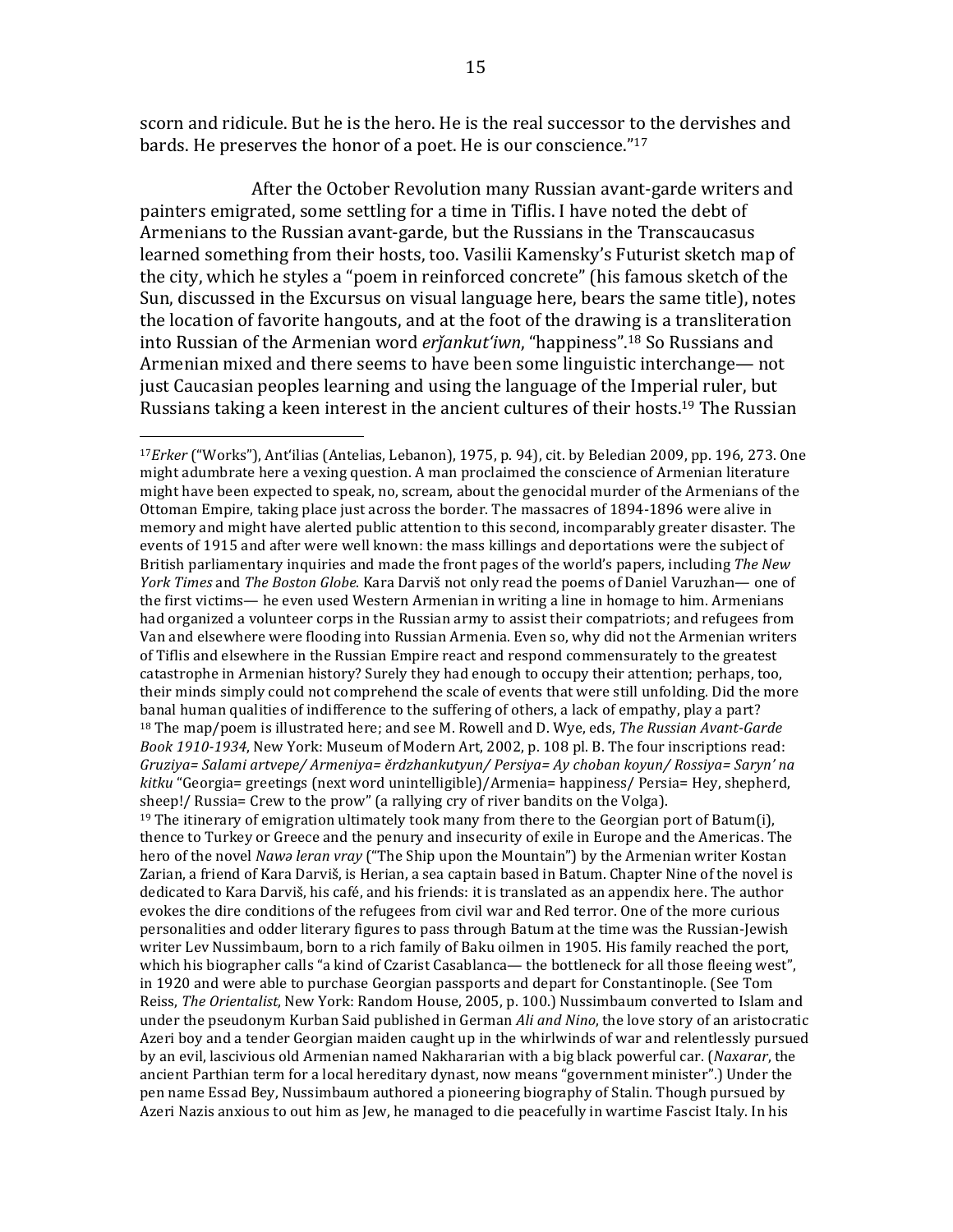scorn and ridicule. But he is the hero. He is the real successor to the dervishes and bards. He preserves the honor of a poet. He is our conscience."[17]

After the October Revolution many Russian avant-garde writers and painters emigrated, some settling for a time in Tiflis. I have noted the debt of Armenians to the Russian avant-garde, but the Russians in the Transcaucasus learned something from their hosts, too. Vasilii Kamensky's Futurist sketch map of the city, which he styles a "poem in reinforced concrete" (his famous sketch of the Sun, discussed in the Excursus on visual language here, bears the same title), notes the location of favorite hangouts, and at the foot of the drawing is a transliteration into Russian of the Armenian word *erǰankut'iwn*, "happiness".[18] So Russians and Armenian mixed and there seems to have been some linguistic interchange— not just Caucasian peoples learning and using the language of the Imperial ruler, but Russians taking a keen interest in the ancient cultures of their hosts.[19] The Russian

---

[17] *Erker* ("Works"), Ant'ilias (Antelias, Lebanon), 1975, p. 94), cit. by Beledian 2009, pp. 196, 273. One might adumbrate here a vexing question. A man proclaimed the conscience of Armenian literature might have been expected to speak, no, scream, about the genocidal murder of the Armenians of the Ottoman Empire, taking place just across the border. The massacres of 1894-1896 were alive in memory and might have alerted public attention to this second, incomparably greater disaster. The events of 1915 and after were well known: the mass killings and deportations were the subject of British parliamentary inquiries and made the front pages of the world's papers, including *The New York Times* and *The Boston Globe*. Kara Darviš not only read the poems of Daniel Varuzhan— one of the first victims— he even used Western Armenian in writing a line in homage to him. Armenians had organized a volunteer corps in the Russian army to assist their compatriots; and refugees from Van and elsewhere were flooding into Russian Armenia. Even so, why did not the Armenian writers of Tiflis and elsewhere in the Russian Empire react and respond commensurately to the greatest catastrophe in Armenian history? Surely they had enough to occupy their attention; perhaps, too, their minds simply could not comprehend the scale of events that were still unfolding. Did the more banal human qualities of indifference to the suffering of others, a lack of empathy, play a part?

[18] The map/poem is illustrated here; and see M. Rowell and D. Wye, eds, *The Russian Avant-Garde Book 1910-1934*, New York: Museum of Modern Art, 2002, p. 108 pl. B. The four inscriptions read: *Gruziya= Salami artvepe/ Armeniya= ěrdzhankutyun/ Persiya= Ay choban koyun/ Rossiya= Saryn' na kitku* "Georgia= greetings (next word unintelligible)/Armenia= happiness/ Persia= Hey, shepherd, sheep!/ Russia= Crew to the prow" (a rallying cry of river bandits on the Volga).

[19] The itinerary of emigration ultimately took many from there to the Georgian port of Batum(i), thence to Turkey or Greece and the penury and insecurity of exile in Europe and the Americas. The hero of the novel *Nawə leran vray* ("The Ship upon the Mountain") by the Armenian writer Kostan Zarian, a friend of Kara Darviš, is Herian, a sea captain based in Batum. Chapter Nine of the novel is dedicated to Kara Darviš, his café, and his friends: it is translated as an appendix here. The author evokes the dire conditions of the refugees from civil war and Red terror. One of the more curious personalities and odder literary figures to pass through Batum at the time was the Russian-Jewish writer Lev Nussimbaum, born to a rich family of Baku oilmen in 1905. His family reached the port, which his biographer calls "a kind of Czarist Casablanca— the bottleneck for all those fleeing west", in 1920 and were able to purchase Georgian passports and depart for Constantinople. (See Tom Reiss, *The Orientalist*, New York: Random House, 2005, p. 100.) Nussimbaum converted to Islam and under the pseudonym Kurban Said published in German *Ali and Nino*, the love story of an aristocratic Azeri boy and a tender Georgian maiden caught up in the whirlwinds of war and relentlessly pursued by an evil, lascivious old Armenian named Nakhararian with a big black powerful car. (*Naxarar*, the ancient Parthian term for a local hereditary dynast, now means "government minister".) Under the pen name Essad Bey, Nussimbaum authored a pioneering biography of Stalin. Though pursued by Azeri Nazis anxious to out him as Jew, he managed to die peacefully in wartime Fascist Italy. In his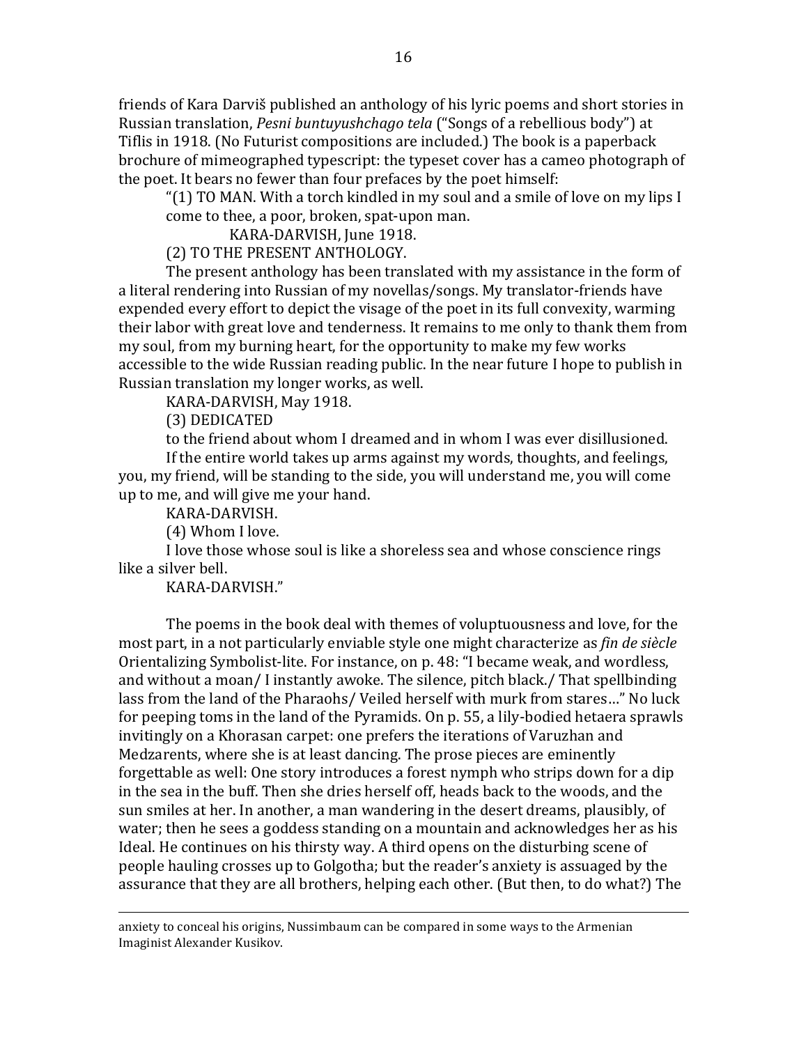friends of Kara Darviš published an anthology of his lyric poems and short stories in Russian translation, *Pesni buntuyushchago tela* ("Songs of a rebellious body") at Tiflis in 1918. (No Futurist compositions are included.) The book is a paperback brochure of mimeographed typescript: the typeset cover has a cameo photograph of the poet. It bears no fewer than four prefaces by the poet himself:

> "(1) TO MAN. With a torch kindled in my soul and a smile of love on my lips I come to thee, a poor, broken, spat-upon man.
>
> KARA-DARVISH, June 1918.
>
> (2) TO THE PRESENT ANTHOLOGY.
>
> The present anthology has been translated with my assistance in the form of a literal rendering into Russian of my novellas/songs. My translator-friends have expended every effort to depict the visage of the poet in its full convexity, warming their labor with great love and tenderness. It remains to me only to thank them from my soul, from my burning heart, for the opportunity to make my few works accessible to the wide Russian reading public. In the near future I hope to publish in Russian translation my longer works, as well.
>
> KARA-DARVISH, May 1918.
>
> (3) DEDICATED
>
> to the friend about whom I dreamed and in whom I was ever disillusioned.
>
> If the entire world takes up arms against my words, thoughts, and feelings, you, my friend, will be standing to the side, you will understand me, you will come up to me, and will give me your hand.
>
> KARA-DARVISH.
>
> (4) Whom I love.
>
> I love those whose soul is like a shoreless sea and whose conscience rings like a silver bell.
>
> KARA-DARVISH."

The poems in the book deal with themes of voluptuousness and love, for the most part, in a not particularly enviable style one might characterize as *fin de siècle* Orientalizing Symbolist-lite. For instance, on p. 48: "I became weak, and wordless, and without a moan/ I instantly awoke. The silence, pitch black./ That spellbinding lass from the land of the Pharaohs/ Veiled herself with murk from stares…" No luck for peeping toms in the land of the Pyramids. On p. 55, a lily-bodied hetaera sprawls invitingly on a Khorasan carpet: one prefers the iterations of Varuzhan and Medzarents, where she is at least dancing. The prose pieces are eminently forgettable as well: One story introduces a forest nymph who strips down for a dip in the sea in the buff. Then she dries herself off, heads back to the woods, and the sun smiles at her. In another, a man wandering in the desert dreams, plausibly, of water; then he sees a goddess standing on a mountain and acknowledges her as his Ideal. He continues on his thirsty way. A third opens on the disturbing scene of people hauling crosses up to Golgotha; but the reader's anxiety is assuaged by the assurance that they are all brothers, helping each other. (But then, to do what?) The

---

anxiety to conceal his origins, Nussimbaum can be compared in some ways to the Armenian Imaginist Alexander Kusikov.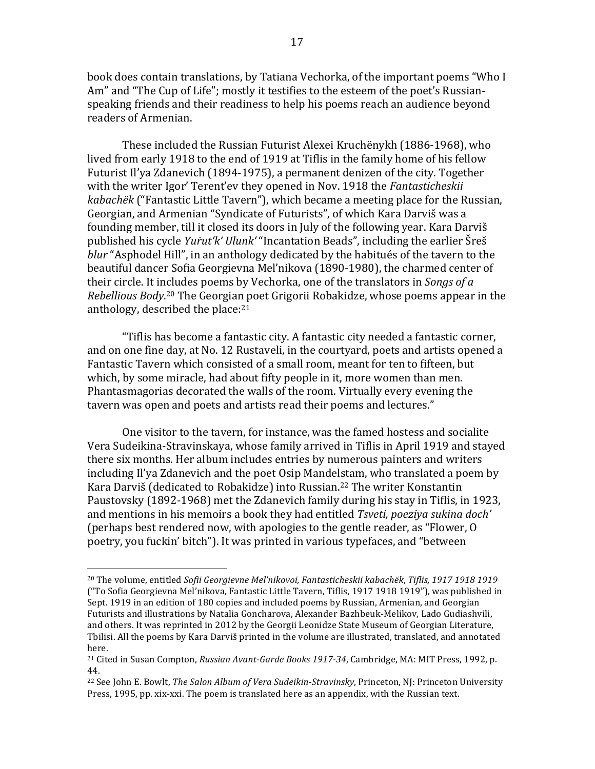book does contain translations, by Tatiana Vechorka, of the important poems "Who I Am" and "The Cup of Life"; mostly it testifies to the esteem of the poet's Russian-speaking friends and their readiness to help his poems reach an audience beyond readers of Armenian.

These included the Russian Futurist Alexei Kruchënykh (1886-1968), who lived from early 1918 to the end of 1919 at Tiflis in the family home of his fellow Futurist Il'ya Zdanevich (1894-1975), a permanent denizen of the city. Together with the writer Igor' Terent'ev they opened in Nov. 1918 the *Fantasticheskii kabachëk* ("Fantastic Little Tavern"), which became a meeting place for the Russian, Georgian, and Armenian "Syndicate of Futurists", of which Kara Darviš was a founding member, till it closed its doors in July of the following year. Kara Darviš published his cycle *Yuṙut'k' Ulunk'* "Incantation Beads", including the earlier Šreš *blur* "Asphodel Hill", in an anthology dedicated by the habitués of the tavern to the beautiful dancer Sofia Georgievna Mel'nikova (1890-1980), the charmed center of their circle. It includes poems by Vechorka, one of the translators in *Songs of a Rebellious Body*.[20] The Georgian poet Grigorii Robakidze, whose poems appear in the anthology, described the place:[21]

"Tiflis has become a fantastic city. A fantastic city needed a fantastic corner, and on one fine day, at No. 12 Rustaveli, in the courtyard, poets and artists opened a Fantastic Tavern which consisted of a small room, meant for ten to fifteen, but which, by some miracle, had about fifty people in it, more women than men. Phantasmagorias decorated the walls of the room. Virtually every evening the tavern was open and poets and artists read their poems and lectures."

One visitor to the tavern, for instance, was the famed hostess and socialite Vera Sudeikina-Stravinskaya, whose family arrived in Tiflis in April 1919 and stayed there six months. Her album includes entries by numerous painters and writers including Il'ya Zdanevich and the poet Osip Mandelstam, who translated a poem by Kara Darviš (dedicated to Robakidze) into Russian.[22] The writer Konstantin Paustovsky (1892-1968) met the Zdanevich family during his stay in Tiflis, in 1923, and mentions in his memoirs a book they had entitled *Tsveti, poeziya sukina doch'* (perhaps best rendered now, with apologies to the gentle reader, as "Flower, O poetry, you fuckin' bitch"). It was printed in various typefaces, and "between

---

[20] The volume, entitled *Sofii Georgievne Mel'nikovoi, Fantasticheskii kabachëk*, *Tiflis, 1917 1918 1919* ("To Sofia Georgievna Mel'nikova, Fantastic Little Tavern, Tiflis, 1917 1918 1919"), was published in Sept. 1919 in an edition of 180 copies and included poems by Russian, Armenian, and Georgian Futurists and illustrations by Natalia Goncharova, Alexander Bazhbeuk-Melikov, Lado Gudiashvili, and others. It was reprinted in 2012 by the Georgii Leonidze State Museum of Georgian Literature, Tbilisi. All the poems by Kara Darviš printed in the volume are illustrated, translated, and annotated here.

[21] Cited in Susan Compton, *Russian Avant-Garde Books 1917-34*, Cambridge, MA: MIT Press, 1992, p. 44.

[22] See John E. Bowlt, *The Salon Album of Vera Sudeikin-Stravinsky*, Princeton, NJ: Princeton University Press, 1995, pp. xix-xxi. The poem is translated here as an appendix, with the Russian text.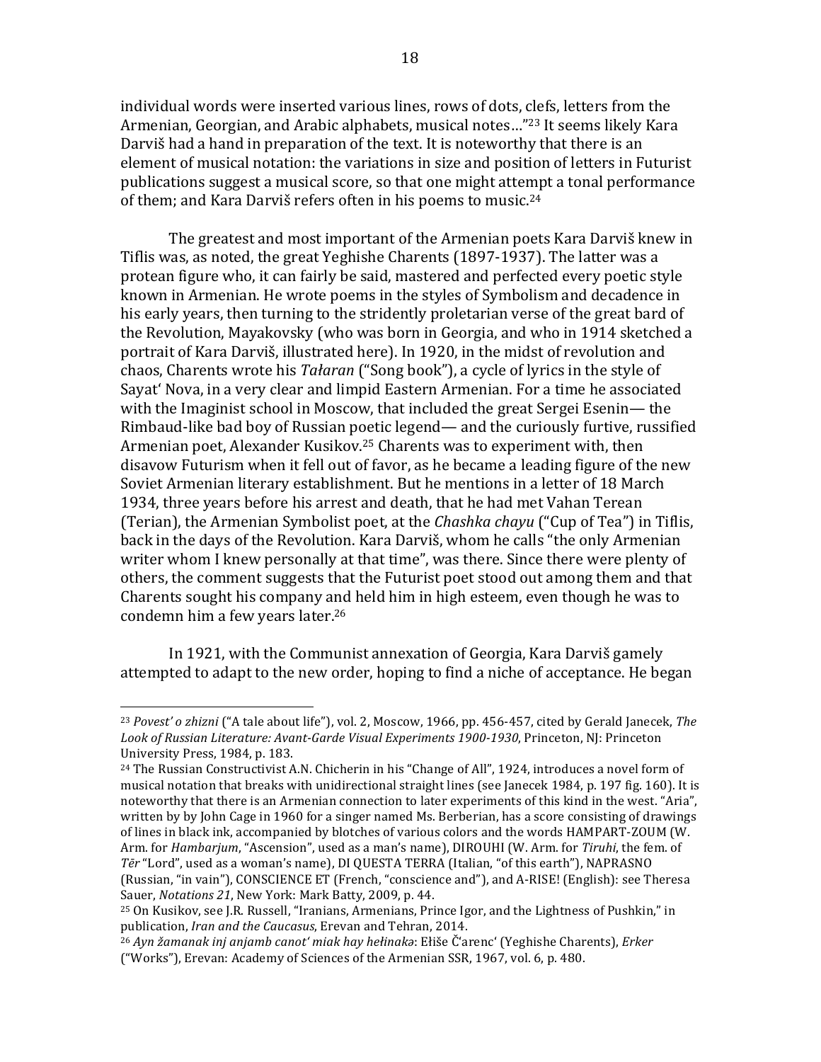individual words were inserted various lines, rows of dots, clefs, letters from the Armenian, Georgian, and Arabic alphabets, musical notes…"[23] It seems likely Kara Darviš had a hand in preparation of the text. It is noteworthy that there is an element of musical notation: the variations in size and position of letters in Futurist publications suggest a musical score, so that one might attempt a tonal performance of them; and Kara Darviš refers often in his poems to music.[24]

The greatest and most important of the Armenian poets Kara Darviš knew in Tiflis was, as noted, the great Yeghishe Charents (1897-1937). The latter was a protean figure who, it can fairly be said, mastered and perfected every poetic style known in Armenian. He wrote poems in the styles of Symbolism and decadence in his early years, then turning to the stridently proletarian verse of the great bard of the Revolution, Mayakovsky (who was born in Georgia, and who in 1914 sketched a portrait of Kara Darviš, illustrated here). In 1920, in the midst of revolution and chaos, Charents wrote his *Tałaran* ("Song book"), a cycle of lyrics in the style of Sayat' Nova, in a very clear and limpid Eastern Armenian. For a time he associated with the Imaginist school in Moscow, that included the great Sergei Esenin— the Rimbaud-like bad boy of Russian poetic legend— and the curiously furtive, russified Armenian poet, Alexander Kusikov.[25] Charents was to experiment with, then disavow Futurism when it fell out of favor, as he became a leading figure of the new Soviet Armenian literary establishment. But he mentions in a letter of 18 March 1934, three years before his arrest and death, that he had met Vahan Terean (Terian), the Armenian Symbolist poet, at the *Chashka chayu* ("Cup of Tea") in Tiflis, back in the days of the Revolution. Kara Darviš, whom he calls "the only Armenian writer whom I knew personally at that time", was there. Since there were plenty of others, the comment suggests that the Futurist poet stood out among them and that Charents sought his company and held him in high esteem, even though he was to condemn him a few years later.[26]

In 1921, with the Communist annexation of Georgia, Kara Darviš gamely attempted to adapt to the new order, hoping to find a niche of acceptance. He began

---

[23] *Povest' o zhizni* ("A tale about life"), vol. 2, Moscow, 1966, pp. 456-457, cited by Gerald Janecek, *The Look of Russian Literature: Avant-Garde Visual Experiments 1900-1930*, Princeton, NJ: Princeton University Press, 1984, p. 183.

[24] The Russian Constructivist A.N. Chicherin in his "Change of All", 1924, introduces a novel form of musical notation that breaks with unidirectional straight lines (see Janecek 1984, p. 197 fig. 160). It is noteworthy that there is an Armenian connection to later experiments of this kind in the west. "Aria", written by by John Cage in 1960 for a singer named Ms. Berberian, has a score consisting of drawings of lines in black ink, accompanied by blotches of various colors and the words HAMPART-ZOUM (W. Arm. for *Hambarjum*, "Ascension", used as a man's name), DIROUHI (W. Arm. for *Tiruhi*, the fem. of *Tēr* "Lord", used as a woman's name), DI QUESTA TERRA (Italian, "of this earth"), NAPRASNO (Russian, "in vain"), CONSCIENCE ET (French, "conscience and"), and A-RISE! (English): see Theresa Sauer, *Notations 21*, New York: Mark Batty, 2009, p. 44.

[25] On Kusikov, see J.R. Russell, "Iranians, Armenians, Prince Igor, and the Lightness of Pushkin," in publication, *Iran and the Caucasus*, Erevan and Tehran, 2014.

[26] *Ayn žamanak inj anjamb canot' miak hay hełinakə*: Ełiše Č'arenc' (Yeghishe Charents), *Erker* ("Works"), Erevan: Academy of Sciences of the Armenian SSR, 1967, vol. 6, p. 480.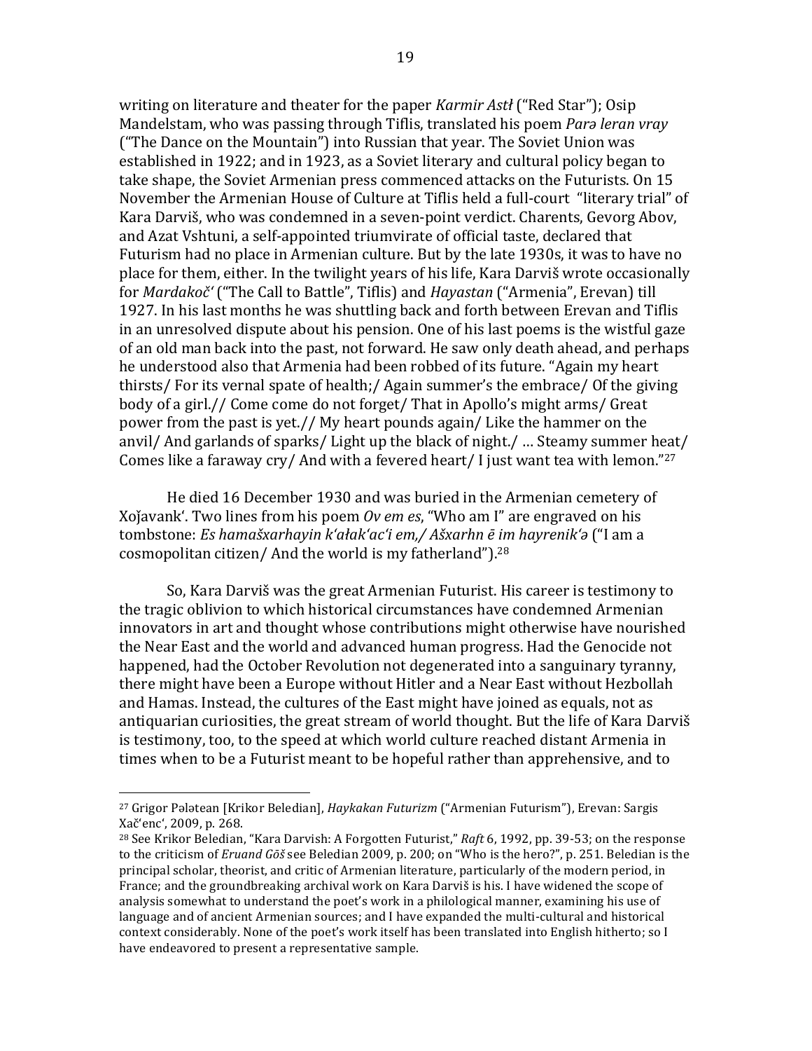writing on literature and theater for the paper *Karmir Astł* ("Red Star"); Osip Mandelstam, who was passing through Tiflis, translated his poem *Parə leran vray* ("The Dance on the Mountain") into Russian that year. The Soviet Union was established in 1922; and in 1923, as a Soviet literary and cultural policy began to take shape, the Soviet Armenian press commenced attacks on the Futurists. On 15 November the Armenian House of Culture at Tiflis held a full-court "literary trial" of Kara Darviš, who was condemned in a seven-point verdict. Charents, Gevorg Abov, and Azat Vshtuni, a self-appointed triumvirate of official taste, declared that Futurism had no place in Armenian culture. But by the late 1930s, it was to have no place for them, either. In the twilight years of his life, Kara Darviš wrote occasionally for *Mardakočʻ* ("The Call to Battle", Tiflis) and *Hayastan* ("Armenia", Erevan) till 1927. In his last months he was shuttling back and forth between Erevan and Tiflis in an unresolved dispute about his pension. One of his last poems is the wistful gaze of an old man back into the past, not forward. He saw only death ahead, and perhaps he understood also that Armenia had been robbed of its future. "Again my heart thirsts/ For its vernal spate of health;/ Again summer's the embrace/ Of the giving body of a girl.// Come come do not forget/ That in Apollo's might arms/ Great power from the past is yet.// My heart pounds again/ Like the hammer on the anvil/ And garlands of sparks/ Light up the black of night./ … Steamy summer heat/ Comes like a faraway cry/ And with a fevered heart/ I just want tea with lemon."[27]

He died 16 December 1930 and was buried in the Armenian cemetery of Xoǰavankʻ. Two lines from his poem *Ov em es*, "Who am I" are engraved on his tombstone: *Es hamašxarhayin kʻałakʻacʻi em,/ Ašxarhn ē im hayrenikʻə* ("I am a cosmopolitan citizen/ And the world is my fatherland").[28]

So, Kara Darviš was the great Armenian Futurist. His career is testimony to the tragic oblivion to which historical circumstances have condemned Armenian innovators in art and thought whose contributions might otherwise have nourished the Near East and the world and advanced human progress. Had the Genocide not happened, had the October Revolution not degenerated into a sanguinary tyranny, there might have been a Europe without Hitler and a Near East without Hezbollah and Hamas. Instead, the cultures of the East might have joined as equals, not as antiquarian curiosities, the great stream of world thought. But the life of Kara Darviš is testimony, too, to the speed at which world culture reached distant Armenia in times when to be a Futurist meant to be hopeful rather than apprehensive, and to

---

[27] Grigor Pələtean [Krikor Beledian], *Haykakan Futurizm* ("Armenian Futurism"), Erevan: Sargis Xačʻencʻ, 2009, p. 268.

[28] See Krikor Beledian, "Kara Darvish: A Forgotten Futurist," *Raft* 6, 1992, pp. 39-53; on the response to the criticism of *Eruand Gōš* see Beledian 2009, p. 200; on "Who is the hero?", p. 251. Beledian is the principal scholar, theorist, and critic of Armenian literature, particularly of the modern period, in France; and the groundbreaking archival work on Kara Darviš is his. I have widened the scope of analysis somewhat to understand the poet's work in a philological manner, examining his use of language and of ancient Armenian sources; and I have expanded the multi-cultural and historical context considerably. None of the poet's work itself has been translated into English hitherto; so I have endeavored to present a representative sample.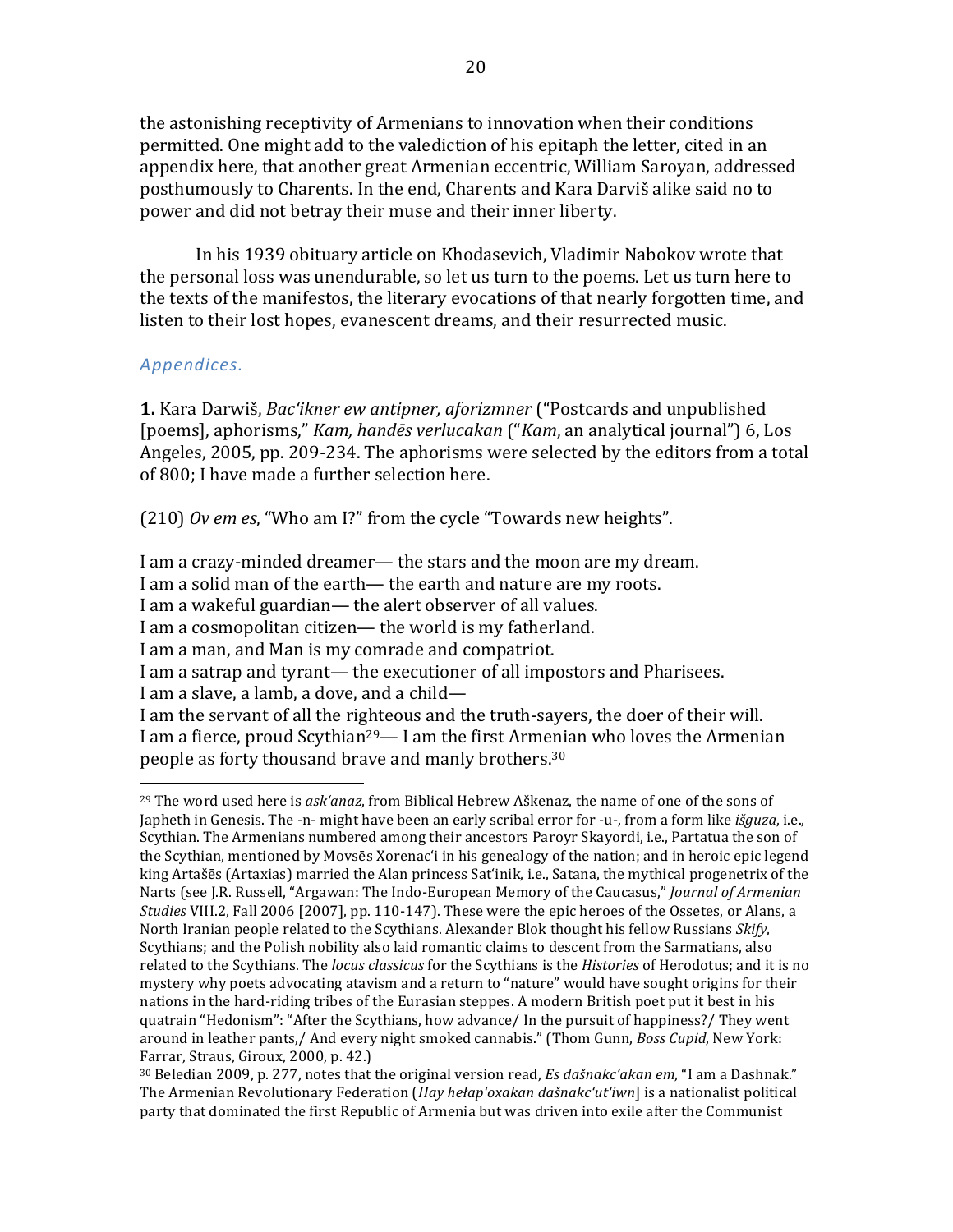the astonishing receptivity of Armenians to innovation when their conditions permitted. One might add to the valediction of his epitaph the letter, cited in an appendix here, that another great Armenian eccentric, William Saroyan, addressed posthumously to Charents. In the end, Charents and Kara Darviš alike said no to power and did not betray their muse and their inner liberty.

In his 1939 obituary article on Khodasevich, Vladimir Nabokov wrote that the personal loss was unendurable, so let us turn to the poems. Let us turn here to the texts of the manifestos, the literary evocations of that nearly forgotten time, and listen to their lost hopes, evanescent dreams, and their resurrected music.

### *Appendices.*

**1.** Kara Darwiš, *Bac'ikner ew antipner, aforizmner* ("Postcards and unpublished [poems], aphorisms," *Kam, handēs verlucakan* ("*Kam*, an analytical journal") 6, Los Angeles, 2005, pp. 209-234. The aphorisms were selected by the editors from a total of 800; I have made a further selection here.

(210) *Ov em es*, "Who am I?" from the cycle "Towards new heights".

I am a crazy-minded dreamer— the stars and the moon are my dream.
I am a solid man of the earth— the earth and nature are my roots.
I am a wakeful guardian— the alert observer of all values.
I am a cosmopolitan citizen— the world is my fatherland.
I am a man, and Man is my comrade and compatriot.
I am a satrap and tyrant— the executioner of all impostors and Pharisees.
I am a slave, a lamb, a dove, and a child—
I am the servant of all the righteous and the truth-sayers, the doer of their will.
I am a fierce, proud Scythian[29]— I am the first Armenian who loves the Armenian people as forty thousand brave and manly brothers.[30]

---

[29] The word used here is *ask'anaz*, from Biblical Hebrew Aškenaz, the name of one of the sons of Japheth in Genesis. The -n- might have been an early scribal error for -u-, from a form like *išguza*, i.e., Scythian. The Armenians numbered among their ancestors Paroyr Skayordi, i.e., Partatua the son of the Scythian, mentioned by Movsēs Xorenac'i in his genealogy of the nation; and in heroic epic legend king Artašēs (Artaxias) married the Alan princess Sat'inik, i.e., Satana, the mythical progenetrix of the Narts (see J.R. Russell, "Argawan: The Indo-European Memory of the Caucasus," *Journal of Armenian Studies* VIII.2, Fall 2006 [2007], pp. 110-147). These were the epic heroes of the Ossetes, or Alans, a North Iranian people related to the Scythians. Alexander Blok thought his fellow Russians *Skify*, Scythians; and the Polish nobility also laid romantic claims to descent from the Sarmatians, also related to the Scythians. The *locus classicus* for the Scythians is the *Histories* of Herodotus; and it is no mystery why poets advocating atavism and a return to "nature" would have sought origins for their nations in the hard-riding tribes of the Eurasian steppes. A modern British poet put it best in his quatrain "Hedonism": "After the Scythians, how advance/ In the pursuit of happiness?/ They went around in leather pants,/ And every night smoked cannabis." (Thom Gunn, *Boss Cupid*, New York: Farrar, Straus, Giroux, 2000, p. 42.)

[30] Beledian 2009, p. 277, notes that the original version read, *Es dašnakc'akan em*, "I am a Dashnak." The Armenian Revolutionary Federation [*Hay hełap'oxakan dašnakc'ut'iwn*] is a nationalist political party that dominated the first Republic of Armenia but was driven into exile after the Communist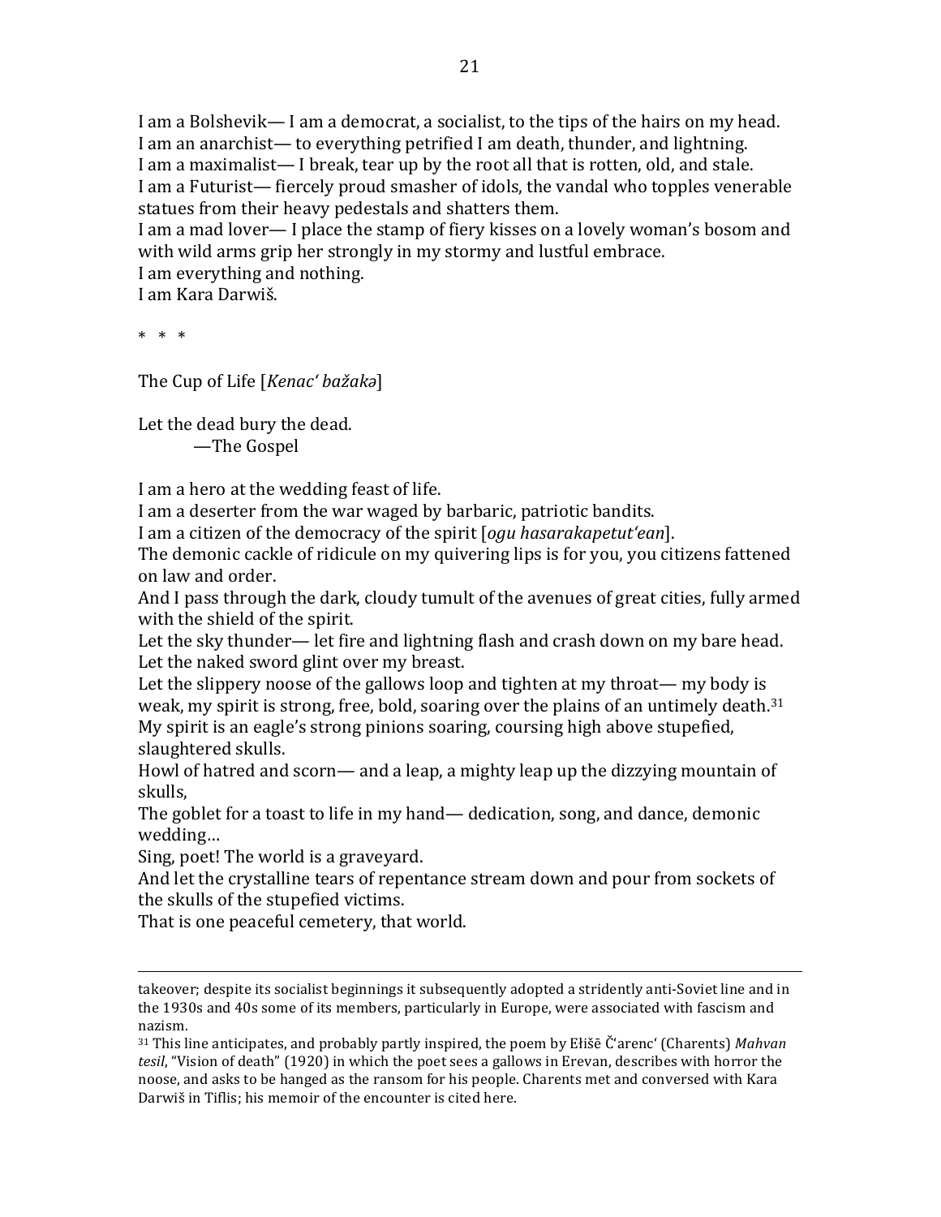I am a Bolshevik— I am a democrat, a socialist, to the tips of the hairs on my head.
I am an anarchist— to everything petrified I am death, thunder, and lightning.
I am a maximalist— I break, tear up by the root all that is rotten, old, and stale.
I am a Futurist— fiercely proud smasher of idols, the vandal who topples venerable statues from their heavy pedestals and shatters them.
I am a mad lover— I place the stamp of fiery kisses on a lovely woman's bosom and with wild arms grip her strongly in my stormy and lustful embrace.
I am everything and nothing.
I am Kara Darwiš.

\* \* \*

The Cup of Life [*Kenacʻ bažakə*]

Let the dead bury the dead.
    —The Gospel

I am a hero at the wedding feast of life.
I am a deserter from the war waged by barbaric, patriotic bandits.
I am a citizen of the democracy of the spirit [*ogu hasarakapetutʻean*].
The demonic cackle of ridicule on my quivering lips is for you, you citizens fattened on law and order.
And I pass through the dark, cloudy tumult of the avenues of great cities, fully armed with the shield of the spirit.
Let the sky thunder— let fire and lightning flash and crash down on my bare head.
Let the naked sword glint over my breast.
Let the slippery noose of the gallows loop and tighten at my throat— my body is weak, my spirit is strong, free, bold, soaring over the plains of an untimely death.[31]
My spirit is an eagle's strong pinions soaring, coursing high above stupefied, slaughtered skulls.
Howl of hatred and scorn— and a leap, a mighty leap up the dizzying mountain of skulls,
The goblet for a toast to life in my hand— dedication, song, and dance, demonic wedding…
Sing, poet! The world is a graveyard.
And let the crystalline tears of repentance stream down and pour from sockets of the skulls of the stupefied victims.
That is one peaceful cemetery, that world.

---

takeover; despite its socialist beginnings it subsequently adopted a stridently anti-Soviet line and in the 1930s and 40s some of its members, particularly in Europe, were associated with fascism and nazism.

[31] This line anticipates, and probably partly inspired, the poem by Ełišē Čʻarencʻ (Charents) *Mahvan tesil*, "Vision of death" (1920) in which the poet sees a gallows in Erevan, describes with horror the noose, and asks to be hanged as the ransom for his people. Charents met and conversed with Kara Darwiš in Tiflis; his memoir of the encounter is cited here.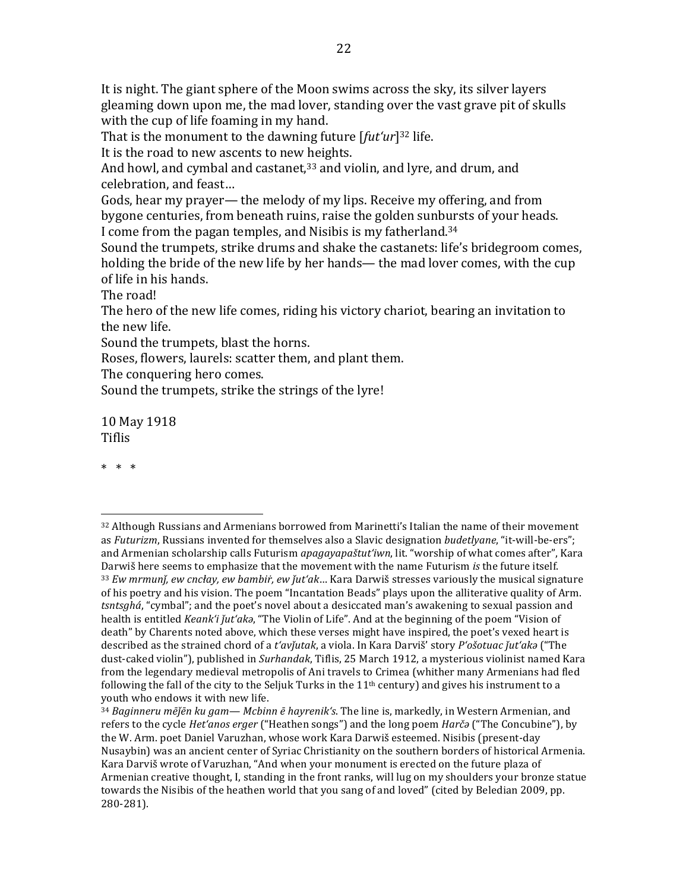It is night. The giant sphere of the Moon swims across the sky, its silver layers gleaming down upon me, the mad lover, standing over the vast grave pit of skulls with the cup of life foaming in my hand.

That is the monument to the dawning future [*fut'ur*][32] life.

It is the road to new ascents to new heights.

And howl, and cymbal and castanet,[33] and violin, and lyre, and drum, and celebration, and feast…

Gods, hear my prayer— the melody of my lips. Receive my offering, and from bygone centuries, from beneath ruins, raise the golden sunbursts of your heads.

I come from the pagan temples, and Nisibis is my fatherland.[34]

Sound the trumpets, strike drums and shake the castanets: life's bridegroom comes, holding the bride of the new life by her hands— the mad lover comes, with the cup of life in his hands.

The road!

The hero of the new life comes, riding his victory chariot, bearing an invitation to the new life.

Sound the trumpets, blast the horns.

Roses, flowers, laurels: scatter them, and plant them.

The conquering hero comes.

Sound the trumpets, strike the strings of the lyre!

10 May 1918
Tiflis

\* \* \*

---

[32] Although Russians and Armenians borrowed from Marinetti's Italian the name of their movement as *Futurizm*, Russians invented for themselves also a Slavic designation *budetlyane*, "it-will-be-ers"; and Armenian scholarship calls Futurism *apagayapaštut'iwn*, lit. "worship of what comes after", Kara Darwiš here seems to emphasize that the movement with the name Futurism *is* the future itself.

[33] *Ew mrmunǰ, ew cncłay, ew bambiṙ, ew ǰut'ak*… Kara Darwiš stresses variously the musical signature of his poetry and his vision. The poem "Incantation Beads" plays upon the alliterative quality of Arm. *tsntsghá*, "cymbal"; and the poet's novel about a desiccated man's awakening to sexual passion and health is entitled *Keank'i ǰut'akə*, "The Violin of Life". And at the beginning of the poem "Vision of death" by Charents noted above, which these verses might have inspired, the poet's vexed heart is described as the strained chord of a *t'avǰutak*, a viola. In Kara Darviš' story *P'ošotuac ǰut'akə* ("The dust-caked violin"), published in *Surhandak*, Tiflis, 25 March 1912, a mysterious violinist named Kara from the legendary medieval metropolis of Ani travels to Crimea (whither many Armenians had fled following the fall of the city to the Seljuk Turks in the 11th century) and gives his instrument to a youth who endows it with new life.

[34] *Baginneru mēǰēn ku gam— Mcbinn ē hayrenik's*. The line is, markedly, in Western Armenian, and refers to the cycle *Het'anos erger* ("Heathen songs") and the long poem *Harčə* ("The Concubine"), by the W. Arm. poet Daniel Varuzhan, whose work Kara Darwiš esteemed. Nisibis (present-day Nusaybin) was an ancient center of Syriac Christianity on the southern borders of historical Armenia. Kara Darviš wrote of Varuzhan, "And when your monument is erected on the future plaza of Armenian creative thought, I, standing in the front ranks, will lug on my shoulders your bronze statue towards the Nisibis of the heathen world that you sang of and loved" (cited by Beledian 2009, pp. 280-281).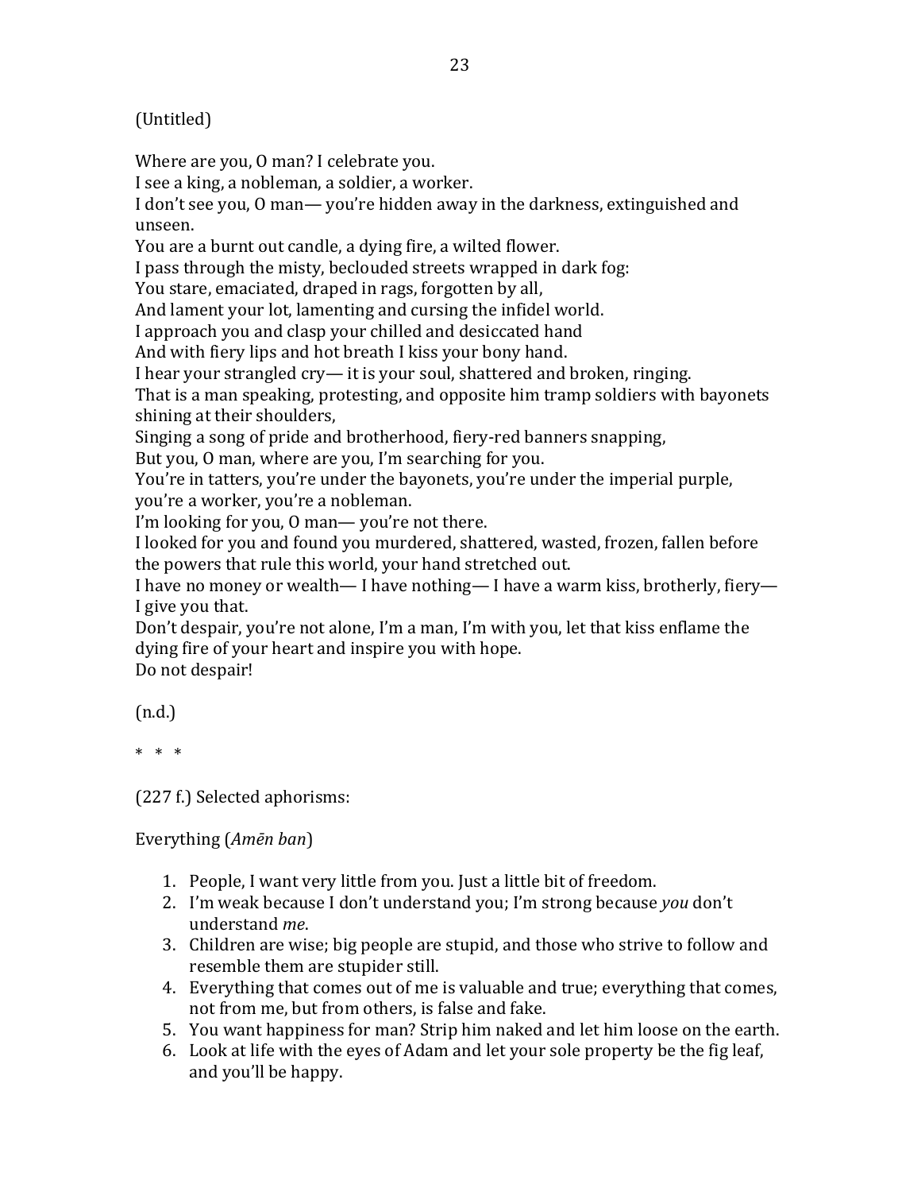(Untitled)

Where are you, O man? I celebrate you.
I see a king, a nobleman, a soldier, a worker.
I don't see you, O man— you're hidden away in the darkness, extinguished and unseen.
You are a burnt out candle, a dying fire, a wilted flower.
I pass through the misty, beclouded streets wrapped in dark fog:
You stare, emaciated, draped in rags, forgotten by all,
And lament your lot, lamenting and cursing the infidel world.
I approach you and clasp your chilled and desiccated hand
And with fiery lips and hot breath I kiss your bony hand.
I hear your strangled cry— it is your soul, shattered and broken, ringing.
That is a man speaking, protesting, and opposite him tramp soldiers with bayonets shining at their shoulders,
Singing a song of pride and brotherhood, fiery-red banners snapping,
But you, O man, where are you, I'm searching for you.
You're in tatters, you're under the bayonets, you're under the imperial purple, you're a worker, you're a nobleman.
I'm looking for you, O man— you're not there.
I looked for you and found you murdered, shattered, wasted, frozen, fallen before the powers that rule this world, your hand stretched out.
I have no money or wealth— I have nothing— I have a warm kiss, brotherly, fiery— I give you that.
Don't despair, you're not alone, I'm a man, I'm with you, let that kiss enflame the dying fire of your heart and inspire you with hope.
Do not despair!

(n.d.)

\* \* \*

(227 f.) Selected aphorisms:

Everything (*Amēn ban*)

1. People, I want very little from you. Just a little bit of freedom.
2. I'm weak because I don't understand you; I'm strong because *you* don't understand *me*.
3. Children are wise; big people are stupid, and those who strive to follow and resemble them are stupider still.
4. Everything that comes out of me is valuable and true; everything that comes, not from me, but from others, is false and fake.
5. You want happiness for man? Strip him naked and let him loose on the earth.
6. Look at life with the eyes of Adam and let your sole property be the fig leaf, and you'll be happy.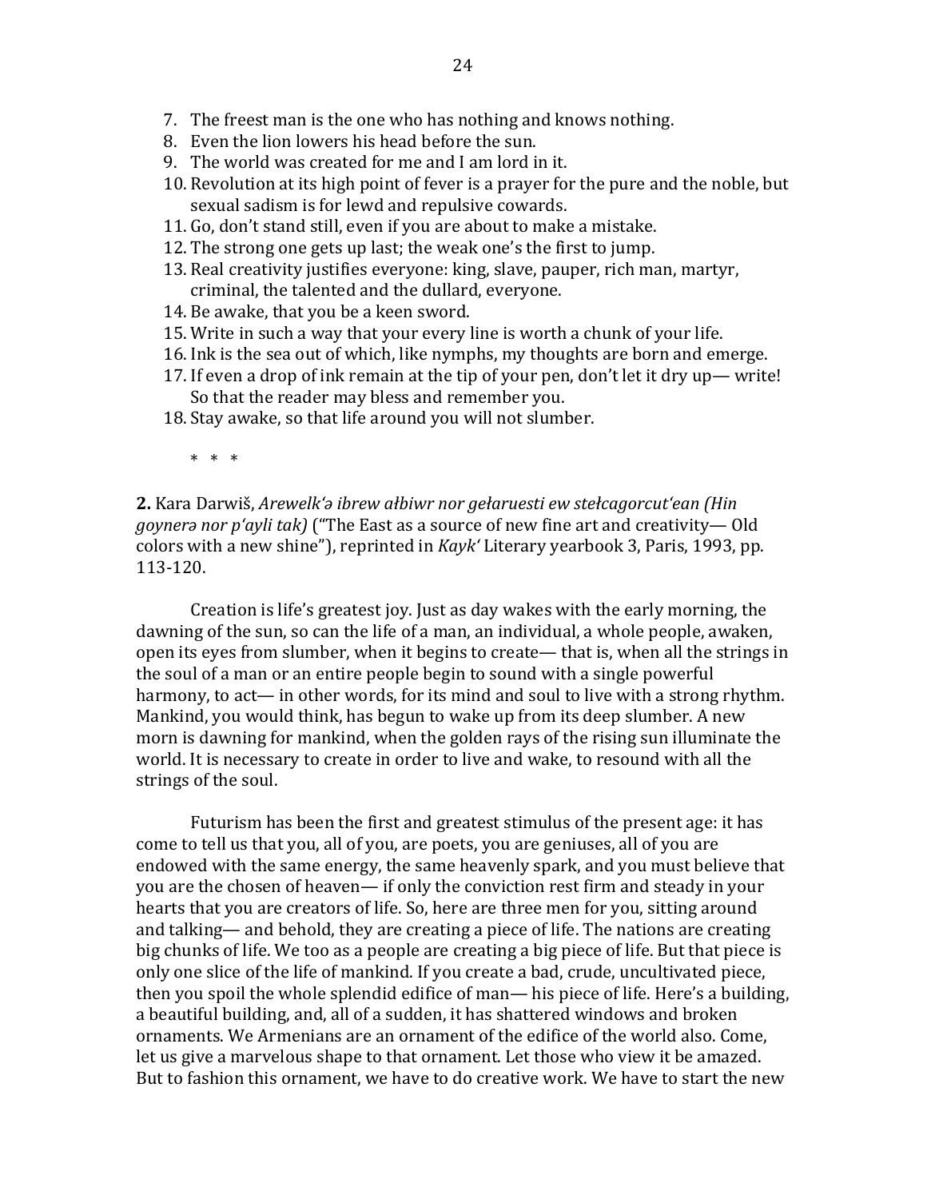7. The freest man is the one who has nothing and knows nothing.
8. Even the lion lowers his head before the sun.
9. The world was created for me and I am lord in it.
10. Revolution at its high point of fever is a prayer for the pure and the noble, but sexual sadism is for lewd and repulsive cowards.
11. Go, don't stand still, even if you are about to make a mistake.
12. The strong one gets up last; the weak one's the first to jump.
13. Real creativity justifies everyone: king, slave, pauper, rich man, martyr, criminal, the talented and the dullard, everyone.
14. Be awake, that you be a keen sword.
15. Write in such a way that your every line is worth a chunk of your life.
16. Ink is the sea out of which, like nymphs, my thoughts are born and emerge.
17. If even a drop of ink remain at the tip of your pen, don't let it dry up— write! So that the reader may bless and remember you.
18. Stay awake, so that life around you will not slumber.

\* \* \*

**2.** Kara Darwiš, *Arewelk'ə ibrew ałbiwr nor gełaruesti ew stełcagorcut'ean (Hin goynerə nor p'ayli tak)* ("The East as a source of new fine art and creativity— Old colors with a new shine"), reprinted in *Kayk'* Literary yearbook 3, Paris, 1993, pp. 113-120.

Creation is life's greatest joy. Just as day wakes with the early morning, the dawning of the sun, so can the life of a man, an individual, a whole people, awaken, open its eyes from slumber, when it begins to create— that is, when all the strings in the soul of a man or an entire people begin to sound with a single powerful harmony, to act— in other words, for its mind and soul to live with a strong rhythm. Mankind, you would think, has begun to wake up from its deep slumber. A new morn is dawning for mankind, when the golden rays of the rising sun illuminate the world. It is necessary to create in order to live and wake, to resound with all the strings of the soul.

Futurism has been the first and greatest stimulus of the present age: it has come to tell us that you, all of you, are poets, you are geniuses, all of you are endowed with the same energy, the same heavenly spark, and you must believe that you are the chosen of heaven— if only the conviction rest firm and steady in your hearts that you are creators of life. So, here are three men for you, sitting around and talking— and behold, they are creating a piece of life. The nations are creating big chunks of life. We too as a people are creating a big piece of life. But that piece is only one slice of the life of mankind. If you create a bad, crude, uncultivated piece, then you spoil the whole splendid edifice of man— his piece of life. Here's a building, a beautiful building, and, all of a sudden, it has shattered windows and broken ornaments. We Armenians are an ornament of the edifice of the world also. Come, let us give a marvelous shape to that ornament. Let those who view it be amazed. But to fashion this ornament, we have to do creative work. We have to start the new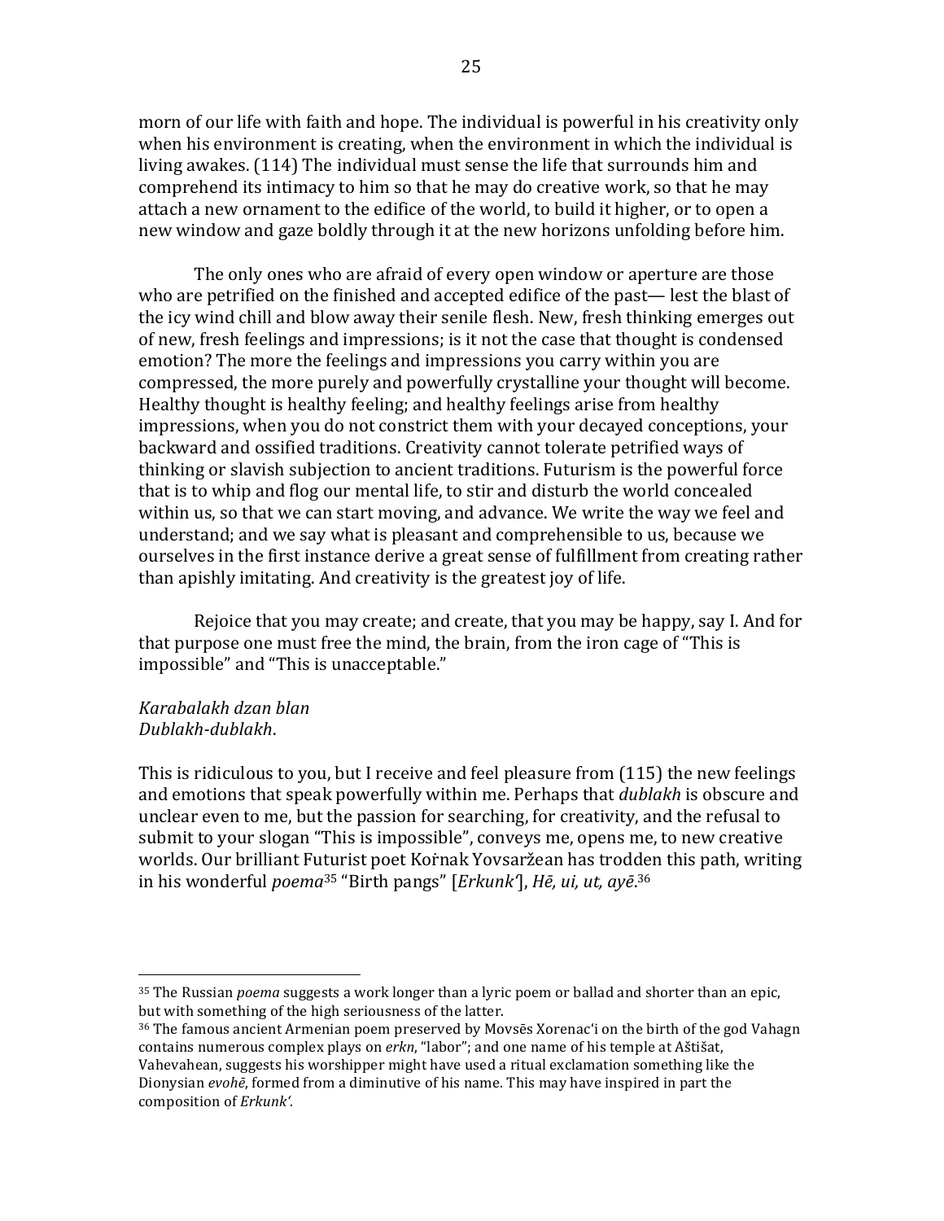morn of our life with faith and hope. The individual is powerful in his creativity only when his environment is creating, when the environment in which the individual is living awakes. (114) The individual must sense the life that surrounds him and comprehend its intimacy to him so that he may do creative work, so that he may attach a new ornament to the edifice of the world, to build it higher, or to open a new window and gaze boldly through it at the new horizons unfolding before him.

The only ones who are afraid of every open window or aperture are those who are petrified on the finished and accepted edifice of the past— lest the blast of the icy wind chill and blow away their senile flesh. New, fresh thinking emerges out of new, fresh feelings and impressions; is it not the case that thought is condensed emotion? The more the feelings and impressions you carry within you are compressed, the more purely and powerfully crystalline your thought will become. Healthy thought is healthy feeling; and healthy feelings arise from healthy impressions, when you do not constrict them with your decayed conceptions, your backward and ossified traditions. Creativity cannot tolerate petrified ways of thinking or slavish subjection to ancient traditions. Futurism is the powerful force that is to whip and flog our mental life, to stir and disturb the world concealed within us, so that we can start moving, and advance. We write the way we feel and understand; and we say what is pleasant and comprehensible to us, because we ourselves in the first instance derive a great sense of fulfillment from creating rather than apishly imitating. And creativity is the greatest joy of life.

Rejoice that you may create; and create, that you may be happy, say I. And for that purpose one must free the mind, the brain, from the iron cage of "This is impossible" and "This is unacceptable."

*Karabalakh dzan blan*
*Dublakh-dublakh*.

This is ridiculous to you, but I receive and feel pleasure from (115) the new feelings and emotions that speak powerfully within me. Perhaps that *dublakh* is obscure and unclear even to me, but the passion for searching, for creativity, and the refusal to submit to your slogan "This is impossible", conveys me, opens me, to new creative worlds. Our brilliant Futurist poet Koṙnak Yovsaržean has trodden this path, writing in his wonderful *poema*[35] "Birth pangs" [*Erkunk'*], *Hē, ui, ut, ayē*.[36]

[35] The Russian *poema* suggests a work longer than a lyric poem or ballad and shorter than an epic, but with something of the high seriousness of the latter.

[36] The famous ancient Armenian poem preserved by Movsēs Xorenac'i on the birth of the god Vahagn contains numerous complex plays on *erkn*, "labor"; and one name of his temple at Aštišat, Vahevahean, suggests his worshipper might have used a ritual exclamation something like the Dionysian *evohē*, formed from a diminutive of his name. This may have inspired in part the composition of *Erkunk'*.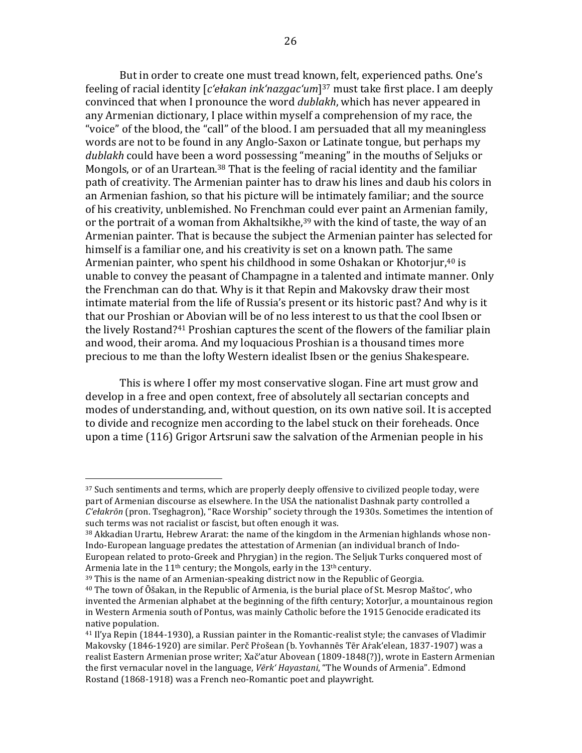But in order to create one must tread known, felt, experienced paths. One's feeling of racial identity [*c'ełakan ink'nazgac'um*][37] must take first place. I am deeply convinced that when I pronounce the word *dublakh*, which has never appeared in any Armenian dictionary, I place within myself a comprehension of my race, the "voice" of the blood, the "call" of the blood. I am persuaded that all my meaningless words are not to be found in any Anglo-Saxon or Latinate tongue, but perhaps my *dublakh* could have been a word possessing "meaning" in the mouths of Seljuks or Mongols, or of an Urartean.[38] That is the feeling of racial identity and the familiar path of creativity. The Armenian painter has to draw his lines and daub his colors in an Armenian fashion, so that his picture will be intimately familiar; and the source of his creativity, unblemished. No Frenchman could ever paint an Armenian family, or the portrait of a woman from Akhaltsikhe,[39] with the kind of taste, the way of an Armenian painter. That is because the subject the Armenian painter has selected for himself is a familiar one, and his creativity is set on a known path. The same Armenian painter, who spent his childhood in some Oshakan or Khotorjur,[40] is unable to convey the peasant of Champagne in a talented and intimate manner. Only the Frenchman can do that. Why is it that Repin and Makovsky draw their most intimate material from the life of Russia's present or its historic past? And why is it that our Proshian or Abovian will be of no less interest to us that the cool Ibsen or the lively Rostand?[41] Proshian captures the scent of the flowers of the familiar plain and wood, their aroma. And my loquacious Proshian is a thousand times more precious to me than the lofty Western idealist Ibsen or the genius Shakespeare.

This is where I offer my most conservative slogan. Fine art must grow and develop in a free and open context, free of absolutely all sectarian concepts and modes of understanding, and, without question, on its own native soil. It is accepted to divide and recognize men according to the label stuck on their foreheads. Once upon a time (116) Grigor Artsruni saw the salvation of the Armenian people in his

---

[37] Such sentiments and terms, which are properly deeply offensive to civilized people today, were part of Armenian discourse as elsewhere. In the USA the nationalist Dashnak party controlled a *C'ełakrōn* (pron. Tseghagron), "Race Worship" society through the 1930s. Sometimes the intention of such terms was not racialist or fascist, but often enough it was.

[38] Akkadian Urartu, Hebrew Ararat: the name of the kingdom in the Armenian highlands whose non-Indo-European language predates the attestation of Armenian (an individual branch of Indo-European related to proto-Greek and Phrygian) in the region. The Seljuk Turks conquered most of Armenia late in the 11th century; the Mongols, early in the 13th century.

[39] This is the name of an Armenian-speaking district now in the Republic of Georgia.

[40] The town of Ōšakan, in the Republic of Armenia, is the burial place of St. Mesrop Maštoc', who invented the Armenian alphabet at the beginning of the fifth century; Xotorǰur, a mountainous region in Western Armenia south of Pontus, was mainly Catholic before the 1915 Genocide eradicated its native population.

[41] Il'ya Repin (1844-1930), a Russian painter in the Romantic-realist style; the canvases of Vladimir Makovsky (1846-1920) are similar. Perč P'ošean (b. Yovhannēs Tēr Aṙak'elean, 1837-1907) was a realist Eastern Armenian prose writer; Xač'atur Abovean (1809-1848(?)), wrote in Eastern Armenian the first vernacular novel in the language, *Vērk' Hayastani*, "The Wounds of Armenia". Edmond Rostand (1868-1918) was a French neo-Romantic poet and playwright.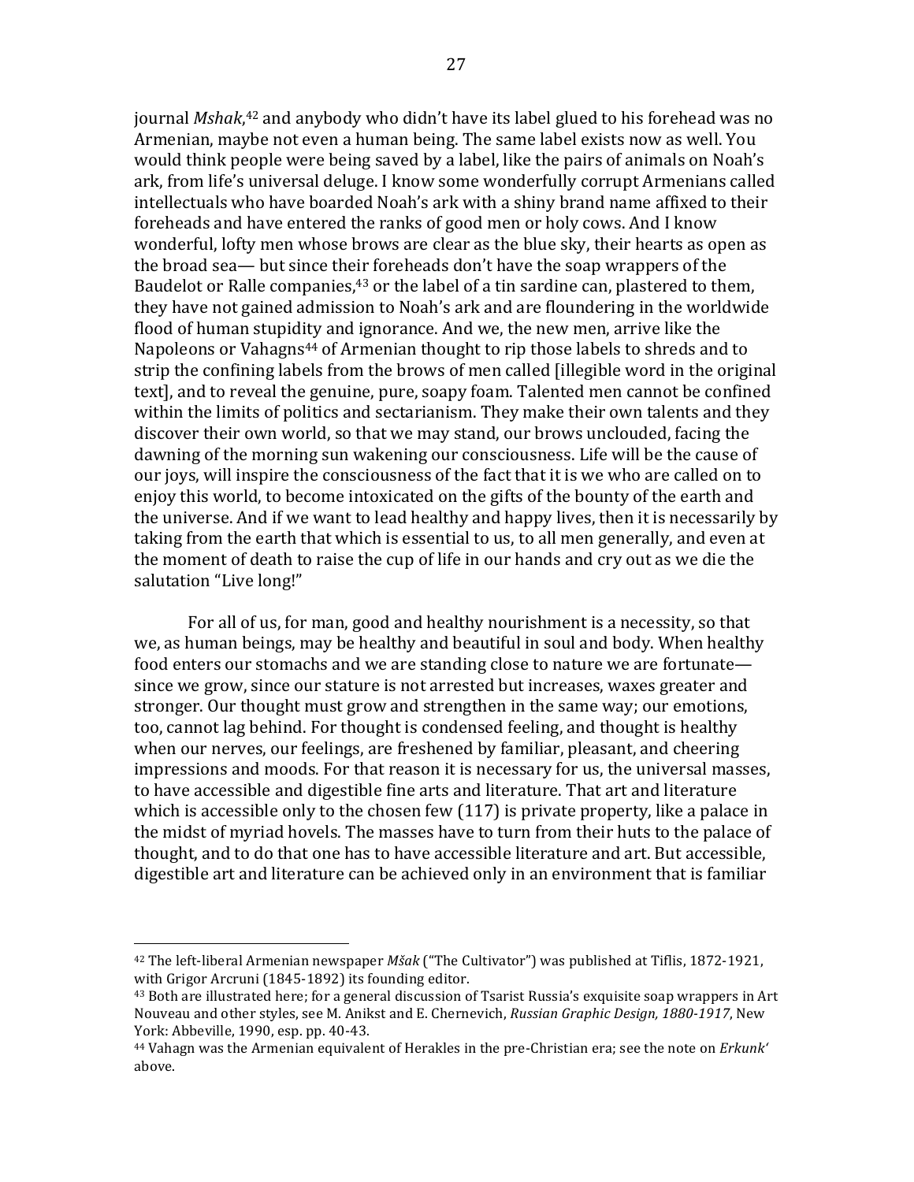journal *Mshak*,[42] and anybody who didn't have its label glued to his forehead was no Armenian, maybe not even a human being. The same label exists now as well. You would think people were being saved by a label, like the pairs of animals on Noah's ark, from life's universal deluge. I know some wonderfully corrupt Armenians called intellectuals who have boarded Noah's ark with a shiny brand name affixed to their foreheads and have entered the ranks of good men or holy cows. And I know wonderful, lofty men whose brows are clear as the blue sky, their hearts as open as the broad sea— but since their foreheads don't have the soap wrappers of the Baudelot or Ralle companies,[43] or the label of a tin sardine can, plastered to them, they have not gained admission to Noah's ark and are floundering in the worldwide flood of human stupidity and ignorance. And we, the new men, arrive like the Napoleons or Vahagns[44] of Armenian thought to rip those labels to shreds and to strip the confining labels from the brows of men called [illegible word in the original text], and to reveal the genuine, pure, soapy foam. Talented men cannot be confined within the limits of politics and sectarianism. They make their own talents and they discover their own world, so that we may stand, our brows unclouded, facing the dawning of the morning sun wakening our consciousness. Life will be the cause of our joys, will inspire the consciousness of the fact that it is we who are called on to enjoy this world, to become intoxicated on the gifts of the bounty of the earth and the universe. And if we want to lead healthy and happy lives, then it is necessarily by taking from the earth that which is essential to us, to all men generally, and even at the moment of death to raise the cup of life in our hands and cry out as we die the salutation "Live long!"

For all of us, for man, good and healthy nourishment is a necessity, so that we, as human beings, may be healthy and beautiful in soul and body. When healthy food enters our stomachs and we are standing close to nature we are fortunate— since we grow, since our stature is not arrested but increases, waxes greater and stronger. Our thought must grow and strengthen in the same way; our emotions, too, cannot lag behind. For thought is condensed feeling, and thought is healthy when our nerves, our feelings, are freshened by familiar, pleasant, and cheering impressions and moods. For that reason it is necessary for us, the universal masses, to have accessible and digestible fine arts and literature. That art and literature which is accessible only to the chosen few (117) is private property, like a palace in the midst of myriad hovels. The masses have to turn from their huts to the palace of thought, and to do that one has to have accessible literature and art. But accessible, digestible art and literature can be achieved only in an environment that is familiar

---

[42] The left-liberal Armenian newspaper *Mšak* ("The Cultivator") was published at Tiflis, 1872-1921, with Grigor Arcruni (1845-1892) its founding editor.

[43] Both are illustrated here; for a general discussion of Tsarist Russia's exquisite soap wrappers in Art Nouveau and other styles, see M. Anikst and E. Chernevich, *Russian Graphic Design, 1880-1917*, New York: Abbeville, 1990, esp. pp. 40-43.

[44] Vahagn was the Armenian equivalent of Herakles in the pre-Christian era; see the note on *Erkunk'* above.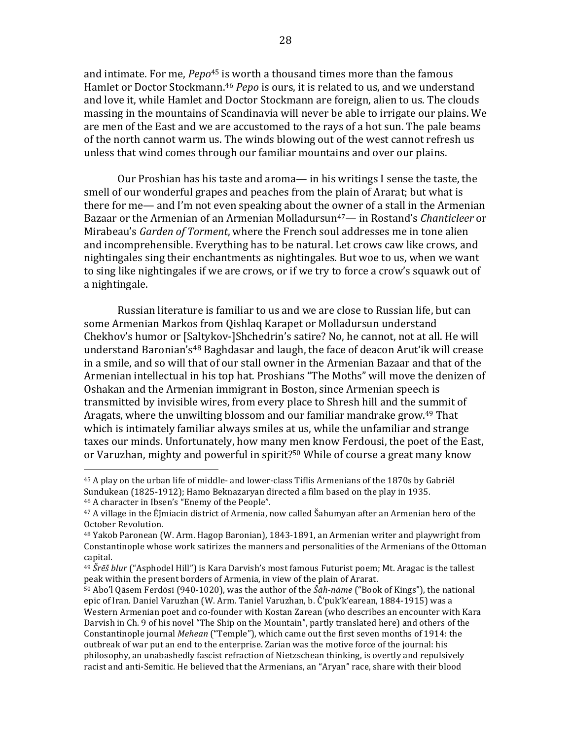and intimate. For me, *Pepo*[45] is worth a thousand times more than the famous Hamlet or Doctor Stockmann.[46] *Pepo* is ours, it is related to us, and we understand and love it, while Hamlet and Doctor Stockmann are foreign, alien to us. The clouds massing in the mountains of Scandinavia will never be able to irrigate our plains. We are men of the East and we are accustomed to the rays of a hot sun. The pale beams of the north cannot warm us. The winds blowing out of the west cannot refresh us unless that wind comes through our familiar mountains and over our plains.

Our Proshian has his taste and aroma— in his writings I sense the taste, the smell of our wonderful grapes and peaches from the plain of Ararat; but what is there for me— and I'm not even speaking about the owner of a stall in the Armenian Bazaar or the Armenian of an Armenian Molladursun[47]— in Rostand's *Chanticleer* or Mirabeau's *Garden of Torment*, where the French soul addresses me in tone alien and incomprehensible. Everything has to be natural. Let crows caw like crows, and nightingales sing their enchantments as nightingales. But woe to us, when we want to sing like nightingales if we are crows, or if we try to force a crow's squawk out of a nightingale.

Russian literature is familiar to us and we are close to Russian life, but can some Armenian Markos from Qishlaq Karapet or Molladursun understand Chekhov's humor or [Saltykov-]Shchedrin's satire? No, he cannot, not at all. He will understand Baronian's[48] Baghdasar and laugh, the face of deacon Arut'ik will crease in a smile, and so will that of our stall owner in the Armenian Bazaar and that of the Armenian intellectual in his top hat. Proshians "The Moths" will move the denizen of Oshakan and the Armenian immigrant in Boston, since Armenian speech is transmitted by invisible wires, from every place to Shresh hill and the summit of Aragats, where the unwilting blossom and our familiar mandrake grow.[49] That which is intimately familiar always smiles at us, while the unfamiliar and strange taxes our minds. Unfortunately, how many men know Ferdousi, the poet of the East, or Varuzhan, mighty and powerful in spirit?[50] While of course a great many know

---

[45] A play on the urban life of middle- and lower-class Tiflis Armenians of the 1870s by Gabriēl Sundukean (1825-1912); Hamo Beknazaryan directed a film based on the play in 1935.

[46] A character in Ibsen's "Enemy of the People".

[47] A village in the Ējmiacin district of Armenia, now called Šahumyan after an Armenian hero of the October Revolution.

[48] Yakob Paronean (W. Arm. Hagop Baronian), 1843-1891, an Armenian writer and playwright from Constantinople whose work satirizes the manners and personalities of the Armenians of the Ottoman capital.

[49] *Šrēš blur* ("Asphodel Hill") is Kara Darvish's most famous Futurist poem; Mt. Aragac is the tallest peak within the present borders of Armenia, in view of the plain of Ararat.

[50] Abo'l Qāsem Ferdōsī (940-1020), was the author of the *Šāh-nāme* ("Book of Kings"), the national epic of Iran. Daniel Varuzhan (W. Arm. Taniel Varuzhan, b. Č'puk'k'earean, 1884-1915) was a Western Armenian poet and co-founder with Kostan Zarean (who describes an encounter with Kara Darvish in Ch. 9 of his novel "The Ship on the Mountain", partly translated here) and others of the Constantinople journal *Mehean* ("Temple"), which came out the first seven months of 1914: the outbreak of war put an end to the enterprise. Zarian was the motive force of the journal: his philosophy, an unabashedly fascist refraction of Nietzschean thinking, is overtly and repulsively racist and anti-Semitic. He believed that the Armenians, an "Aryan" race, share with their blood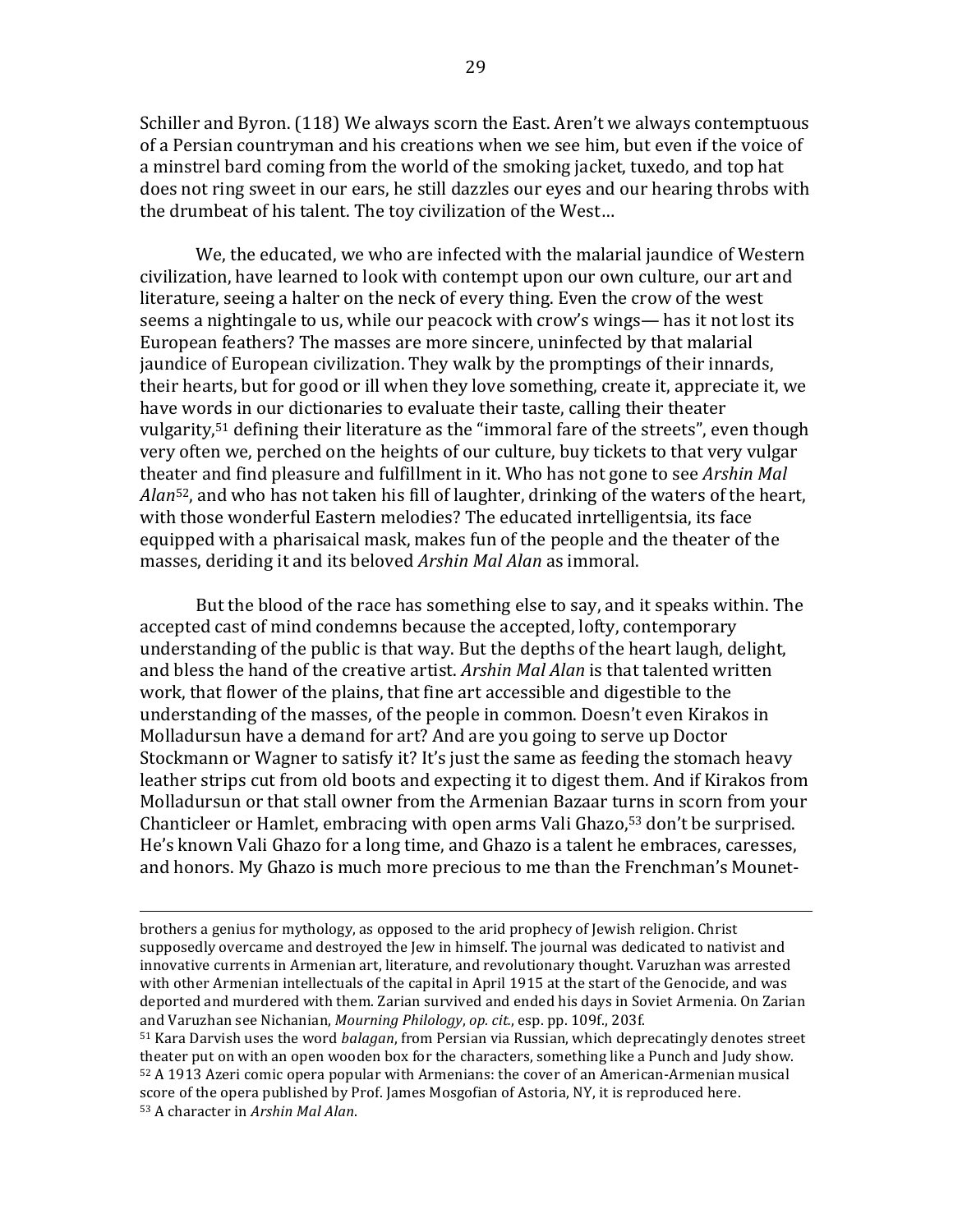Schiller and Byron. (118) We always scorn the East. Aren't we always contemptuous of a Persian countryman and his creations when we see him, but even if the voice of a minstrel bard coming from the world of the smoking jacket, tuxedo, and top hat does not ring sweet in our ears, he still dazzles our eyes and our hearing throbs with the drumbeat of his talent. The toy civilization of the West…

We, the educated, we who are infected with the malarial jaundice of Western civilization, have learned to look with contempt upon our own culture, our art and literature, seeing a halter on the neck of every thing. Even the crow of the west seems a nightingale to us, while our peacock with crow's wings— has it not lost its European feathers? The masses are more sincere, uninfected by that malarial jaundice of European civilization. They walk by the promptings of their innards, their hearts, but for good or ill when they love something, create it, appreciate it, we have words in our dictionaries to evaluate their taste, calling their theater vulgarity,[51] defining their literature as the "immoral fare of the streets", even though very often we, perched on the heights of our culture, buy tickets to that very vulgar theater and find pleasure and fulfillment in it. Who has not gone to see *Arshin Mal Alan*[52], and who has not taken his fill of laughter, drinking of the waters of the heart, with those wonderful Eastern melodies? The educated inrtelligentsia, its face equipped with a pharisaical mask, makes fun of the people and the theater of the masses, deriding it and its beloved *Arshin Mal Alan* as immoral.

But the blood of the race has something else to say, and it speaks within. The accepted cast of mind condemns because the accepted, lofty, contemporary understanding of the public is that way. But the depths of the heart laugh, delight, and bless the hand of the creative artist. *Arshin Mal Alan* is that talented written work, that flower of the plains, that fine art accessible and digestible to the understanding of the masses, of the people in common. Doesn't even Kirakos in Molladursun have a demand for art? And are you going to serve up Doctor Stockmann or Wagner to satisfy it? It's just the same as feeding the stomach heavy leather strips cut from old boots and expecting it to digest them. And if Kirakos from Molladursun or that stall owner from the Armenian Bazaar turns in scorn from your Chanticleer or Hamlet, embracing with open arms Vali Ghazo,[53] don't be surprised. He's known Vali Ghazo for a long time, and Ghazo is a talent he embraces, caresses, and honors. My Ghazo is much more precious to me than the Frenchman's Mounet-

---

brothers a genius for mythology, as opposed to the arid prophecy of Jewish religion. Christ supposedly overcame and destroyed the Jew in himself. The journal was dedicated to nativist and innovative currents in Armenian art, literature, and revolutionary thought. Varuzhan was arrested with other Armenian intellectuals of the capital in April 1915 at the start of the Genocide, and was deported and murdered with them. Zarian survived and ended his days in Soviet Armenia. On Zarian and Varuzhan see Nichanian, *Mourning Philology*, *op. cit.*, esp. pp. 109f., 203f.

[51] Kara Darvish uses the word *balagan*, from Persian via Russian, which deprecatingly denotes street theater put on with an open wooden box for the characters, something like a Punch and Judy show.

[52] A 1913 Azeri comic opera popular with Armenians: the cover of an American-Armenian musical score of the opera published by Prof. James Mosgofian of Astoria, NY, it is reproduced here.

[53] A character in *Arshin Mal Alan*.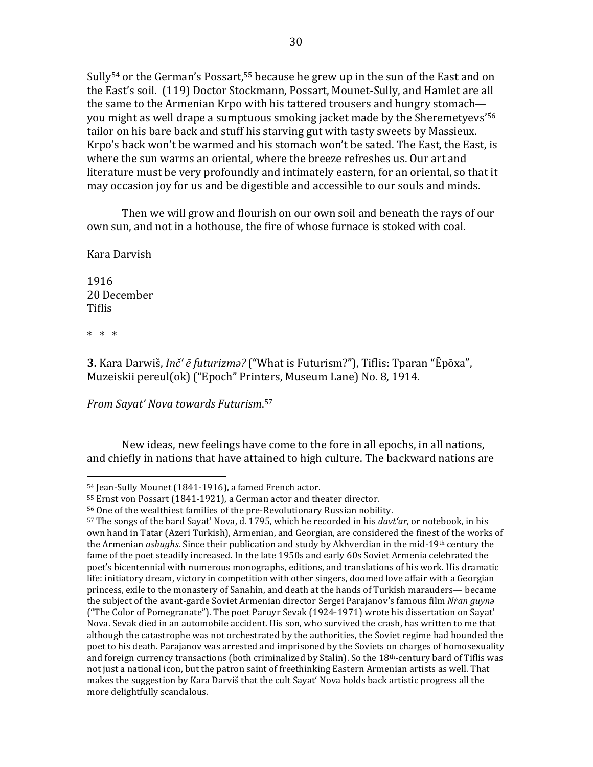Sully[54] or the German's Possart,[55] because he grew up in the sun of the East and on the East's soil. (119) Doctor Stockmann, Possart, Mounet-Sully, and Hamlet are all the same to the Armenian Krpo with his tattered trousers and hungry stomach—you might as well drape a sumptuous smoking jacket made by the Sheremetyevs'[56] tailor on his bare back and stuff his starving gut with tasty sweets by Massieux. Krpo's back won't be warmed and his stomach won't be sated. The East, the East, is where the sun warms an oriental, where the breeze refreshes us. Our art and literature must be very profoundly and intimately eastern, for an oriental, so that it may occasion joy for us and be digestible and accessible to our souls and minds.

Then we will grow and flourish on our own soil and beneath the rays of our own sun, and not in a hothouse, the fire of whose furnace is stoked with coal.

Kara Darvish

1916
20 December
Tiflis

\* \* \*

**3.** Kara Darwiš, *Inč' ē futurizmə?* ("What is Futurism?"), Tiflis: Tparan "Ēpōxa", Muzeiskii pereul(ok) ("Epoch" Printers, Museum Lane) No. 8, 1914.

*From Sayat' Nova towards Futurism.*[57]

New ideas, new feelings have come to the fore in all epochs, in all nations, and chiefly in nations that have attained to high culture. The backward nations are

---

[54] Jean-Sully Mounet (1841-1916), a famed French actor.

[55] Ernst von Possart (1841-1921), a German actor and theater director.

[56] One of the wealthiest families of the pre-Revolutionary Russian nobility.

[57] The songs of the bard Sayat' Nova, d. 1795, which he recorded in his *davt'ar*, or notebook, in his own hand in Tatar (Azeri Turkish), Armenian, and Georgian, are considered the finest of the works of the Armenian *ashughs*. Since their publication and study by Akhverdian in the mid-19th century the fame of the poet steadily increased. In the late 1950s and early 60s Soviet Armenia celebrated the poet's bicentennial with numerous monographs, editions, and translations of his work. His dramatic life: initiatory dream, victory in competition with other singers, doomed love affair with a Georgian princess, exile to the monastery of Sanahin, and death at the hands of Turkish marauders— became the subject of the avant-garde Soviet Armenian director Sergei Parajanov's famous film *Nṙan guynə* ("The Color of Pomegranate"). The poet Paruyr Sevak (1924-1971) wrote his dissertation on Sayat' Nova. Sevak died in an automobile accident. His son, who survived the crash, has written to me that although the catastrophe was not orchestrated by the authorities, the Soviet regime had hounded the poet to his death. Parajanov was arrested and imprisoned by the Soviets on charges of homosexuality and foreign currency transactions (both criminalized by Stalin). So the 18th-century bard of Tiflis was not just a national icon, but the patron saint of freethinking Eastern Armenian artists as well. That makes the suggestion by Kara Darviš that the cult Sayat' Nova holds back artistic progress all the more delightfully scandalous.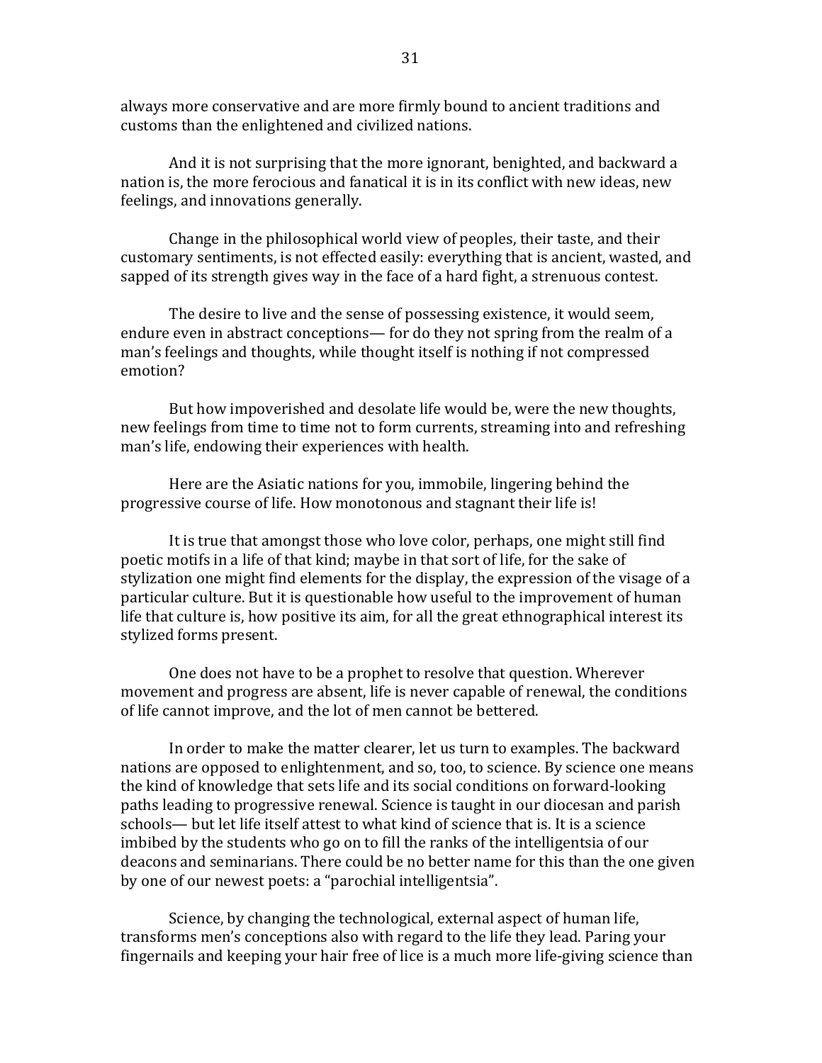always more conservative and are more firmly bound to ancient traditions and customs than the enlightened and civilized nations.

And it is not surprising that the more ignorant, benighted, and backward a nation is, the more ferocious and fanatical it is in its conflict with new ideas, new feelings, and innovations generally.

Change in the philosophical world view of peoples, their taste, and their customary sentiments, is not effected easily: everything that is ancient, wasted, and sapped of its strength gives way in the face of a hard fight, a strenuous contest.

The desire to live and the sense of possessing existence, it would seem, endure even in abstract conceptions— for do they not spring from the realm of a man's feelings and thoughts, while thought itself is nothing if not compressed emotion?

But how impoverished and desolate life would be, were the new thoughts, new feelings from time to time not to form currents, streaming into and refreshing man's life, endowing their experiences with health.

Here are the Asiatic nations for you, immobile, lingering behind the progressive course of life. How monotonous and stagnant their life is!

It is true that amongst those who love color, perhaps, one might still find poetic motifs in a life of that kind; maybe in that sort of life, for the sake of stylization one might find elements for the display, the expression of the visage of a particular culture. But it is questionable how useful to the improvement of human life that culture is, how positive its aim, for all the great ethnographical interest its stylized forms present.

One does not have to be a prophet to resolve that question. Wherever movement and progress are absent, life is never capable of renewal, the conditions of life cannot improve, and the lot of men cannot be bettered.

In order to make the matter clearer, let us turn to examples. The backward nations are opposed to enlightenment, and so, too, to science. By science one means the kind of knowledge that sets life and its social conditions on forward-looking paths leading to progressive renewal. Science is taught in our diocesan and parish schools— but let life itself attest to what kind of science that is. It is a science imbibed by the students who go on to fill the ranks of the intelligentsia of our deacons and seminarians. There could be no better name for this than the one given by one of our newest poets: a "parochial intelligentsia".

Science, by changing the technological, external aspect of human life, transforms men's conceptions also with regard to the life they lead. Paring your fingernails and keeping your hair free of lice is a much more life-giving science than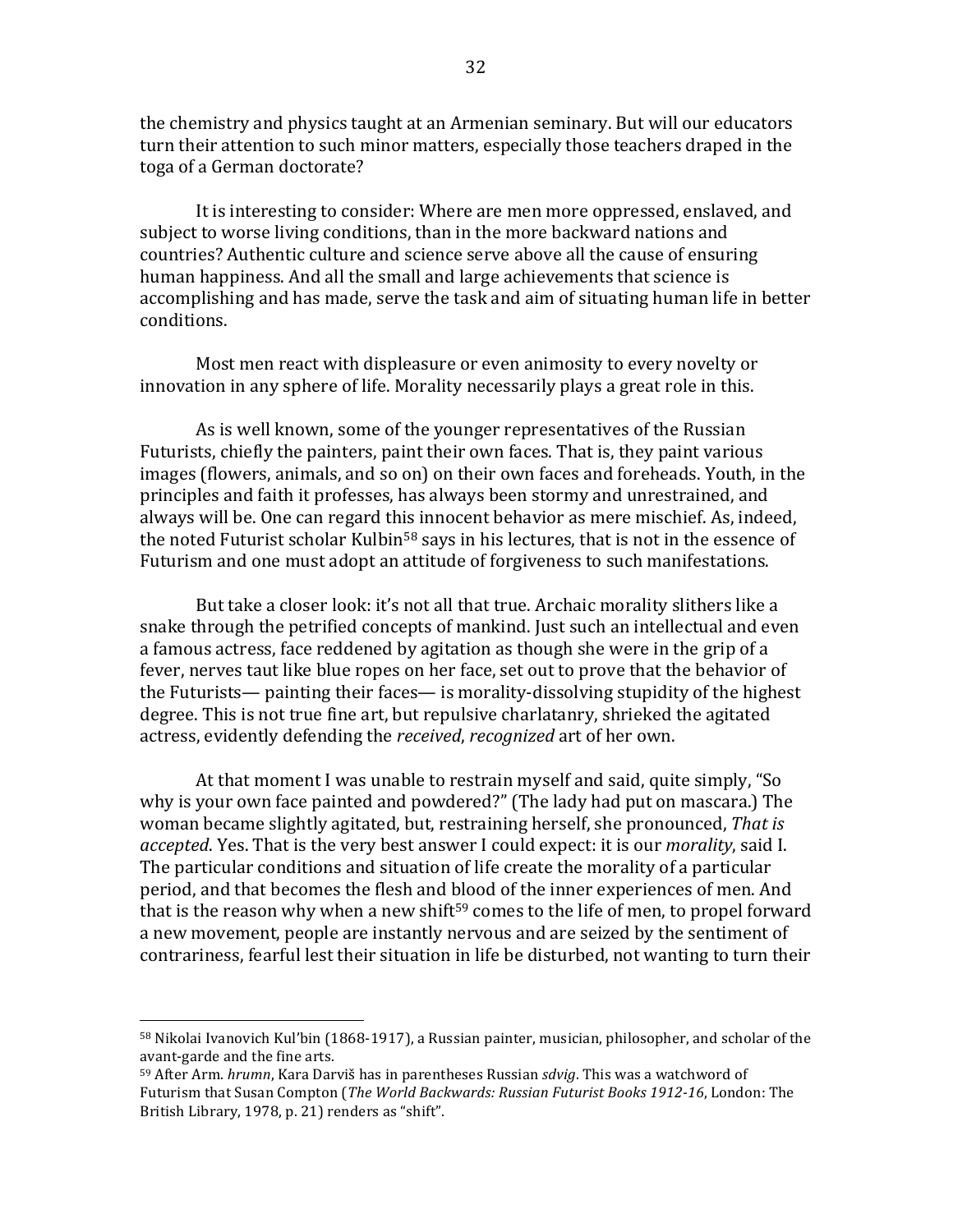the chemistry and physics taught at an Armenian seminary. But will our educators turn their attention to such minor matters, especially those teachers draped in the toga of a German doctorate?

It is interesting to consider: Where are men more oppressed, enslaved, and subject to worse living conditions, than in the more backward nations and countries? Authentic culture and science serve above all the cause of ensuring human happiness. And all the small and large achievements that science is accomplishing and has made, serve the task and aim of situating human life in better conditions.

Most men react with displeasure or even animosity to every novelty or innovation in any sphere of life. Morality necessarily plays a great role in this.

As is well known, some of the younger representatives of the Russian Futurists, chiefly the painters, paint their own faces. That is, they paint various images (flowers, animals, and so on) on their own faces and foreheads. Youth, in the principles and faith it professes, has always been stormy and unrestrained, and always will be. One can regard this innocent behavior as mere mischief. As, indeed, the noted Futurist scholar Kulbin[58] says in his lectures, that is not in the essence of Futurism and one must adopt an attitude of forgiveness to such manifestations.

But take a closer look: it's not all that true. Archaic morality slithers like a snake through the petrified concepts of mankind. Just such an intellectual and even a famous actress, face reddened by agitation as though she were in the grip of a fever, nerves taut like blue ropes on her face, set out to prove that the behavior of the Futurists— painting their faces— is morality-dissolving stupidity of the highest degree. This is not true fine art, but repulsive charlatanry, shrieked the agitated actress, evidently defending the *received*, *recognized* art of her own.

At that moment I was unable to restrain myself and said, quite simply, "So why is your own face painted and powdered?" (The lady had put on mascara.) The woman became slightly agitated, but, restraining herself, she pronounced, *That is accepted*. Yes. That is the very best answer I could expect: it is our *morality*, said I. The particular conditions and situation of life create the morality of a particular period, and that becomes the flesh and blood of the inner experiences of men. And that is the reason why when a new shift[59] comes to the life of men, to propel forward a new movement, people are instantly nervous and are seized by the sentiment of contrariness, fearful lest their situation in life be disturbed, not wanting to turn their

---

[58] Nikolai Ivanovich Kul'bin (1868-1917), a Russian painter, musician, philosopher, and scholar of the avant-garde and the fine arts.

[59] After Arm. *hrumn*, Kara Darviš has in parentheses Russian *sdvig*. This was a watchword of Futurism that Susan Compton (*The World Backwards: Russian Futurist Books 1912-16*, London: The British Library, 1978, p. 21) renders as "shift".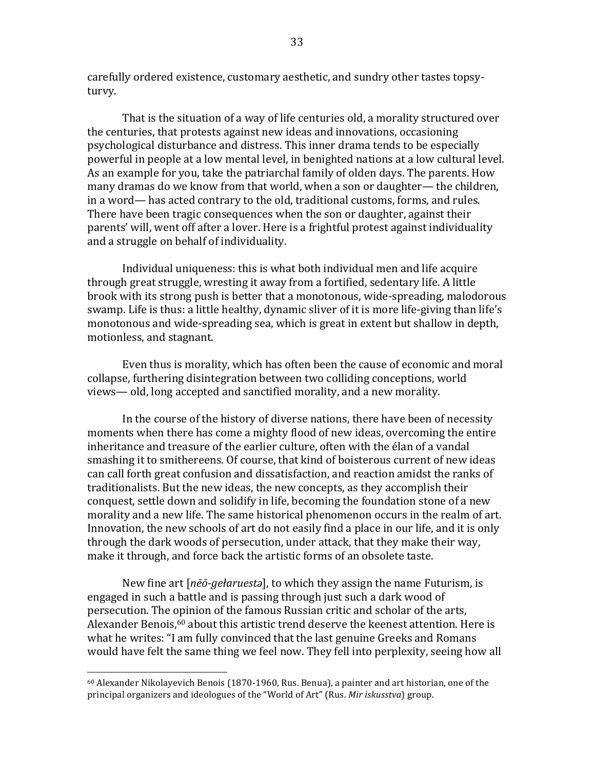carefully ordered existence, customary aesthetic, and sundry other tastes topsy-turvy.

That is the situation of a way of life centuries old, a morality structured over the centuries, that protests against new ideas and innovations, occasioning psychological disturbance and distress. This inner drama tends to be especially powerful in people at a low mental level, in benighted nations at a low cultural level. As an example for you, take the patriarchal family of olden days. The parents. How many dramas do we know from that world, when a son or daughter— the children, in a word— has acted contrary to the old, traditional customs, forms, and rules. There have been tragic consequences when the son or daughter, against their parents' will, went off after a lover. Here is a frightful protest against individuality and a struggle on behalf of individuality.

Individual uniqueness: this is what both individual men and life acquire through great struggle, wresting it away from a fortified, sedentary life. A little brook with its strong push is better that a monotonous, wide-spreading, malodorous swamp. Life is thus: a little healthy, dynamic sliver of it is more life-giving than life's monotonous and wide-spreading sea, which is great in extent but shallow in depth, motionless, and stagnant.

Even thus is morality, which has often been the cause of economic and moral collapse, furthering disintegration between two colliding conceptions, world views— old, long accepted and sanctified morality, and a new morality.

In the course of the history of diverse nations, there have been of necessity moments when there has come a mighty flood of new ideas, overcoming the entire inheritance and treasure of the earlier culture, often with the élan of a vandal smashing it to smithereens. Of course, that kind of boisterous current of new ideas can call forth great confusion and dissatisfaction, and reaction amidst the ranks of traditionalists. But the new ideas, the new concepts, as they accomplish their conquest, settle down and solidify in life, becoming the foundation stone of a new morality and a new life. The same historical phenomenon occurs in the realm of art. Innovation, the new schools of art do not easily find a place in our life, and it is only through the dark woods of persecution, under attack, that they make their way, make it through, and force back the artistic forms of an obsolete taste.

New fine art [*nēō-gełaruestə*], to which they assign the name Futurism, is engaged in such a battle and is passing through just such a dark wood of persecution. The opinion of the famous Russian critic and scholar of the arts, Alexander Benois,[60] about this artistic trend deserve the keenest attention. Here is what he writes: "I am fully convinced that the last genuine Greeks and Romans would have felt the same thing we feel now. They fell into perplexity, seeing how all

---

[60] Alexander Nikolayevich Benois (1870-1960, Rus. Benua), a painter and art historian, one of the principal organizers and ideologues of the "World of Art" (Rus. *Mir iskusstva*) group.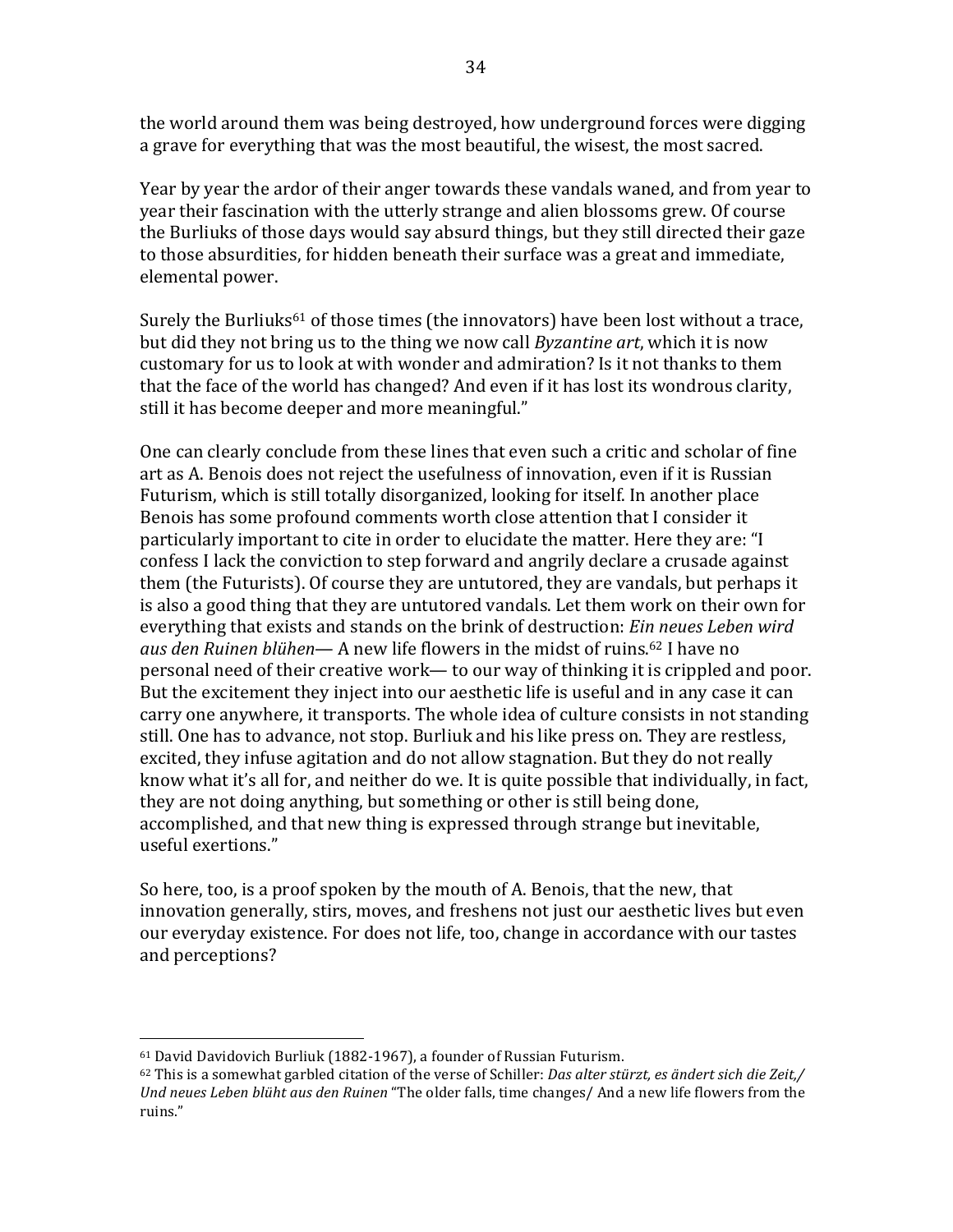the world around them was being destroyed, how underground forces were digging a grave for everything that was the most beautiful, the wisest, the most sacred.

Year by year the ardor of their anger towards these vandals waned, and from year to year their fascination with the utterly strange and alien blossoms grew. Of course the Burliuks of those days would say absurd things, but they still directed their gaze to those absurdities, for hidden beneath their surface was a great and immediate, elemental power.

Surely the Burliuks[61] of those times (the innovators) have been lost without a trace, but did they not bring us to the thing we now call *Byzantine art*, which it is now customary for us to look at with wonder and admiration? Is it not thanks to them that the face of the world has changed? And even if it has lost its wondrous clarity, still it has become deeper and more meaningful."

One can clearly conclude from these lines that even such a critic and scholar of fine art as A. Benois does not reject the usefulness of innovation, even if it is Russian Futurism, which is still totally disorganized, looking for itself. In another place Benois has some profound comments worth close attention that I consider it particularly important to cite in order to elucidate the matter. Here they are: "I confess I lack the conviction to step forward and angrily declare a crusade against them (the Futurists). Of course they are untutored, they are vandals, but perhaps it is also a good thing that they are untutored vandals. Let them work on their own for everything that exists and stands on the brink of destruction: *Ein neues Leben wird aus den Ruinen blühen*— A new life flowers in the midst of ruins.[62] I have no personal need of their creative work— to our way of thinking it is crippled and poor. But the excitement they inject into our aesthetic life is useful and in any case it can carry one anywhere, it transports. The whole idea of culture consists in not standing still. One has to advance, not stop. Burliuk and his like press on. They are restless, excited, they infuse agitation and do not allow stagnation. But they do not really know what it's all for, and neither do we. It is quite possible that individually, in fact, they are not doing anything, but something or other is still being done, accomplished, and that new thing is expressed through strange but inevitable, useful exertions."

So here, too, is a proof spoken by the mouth of A. Benois, that the new, that innovation generally, stirs, moves, and freshens not just our aesthetic lives but even our everyday existence. For does not life, too, change in accordance with our tastes and perceptions?

---

[61] David Davidovich Burliuk (1882-1967), a founder of Russian Futurism.

[62] This is a somewhat garbled citation of the verse of Schiller: *Das alter stürzt, es ändert sich die Zeit,/ Und neues Leben blüht aus den Ruinen* "The older falls, time changes/ And a new life flowers from the ruins."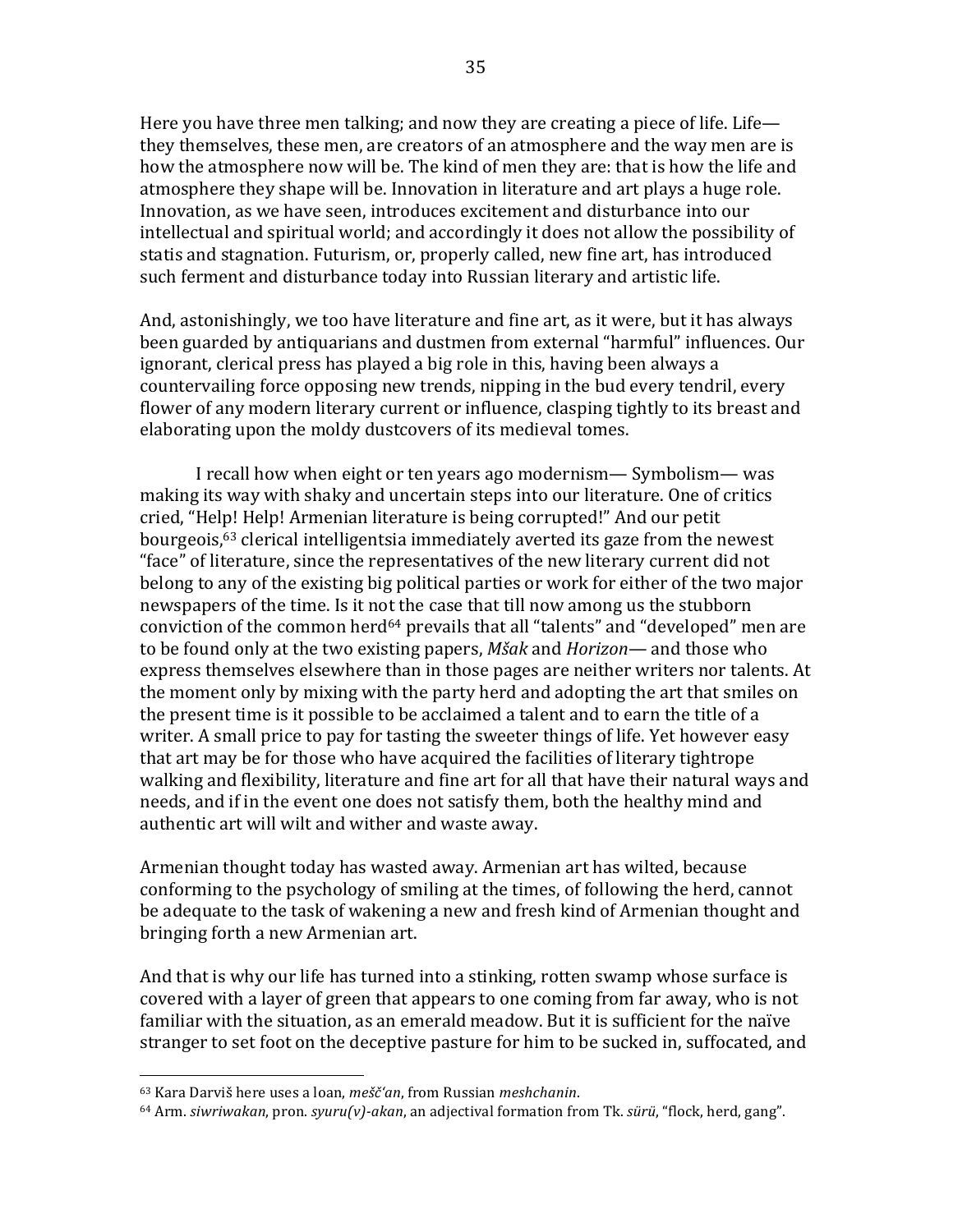Here you have three men talking; and now they are creating a piece of life. Life— they themselves, these men, are creators of an atmosphere and the way men are is how the atmosphere now will be. The kind of men they are: that is how the life and atmosphere they shape will be. Innovation in literature and art plays a huge role. Innovation, as we have seen, introduces excitement and disturbance into our intellectual and spiritual world; and accordingly it does not allow the possibility of statis and stagnation. Futurism, or, properly called, new fine art, has introduced such ferment and disturbance today into Russian literary and artistic life.

And, astonishingly, we too have literature and fine art, as it were, but it has always been guarded by antiquarians and dustmen from external "harmful" influences. Our ignorant, clerical press has played a big role in this, having been always a countervailing force opposing new trends, nipping in the bud every tendril, every flower of any modern literary current or influence, clasping tightly to its breast and elaborating upon the moldy dustcovers of its medieval tomes.

I recall how when eight or ten years ago modernism— Symbolism— was making its way with shaky and uncertain steps into our literature. One of critics cried, "Help! Help! Armenian literature is being corrupted!" And our petit bourgeois,[63] clerical intelligentsia immediately averted its gaze from the newest "face" of literature, since the representatives of the new literary current did not belong to any of the existing big political parties or work for either of the two major newspapers of the time. Is it not the case that till now among us the stubborn conviction of the common herd[64] prevails that all "talents" and "developed" men are to be found only at the two existing papers, *Mšak* and *Horizon*— and those who express themselves elsewhere than in those pages are neither writers nor talents. At the moment only by mixing with the party herd and adopting the art that smiles on the present time is it possible to be acclaimed a talent and to earn the title of a writer. A small price to pay for tasting the sweeter things of life. Yet however easy that art may be for those who have acquired the facilities of literary tightrope walking and flexibility, literature and fine art for all that have their natural ways and needs, and if in the event one does not satisfy them, both the healthy mind and authentic art will wilt and wither and waste away.

Armenian thought today has wasted away. Armenian art has wilted, because conforming to the psychology of smiling at the times, of following the herd, cannot be adequate to the task of wakening a new and fresh kind of Armenian thought and bringing forth a new Armenian art.

And that is why our life has turned into a stinking, rotten swamp whose surface is covered with a layer of green that appears to one coming from far away, who is not familiar with the situation, as an emerald meadow. But it is sufficient for the naïve stranger to set foot on the deceptive pasture for him to be sucked in, suffocated, and

---

[63] Kara Darviš here uses a loan, *mešč'an*, from Russian *meshchanin*.

[64] Arm. *siwriwakan*, pron. *syuru(v)-akan*, an adjectival formation from Tk. *sürü*, "flock, herd, gang".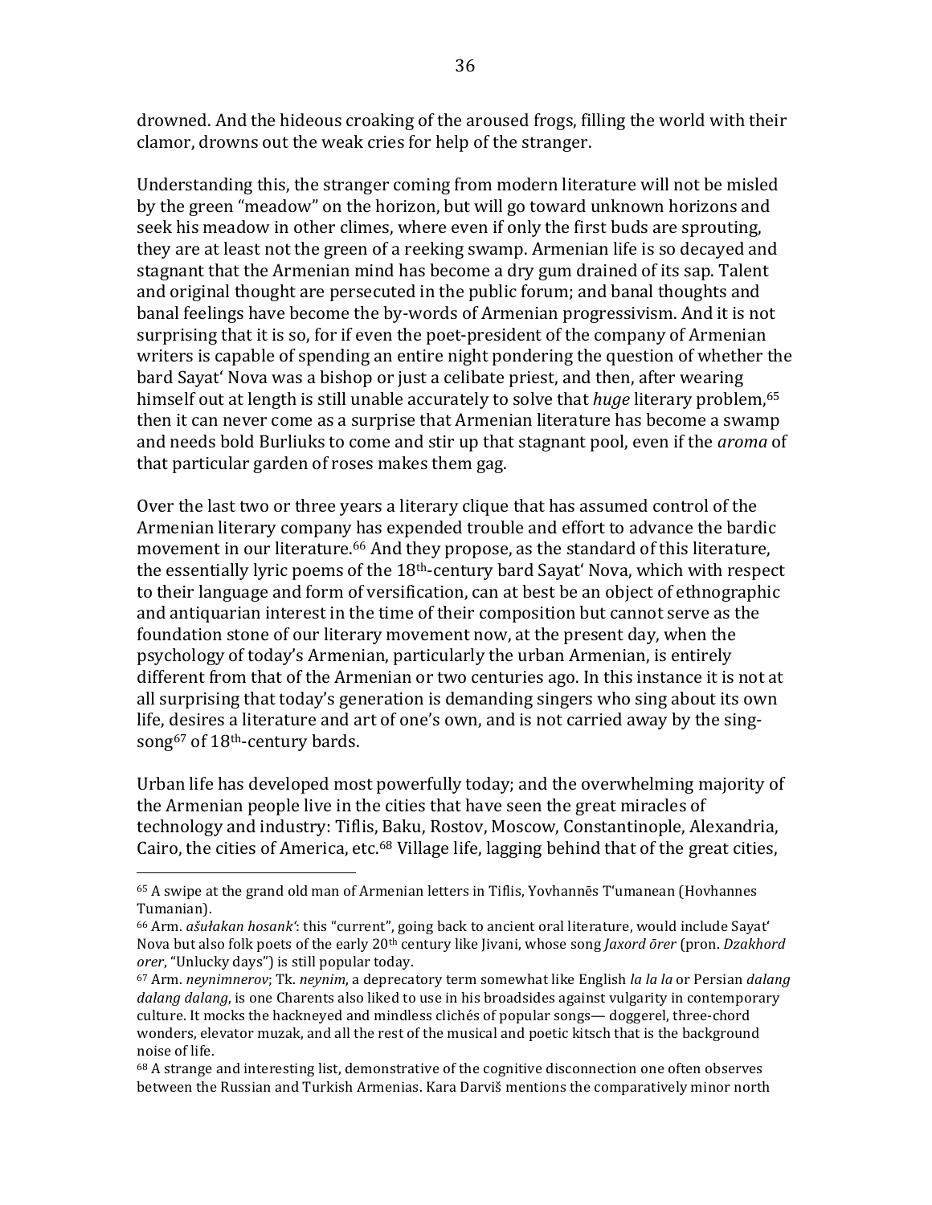drowned. And the hideous croaking of the aroused frogs, filling the world with their clamor, drowns out the weak cries for help of the stranger.

Understanding this, the stranger coming from modern literature will not be misled by the green "meadow" on the horizon, but will go toward unknown horizons and seek his meadow in other climes, where even if only the first buds are sprouting, they are at least not the green of a reeking swamp. Armenian life is so decayed and stagnant that the Armenian mind has become a dry gum drained of its sap. Talent and original thought are persecuted in the public forum; and banal thoughts and banal feelings have become the by-words of Armenian progressivism. And it is not surprising that it is so, for if even the poet-president of the company of Armenian writers is capable of spending an entire night pondering the question of whether the bard Sayat' Nova was a bishop or just a celibate priest, and then, after wearing himself out at length is still unable accurately to solve that *huge* literary problem,[65] then it can never come as a surprise that Armenian literature has become a swamp and needs bold Burliuks to come and stir up that stagnant pool, even if the *aroma* of that particular garden of roses makes them gag.

Over the last two or three years a literary clique that has assumed control of the Armenian literary company has expended trouble and effort to advance the bardic movement in our literature.[66] And they propose, as the standard of this literature, the essentially lyric poems of the 18th-century bard Sayat' Nova, which with respect to their language and form of versification, can at best be an object of ethnographic and antiquarian interest in the time of their composition but cannot serve as the foundation stone of our literary movement now, at the present day, when the psychology of today's Armenian, particularly the urban Armenian, is entirely different from that of the Armenian or two centuries ago. In this instance it is not at all surprising that today's generation is demanding singers who sing about its own life, desires a literature and art of one's own, and is not carried away by the sing-song[67] of 18th-century bards.

Urban life has developed most powerfully today; and the overwhelming majority of the Armenian people live in the cities that have seen the great miracles of technology and industry: Tiflis, Baku, Rostov, Moscow, Constantinople, Alexandria, Cairo, the cities of America, etc.[68] Village life, lagging behind that of the great cities,

---

[65] A swipe at the grand old man of Armenian letters in Tiflis, Yovhannēs T'umanean (Hovhannes Tumanian).

[66] Arm. *ašułakan hosank'*: this "current", going back to ancient oral literature, would include Sayat' Nova but also folk poets of the early 20th century like Jivani, whose song *Jaxord ōrer* (pron. *Dzakhord orer*, "Unlucky days") is still popular today.

[67] Arm. *neynimnerov*; Tk. *neynim*, a deprecatory term somewhat like English *la la la* or Persian *dalang dalang dalang*, is one Charents also liked to use in his broadsides against vulgarity in contemporary culture. It mocks the hackneyed and mindless clichés of popular songs— doggerel, three-chord wonders, elevator muzak, and all the rest of the musical and poetic kitsch that is the background noise of life.

[68] A strange and interesting list, demonstrative of the cognitive disconnection one often observes between the Russian and Turkish Armenias. Kara Darviš mentions the comparatively minor north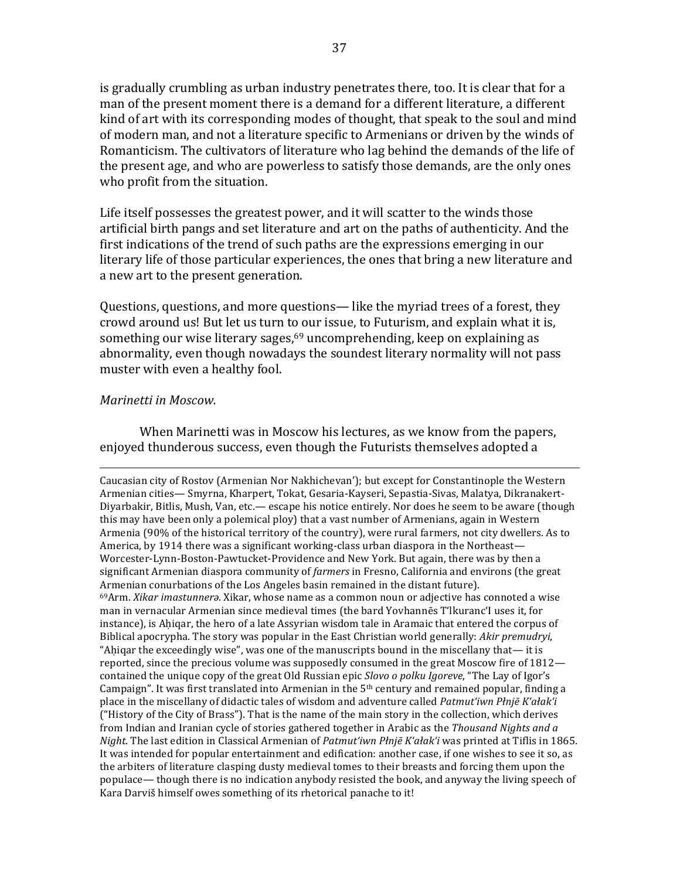is gradually crumbling as urban industry penetrates there, too. It is clear that for a man of the present moment there is a demand for a different literature, a different kind of art with its corresponding modes of thought, that speak to the soul and mind of modern man, and not a literature specific to Armenians or driven by the winds of Romanticism. The cultivators of literature who lag behind the demands of the life of the present age, and who are powerless to satisfy those demands, are the only ones who profit from the situation.

Life itself possesses the greatest power, and it will scatter to the winds those artificial birth pangs and set literature and art on the paths of authenticity. And the first indications of the trend of such paths are the expressions emerging in our literary life of those particular experiences, the ones that bring a new literature and a new art to the present generation.

Questions, questions, and more questions— like the myriad trees of a forest, they crowd around us! But let us turn to our issue, to Futurism, and explain what it is, something our wise literary sages,[69] uncomprehending, keep on explaining as abnormality, even though nowadays the soundest literary normality will not pass muster with even a healthy fool.

*Marinetti in Moscow.*

When Marinetti was in Moscow his lectures, as we know from the papers, enjoyed thunderous success, even though the Futurists themselves adopted a

---

Caucasian city of Rostov (Armenian Nor Nakhichevan'); but except for Constantinople the Western Armenian cities— Smyrna, Kharpert, Tokat, Gesaria-Kayseri, Sepastia-Sivas, Malatya, Dikranakert-Diyarbakir, Bitlis, Mush, Van, etc.— escape his notice entirely. Nor does he seem to be aware (though this may have been only a polemical ploy) that a vast number of Armenians, again in Western Armenia (90% of the historical territory of the country), were rural farmers, not city dwellers. As to America, by 1914 there was a significant working-class urban diaspora in the Northeast— Worcester-Lynn-Boston-Pawtucket-Providence and New York. But again, there was by then a significant Armenian diaspora community of *farmers* in Fresno, California and environs (the great Armenian conurbations of the Los Angeles basin remained in the distant future).

[69]Arm. *Xikar imastunnerə*. Xikar, whose name as a common noun or adjective has connoted a wise man in vernacular Armenian since medieval times (the bard Yovhannēs T'lkuranc'I uses it, for instance), is Aḥiqar, the hero of a late Assyrian wisdom tale in Aramaic that entered the corpus of Biblical apocrypha. The story was popular in the East Christian world generally: *Akir premudryi*, "Aḥiqar the exceedingly wise", was one of the manuscripts bound in the miscellany that— it is reported, since the precious volume was supposedly consumed in the great Moscow fire of 1812— contained the unique copy of the great Old Russian epic *Slovo o polku Igoreve*, "The Lay of Igor's Campaign". It was first translated into Armenian in the 5th century and remained popular, finding a place in the miscellany of didactic tales of wisdom and adventure called *Patmut'iwn Płnjē K'ałak'i* ("History of the City of Brass"). That is the name of the main story in the collection, which derives from Indian and Iranian cycle of stories gathered together in Arabic as the *Thousand Nights and a Night*. The last edition in Classical Armenian of *Patmut'iwn Płnjē K'ałak'i* was printed at Tiflis in 1865. It was intended for popular entertainment and edification: another case, if one wishes to see it so, as the arbiters of literature clasping dusty medieval tomes to their breasts and forcing them upon the populace— though there is no indication anybody resisted the book, and anyway the living speech of Kara Darviš himself owes something of its rhetorical panache to it!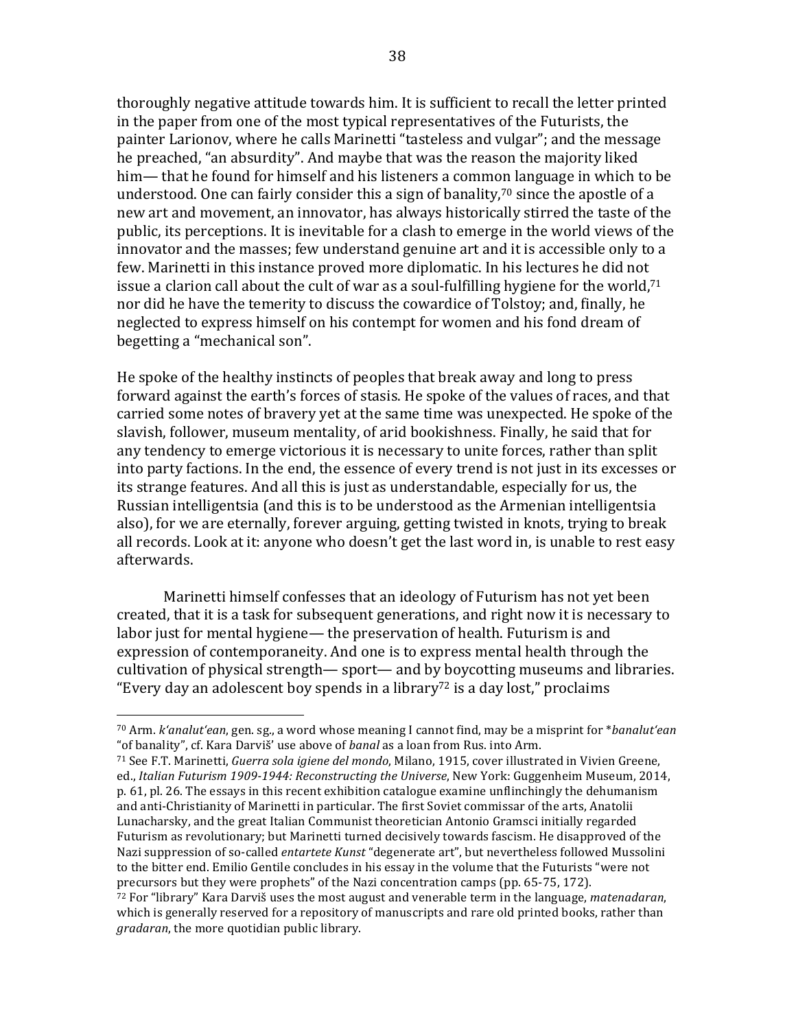thoroughly negative attitude towards him. It is sufficient to recall the letter printed in the paper from one of the most typical representatives of the Futurists, the painter Larionov, where he calls Marinetti "tasteless and vulgar"; and the message he preached, "an absurdity". And maybe that was the reason the majority liked him— that he found for himself and his listeners a common language in which to be understood. One can fairly consider this a sign of banality,[70] since the apostle of a new art and movement, an innovator, has always historically stirred the taste of the public, its perceptions. It is inevitable for a clash to emerge in the world views of the innovator and the masses; few understand genuine art and it is accessible only to a few. Marinetti in this instance proved more diplomatic. In his lectures he did not issue a clarion call about the cult of war as a soul-fulfilling hygiene for the world,[71] nor did he have the temerity to discuss the cowardice of Tolstoy; and, finally, he neglected to express himself on his contempt for women and his fond dream of begetting a "mechanical son".

He spoke of the healthy instincts of peoples that break away and long to press forward against the earth's forces of stasis. He spoke of the values of races, and that carried some notes of bravery yet at the same time was unexpected. He spoke of the slavish, follower, museum mentality, of arid bookishness. Finally, he said that for any tendency to emerge victorious it is necessary to unite forces, rather than split into party factions. In the end, the essence of every trend is not just in its excesses or its strange features. And all this is just as understandable, especially for us, the Russian intelligentsia (and this is to be understood as the Armenian intelligentsia also), for we are eternally, forever arguing, getting twisted in knots, trying to break all records. Look at it: anyone who doesn't get the last word in, is unable to rest easy afterwards.

Marinetti himself confesses that an ideology of Futurism has not yet been created, that it is a task for subsequent generations, and right now it is necessary to labor just for mental hygiene— the preservation of health. Futurism is and expression of contemporaneity. And one is to express mental health through the cultivation of physical strength— sport— and by boycotting museums and libraries. "Every day an adolescent boy spends in a library[72] is a day lost," proclaims

---

[70] Arm. *k'analut'ean*, gen. sg., a word whose meaning I cannot find, may be a misprint for **banalut'ean* "of banality", cf. Kara Darviš' use above of *banal* as a loan from Rus. into Arm.

[71] See F.T. Marinetti, *Guerra sola igiene del mondo*, Milano, 1915, cover illustrated in Vivien Greene, ed., *Italian Futurism 1909-1944: Reconstructing the Universe*, New York: Guggenheim Museum, 2014, p. 61, pl. 26. The essays in this recent exhibition catalogue examine unflinchingly the dehumanism and anti-Christianity of Marinetti in particular. The first Soviet commissar of the arts, Anatolii Lunacharsky, and the great Italian Communist theoretician Antonio Gramsci initially regarded Futurism as revolutionary; but Marinetti turned decisively towards fascism. He disapproved of the Nazi suppression of so-called *entartete Kunst* "degenerate art", but nevertheless followed Mussolini to the bitter end. Emilio Gentile concludes in his essay in the volume that the Futurists "were not precursors but they were prophets" of the Nazi concentration camps (pp. 65-75, 172).

[72] For "library" Kara Darviš uses the most august and venerable term in the language, *matenadaran*, which is generally reserved for a repository of manuscripts and rare old printed books, rather than *gradaran*, the more quotidian public library.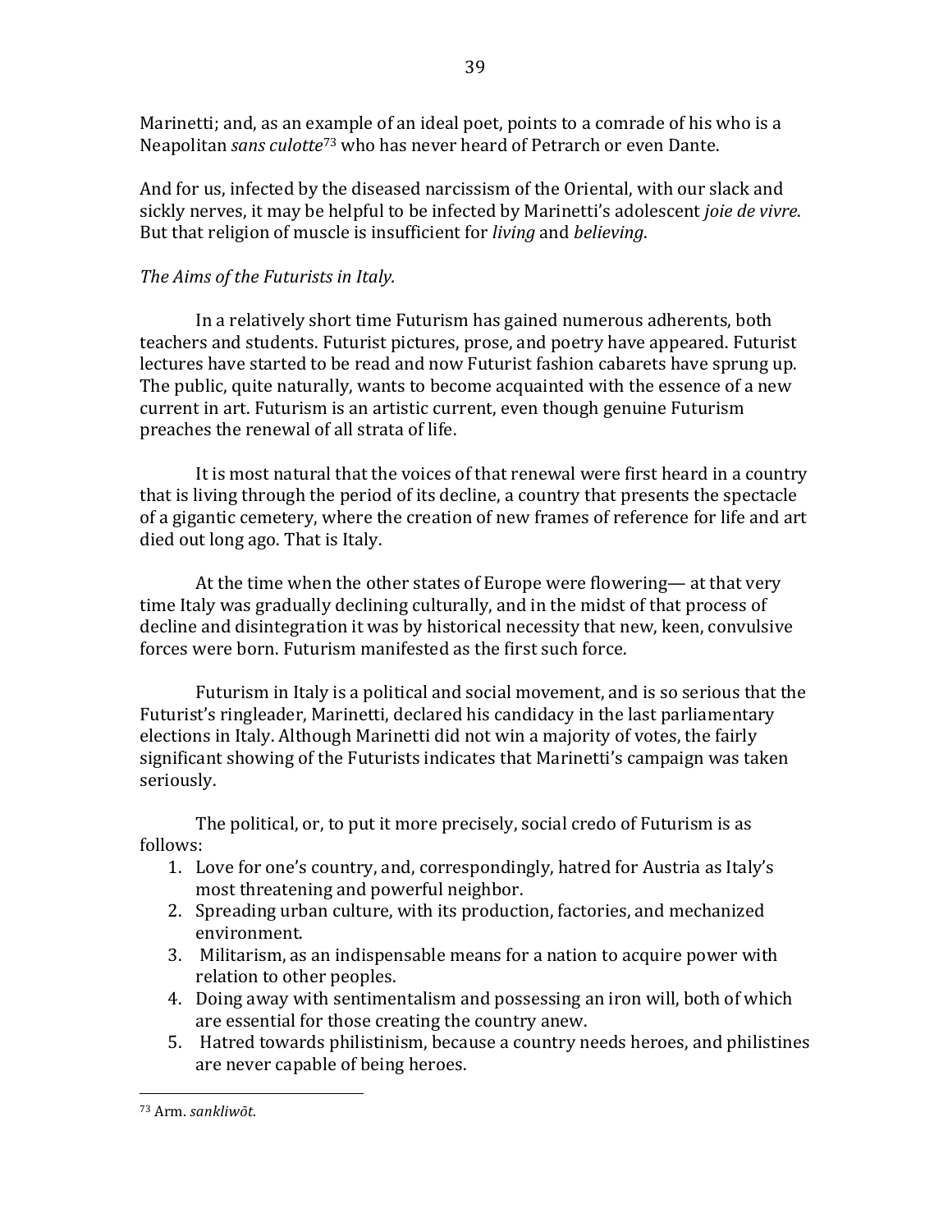Marinetti; and, as an example of an ideal poet, points to a comrade of his who is a Neapolitan *sans culotte*[73] who has never heard of Petrarch or even Dante.

And for us, infected by the diseased narcissism of the Oriental, with our slack and sickly nerves, it may be helpful to be infected by Marinetti's adolescent *joie de vivre*. But that religion of muscle is insufficient for *living* and *believing*.

*The Aims of the Futurists in Italy.*

In a relatively short time Futurism has gained numerous adherents, both teachers and students. Futurist pictures, prose, and poetry have appeared. Futurist lectures have started to be read and now Futurist fashion cabarets have sprung up. The public, quite naturally, wants to become acquainted with the essence of a new current in art. Futurism is an artistic current, even though genuine Futurism preaches the renewal of all strata of life.

It is most natural that the voices of that renewal were first heard in a country that is living through the period of its decline, a country that presents the spectacle of a gigantic cemetery, where the creation of new frames of reference for life and art died out long ago. That is Italy.

At the time when the other states of Europe were flowering— at that very time Italy was gradually declining culturally, and in the midst of that process of decline and disintegration it was by historical necessity that new, keen, convulsive forces were born. Futurism manifested as the first such force.

Futurism in Italy is a political and social movement, and is so serious that the Futurist's ringleader, Marinetti, declared his candidacy in the last parliamentary elections in Italy. Although Marinetti did not win a majority of votes, the fairly significant showing of the Futurists indicates that Marinetti's campaign was taken seriously.

The political, or, to put it more precisely, social credo of Futurism is as follows:

1. Love for one's country, and, correspondingly, hatred for Austria as Italy's most threatening and powerful neighbor.
2. Spreading urban culture, with its production, factories, and mechanized environment.
3. Militarism, as an indispensable means for a nation to acquire power with relation to other peoples.
4. Doing away with sentimentalism and possessing an iron will, both of which are essential for those creating the country anew.
5. Hatred towards philistinism, because a country needs heroes, and philistines are never capable of being heroes.

---

[73] Arm. *sankliwōt*.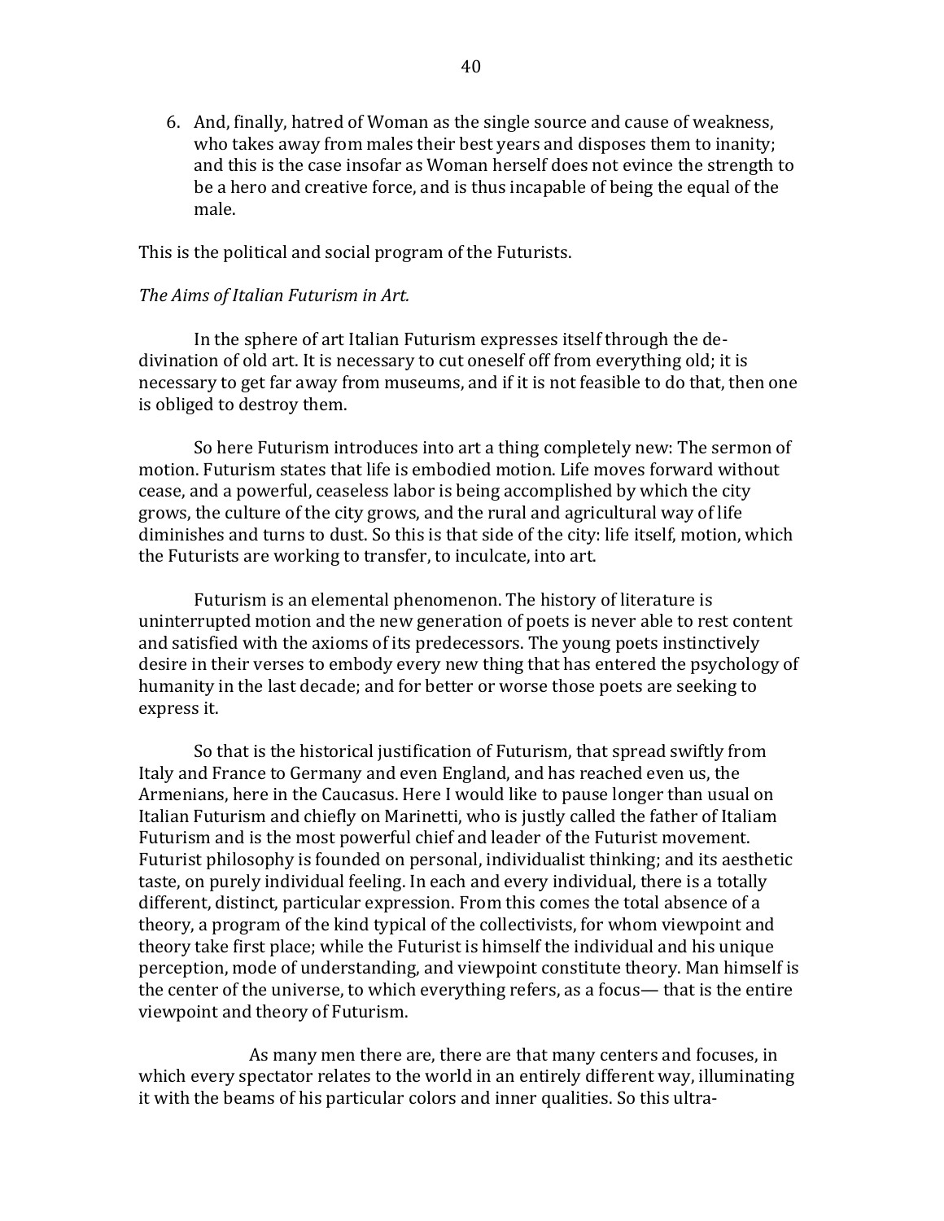6. And, finally, hatred of Woman as the single source and cause of weakness, who takes away from males their best years and disposes them to inanity; and this is the case insofar as Woman herself does not evince the strength to be a hero and creative force, and is thus incapable of being the equal of the male.

This is the political and social program of the Futurists.

*The Aims of Italian Futurism in Art.*

In the sphere of art Italian Futurism expresses itself through the de-divination of old art. It is necessary to cut oneself off from everything old; it is necessary to get far away from museums, and if it is not feasible to do that, then one is obliged to destroy them.

So here Futurism introduces into art a thing completely new: The sermon of motion. Futurism states that life is embodied motion. Life moves forward without cease, and a powerful, ceaseless labor is being accomplished by which the city grows, the culture of the city grows, and the rural and agricultural way of life diminishes and turns to dust. So this is that side of the city: life itself, motion, which the Futurists are working to transfer, to inculcate, into art.

Futurism is an elemental phenomenon. The history of literature is uninterrupted motion and the new generation of poets is never able to rest content and satisfied with the axioms of its predecessors. The young poets instinctively desire in their verses to embody every new thing that has entered the psychology of humanity in the last decade; and for better or worse those poets are seeking to express it.

So that is the historical justification of Futurism, that spread swiftly from Italy and France to Germany and even England, and has reached even us, the Armenians, here in the Caucasus. Here I would like to pause longer than usual on Italian Futurism and chiefly on Marinetti, who is justly called the father of Italiam Futurism and is the most powerful chief and leader of the Futurist movement. Futurist philosophy is founded on personal, individualist thinking; and its aesthetic taste, on purely individual feeling. In each and every individual, there is a totally different, distinct, particular expression. From this comes the total absence of a theory, a program of the kind typical of the collectivists, for whom viewpoint and theory take first place; while the Futurist is himself the individual and his unique perception, mode of understanding, and viewpoint constitute theory. Man himself is the center of the universe, to which everything refers, as a focus— that is the entire viewpoint and theory of Futurism.

As many men there are, there are that many centers and focuses, in which every spectator relates to the world in an entirely different way, illuminating it with the beams of his particular colors and inner qualities. So this ultra-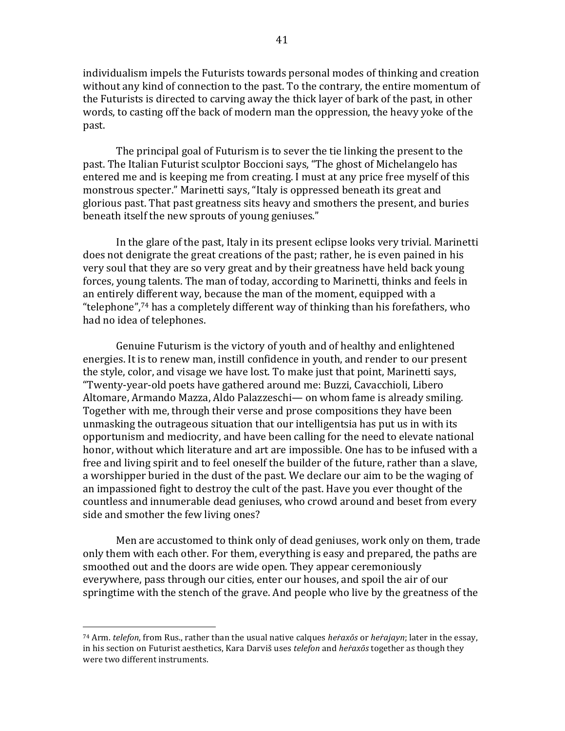individualism impels the Futurists towards personal modes of thinking and creation without any kind of connection to the past. To the contrary, the entire momentum of the Futurists is directed to carving away the thick layer of bark of the past, in other words, to casting off the back of modern man the oppression, the heavy yoke of the past.

The principal goal of Futurism is to sever the tie linking the present to the past. The Italian Futurist sculptor Boccioni says, "The ghost of Michelangelo has entered me and is keeping me from creating. I must at any price free myself of this monstrous specter." Marinetti says, "Italy is oppressed beneath its great and glorious past. That past greatness sits heavy and smothers the present, and buries beneath itself the new sprouts of young geniuses."

In the glare of the past, Italy in its present eclipse looks very trivial. Marinetti does not denigrate the great creations of the past; rather, he is even pained in his very soul that they are so very great and by their greatness have held back young forces, young talents. The man of today, according to Marinetti, thinks and feels in an entirely different way, because the man of the moment, equipped with a "telephone",[74] has a completely different way of thinking than his forefathers, who had no idea of telephones.

Genuine Futurism is the victory of youth and of healthy and enlightened energies. It is to renew man, instill confidence in youth, and render to our present the style, color, and visage we have lost. To make just that point, Marinetti says, "Twenty-year-old poets have gathered around me: Buzzi, Cavacchioli, Libero Altomare, Armando Mazza, Aldo Palazzeschi— on whom fame is already smiling. Together with me, through their verse and prose compositions they have been unmasking the outrageous situation that our intelligentsia has put us in with its opportunism and mediocrity, and have been calling for the need to elevate national honor, without which literature and art are impossible. One has to be infused with a free and living spirit and to feel oneself the builder of the future, rather than a slave, a worshipper buried in the dust of the past. We declare our aim to be the waging of an impassioned fight to destroy the cult of the past. Have you ever thought of the countless and innumerable dead geniuses, who crowd around and beset from every side and smother the few living ones?

Men are accustomed to think only of dead geniuses, work only on them, trade only them with each other. For them, everything is easy and prepared, the paths are smoothed out and the doors are wide open. They appear ceremoniously everywhere, pass through our cities, enter our houses, and spoil the air of our springtime with the stench of the grave. And people who live by the greatness of the

---

[74] Arm. *telefon*, from Rus., rather than the usual native calques *heṙaxōs* or *heṙajayn*; later in the essay, in his section on Futurist aesthetics, Kara Darviš uses *telefon* and *heṙaxōs* together as though they were two different instruments.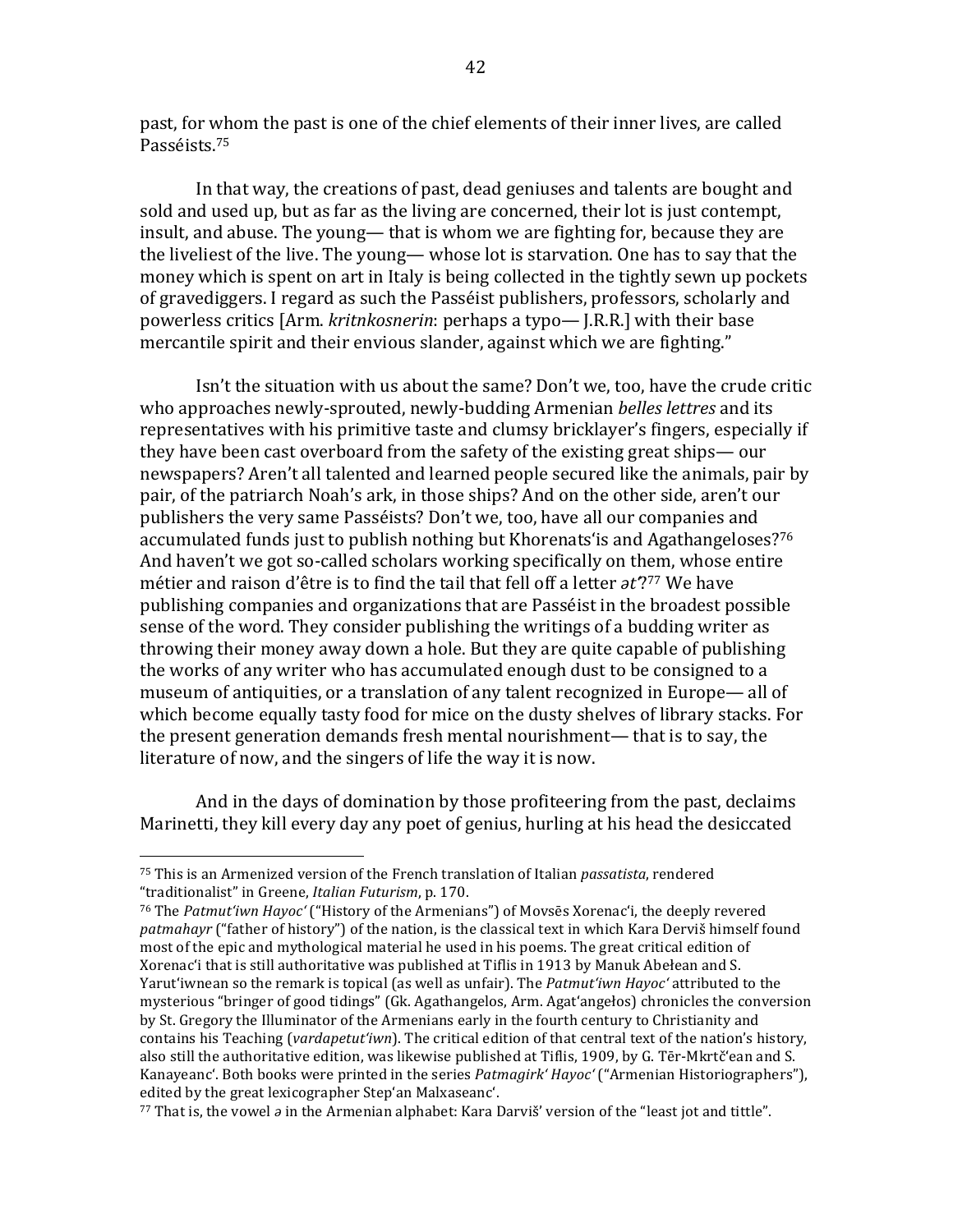past, for whom the past is one of the chief elements of their inner lives, are called Passéists.[75]

In that way, the creations of past, dead geniuses and talents are bought and sold and used up, but as far as the living are concerned, their lot is just contempt, insult, and abuse. The young— that is whom we are fighting for, because they are the liveliest of the live. The young— whose lot is starvation. One has to say that the money which is spent on art in Italy is being collected in the tightly sewn up pockets of gravediggers. I regard as such the Passéist publishers, professors, scholarly and powerless critics [Arm. *kritnkosnerin*: perhaps a typo— J.R.R.] with their base mercantile spirit and their envious slander, against which we are fighting."

Isn't the situation with us about the same? Don't we, too, have the crude critic who approaches newly-sprouted, newly-budding Armenian *belles lettres* and its representatives with his primitive taste and clumsy bricklayer's fingers, especially if they have been cast overboard from the safety of the existing great ships— our newspapers? Aren't all talented and learned people secured like the animals, pair by pair, of the patriarch Noah's ark, in those ships? And on the other side, aren't our publishers the very same Passéists? Don't we, too, have all our companies and accumulated funds just to publish nothing but Khorenats'is and Agathangeloses?[76] And haven't we got so-called scholars working specifically on them, whose entire métier and raison d'être is to find the tail that fell off a letter *ət'*?[77] We have publishing companies and organizations that are Passéist in the broadest possible sense of the word. They consider publishing the writings of a budding writer as throwing their money away down a hole. But they are quite capable of publishing the works of any writer who has accumulated enough dust to be consigned to a museum of antiquities, or a translation of any talent recognized in Europe— all of which become equally tasty food for mice on the dusty shelves of library stacks. For the present generation demands fresh mental nourishment— that is to say, the literature of now, and the singers of life the way it is now.

And in the days of domination by those profiteering from the past, declaims Marinetti, they kill every day any poet of genius, hurling at his head the desiccated

---

[75] This is an Armenized version of the French translation of Italian *passatista*, rendered "traditionalist" in Greene, *Italian Futurism*, p. 170.

[76] The *Patmut'iwn Hayoc'* ("History of the Armenians") of Movsēs Xorenac'i, the deeply revered *patmahayr* ("father of history") of the nation, is the classical text in which Kara Derviš himself found most of the epic and mythological material he used in his poems. The great critical edition of Xorenac'i that is still authoritative was published at Tiflis in 1913 by Manuk Abełean and S. Yarut'iwnean so the remark is topical (as well as unfair). The *Patmut'iwn Hayoc'* attributed to the mysterious "bringer of good tidings" (Gk. Agathangelos, Arm. Agat'angełos) chronicles the conversion by St. Gregory the Illuminator of the Armenians early in the fourth century to Christianity and contains his Teaching (*vardapetut'iwn*). The critical edition of that central text of the nation's history, also still the authoritative edition, was likewise published at Tiflis, 1909, by G. Tēr-Mkrtč'ean and S. Kanayeanc'. Both books were printed in the series *Patmagirk' Hayoc'* ("Armenian Historiographers"), edited by the great lexicographer Step'an Malxaseanc'.

[77] That is, the vowel *ə* in the Armenian alphabet: Kara Darviš' version of the "least jot and tittle".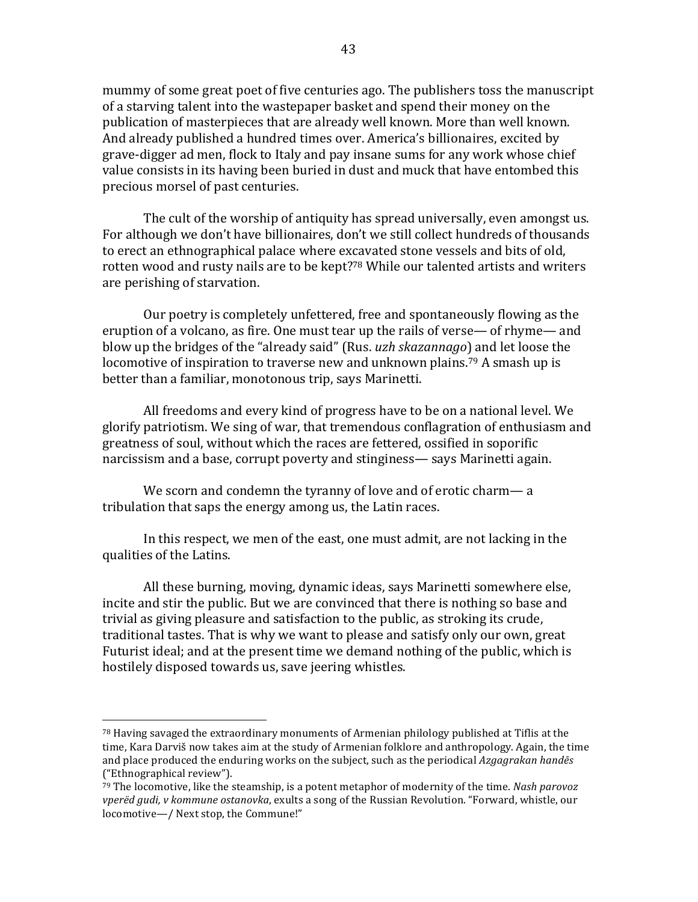mummy of some great poet of five centuries ago. The publishers toss the manuscript of a starving talent into the wastepaper basket and spend their money on the publication of masterpieces that are already well known. More than well known. And already published a hundred times over. America's billionaires, excited by grave-digger ad men, flock to Italy and pay insane sums for any work whose chief value consists in its having been buried in dust and muck that have entombed this precious morsel of past centuries.

The cult of the worship of antiquity has spread universally, even amongst us. For although we don't have billionaires, don't we still collect hundreds of thousands to erect an ethnographical palace where excavated stone vessels and bits of old, rotten wood and rusty nails are to be kept?[78] While our talented artists and writers are perishing of starvation.

Our poetry is completely unfettered, free and spontaneously flowing as the eruption of a volcano, as fire. One must tear up the rails of verse— of rhyme— and blow up the bridges of the "already said" (Rus. *uzh skazannago*) and let loose the locomotive of inspiration to traverse new and unknown plains.[79] A smash up is better than a familiar, monotonous trip, says Marinetti.

All freedoms and every kind of progress have to be on a national level. We glorify patriotism. We sing of war, that tremendous conflagration of enthusiasm and greatness of soul, without which the races are fettered, ossified in soporific narcissism and a base, corrupt poverty and stinginess— says Marinetti again.

We scorn and condemn the tyranny of love and of erotic charm— a tribulation that saps the energy among us, the Latin races.

In this respect, we men of the east, one must admit, are not lacking in the qualities of the Latins.

All these burning, moving, dynamic ideas, says Marinetti somewhere else, incite and stir the public. But we are convinced that there is nothing so base and trivial as giving pleasure and satisfaction to the public, as stroking its crude, traditional tastes. That is why we want to please and satisfy only our own, great Futurist ideal; and at the present time we demand nothing of the public, which is hostilely disposed towards us, save jeering whistles.

---

[78] Having savaged the extraordinary monuments of Armenian philology published at Tiflis at the time, Kara Darviš now takes aim at the study of Armenian folklore and anthropology. Again, the time and place produced the enduring works on the subject, such as the periodical *Azgagrakan handēs* ("Ethnographical review").

[79] The locomotive, like the steamship, is a potent metaphor of modernity of the time. *Nash parovoz vperëd gudi, v kommune ostanovka*, exults a song of the Russian Revolution. "Forward, whistle, our locomotive—/ Next stop, the Commune!"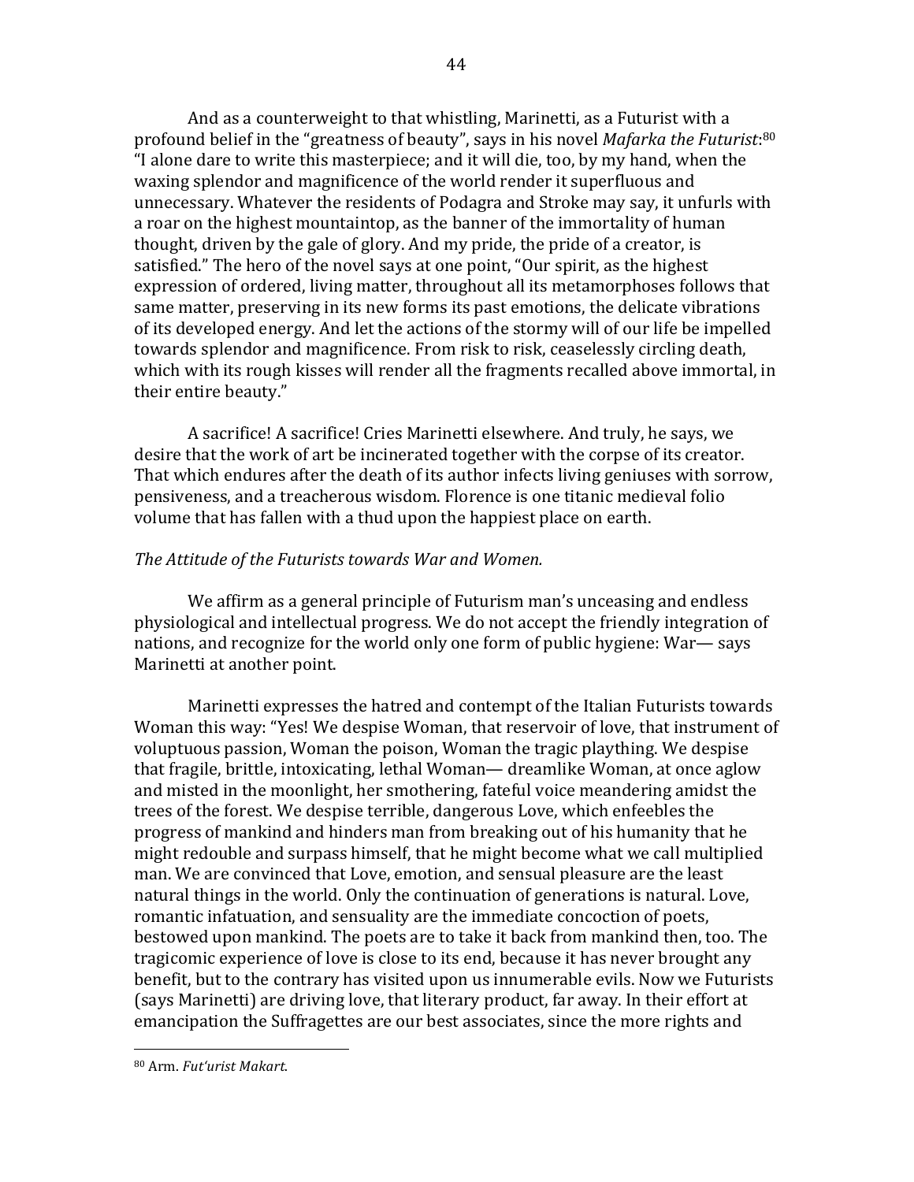And as a counterweight to that whistling, Marinetti, as a Futurist with a profound belief in the "greatness of beauty", says in his novel *Mafarka the Futurist*:[80] "I alone dare to write this masterpiece; and it will die, too, by my hand, when the waxing splendor and magnificence of the world render it superfluous and unnecessary. Whatever the residents of Podagra and Stroke may say, it unfurls with a roar on the highest mountaintop, as the banner of the immortality of human thought, driven by the gale of glory. And my pride, the pride of a creator, is satisfied." The hero of the novel says at one point, "Our spirit, as the highest expression of ordered, living matter, throughout all its metamorphoses follows that same matter, preserving in its new forms its past emotions, the delicate vibrations of its developed energy. And let the actions of the stormy will of our life be impelled towards splendor and magnificence. From risk to risk, ceaselessly circling death, which with its rough kisses will render all the fragments recalled above immortal, in their entire beauty."

A sacrifice! A sacrifice! Cries Marinetti elsewhere. And truly, he says, we desire that the work of art be incinerated together with the corpse of its creator. That which endures after the death of its author infects living geniuses with sorrow, pensiveness, and a treacherous wisdom. Florence is one titanic medieval folio volume that has fallen with a thud upon the happiest place on earth.

*The Attitude of the Futurists towards War and Women.*

We affirm as a general principle of Futurism man's unceasing and endless physiological and intellectual progress. We do not accept the friendly integration of nations, and recognize for the world only one form of public hygiene: War— says Marinetti at another point.

Marinetti expresses the hatred and contempt of the Italian Futurists towards Woman this way: "Yes! We despise Woman, that reservoir of love, that instrument of voluptuous passion, Woman the poison, Woman the tragic plaything. We despise that fragile, brittle, intoxicating, lethal Woman— dreamlike Woman, at once aglow and misted in the moonlight, her smothering, fateful voice meandering amidst the trees of the forest. We despise terrible, dangerous Love, which enfeebles the progress of mankind and hinders man from breaking out of his humanity that he might redouble and surpass himself, that he might become what we call multiplied man. We are convinced that Love, emotion, and sensual pleasure are the least natural things in the world. Only the continuation of generations is natural. Love, romantic infatuation, and sensuality are the immediate concoction of poets, bestowed upon mankind. The poets are to take it back from mankind then, too. The tragicomic experience of love is close to its end, because it has never brought any benefit, but to the contrary has visited upon us innumerable evils. Now we Futurists (says Marinetti) are driving love, that literary product, far away. In their effort at emancipation the Suffragettes are our best associates, since the more rights and

---

[80] Arm. *Fut'urist Makart.*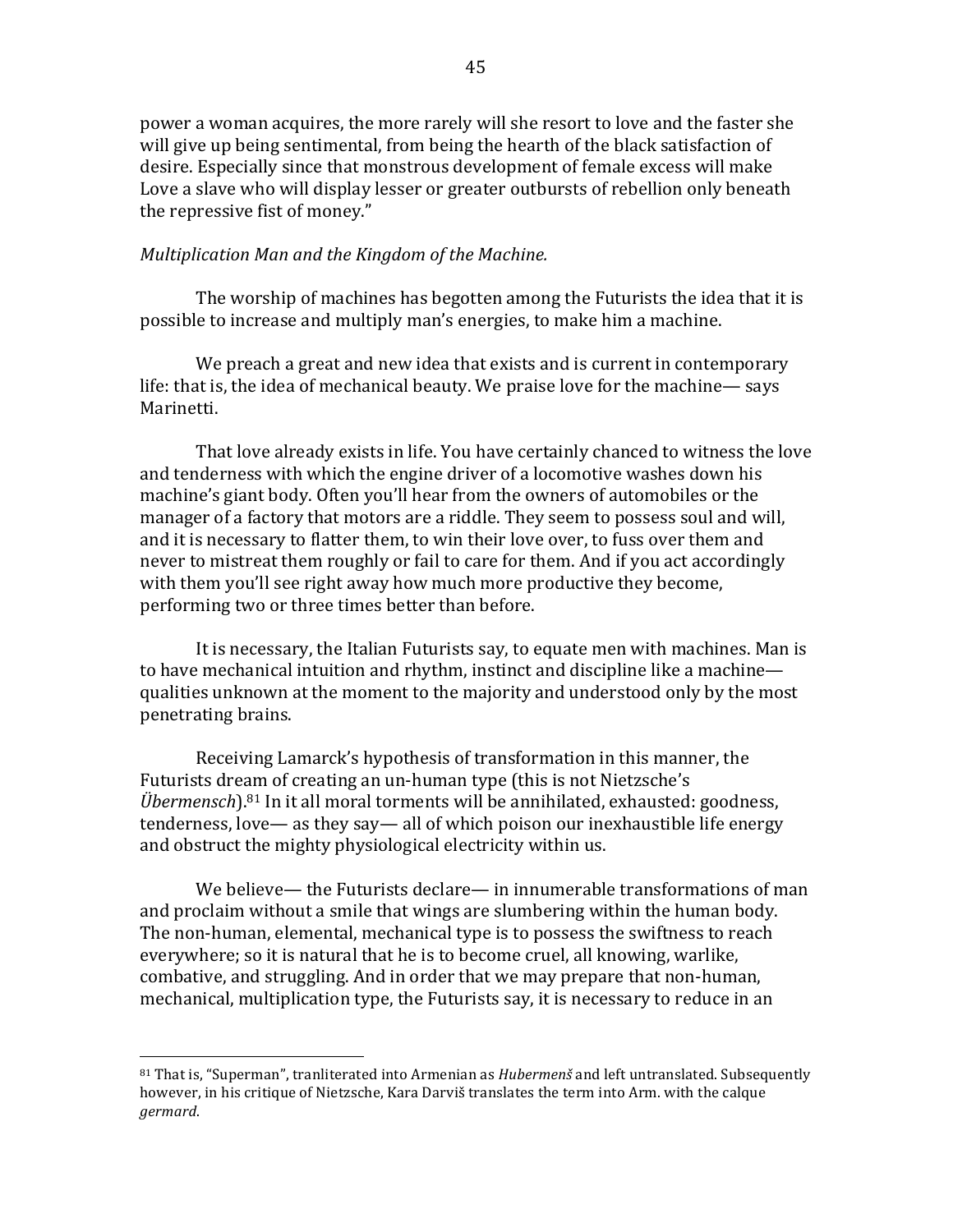power a woman acquires, the more rarely will she resort to love and the faster she will give up being sentimental, from being the hearth of the black satisfaction of desire. Especially since that monstrous development of female excess will make Love a slave who will display lesser or greater outbursts of rebellion only beneath the repressive fist of money."

*Multiplication Man and the Kingdom of the Machine.*

The worship of machines has begotten among the Futurists the idea that it is possible to increase and multiply man's energies, to make him a machine.

We preach a great and new idea that exists and is current in contemporary life: that is, the idea of mechanical beauty. We praise love for the machine— says Marinetti.

That love already exists in life. You have certainly chanced to witness the love and tenderness with which the engine driver of a locomotive washes down his machine's giant body. Often you'll hear from the owners of automobiles or the manager of a factory that motors are a riddle. They seem to possess soul and will, and it is necessary to flatter them, to win their love over, to fuss over them and never to mistreat them roughly or fail to care for them. And if you act accordingly with them you'll see right away how much more productive they become, performing two or three times better than before.

It is necessary, the Italian Futurists say, to equate men with machines. Man is to have mechanical intuition and rhythm, instinct and discipline like a machine— qualities unknown at the moment to the majority and understood only by the most penetrating brains.

Receiving Lamarck's hypothesis of transformation in this manner, the Futurists dream of creating an un-human type (this is not Nietzsche's *Übermensch*).[81] In it all moral torments will be annihilated, exhausted: goodness, tenderness, love— as they say— all of which poison our inexhaustible life energy and obstruct the mighty physiological electricity within us.

We believe— the Futurists declare— in innumerable transformations of man and proclaim without a smile that wings are slumbering within the human body. The non-human, elemental, mechanical type is to possess the swiftness to reach everywhere; so it is natural that he is to become cruel, all knowing, warlike, combative, and struggling. And in order that we may prepare that non-human, mechanical, multiplication type, the Futurists say, it is necessary to reduce in an

---

[81] That is, "Superman", tranliterated into Armenian as *Hubermenš* and left untranslated. Subsequently however, in his critique of Nietzsche, Kara Darviš translates the term into Arm. with the calque *germard*.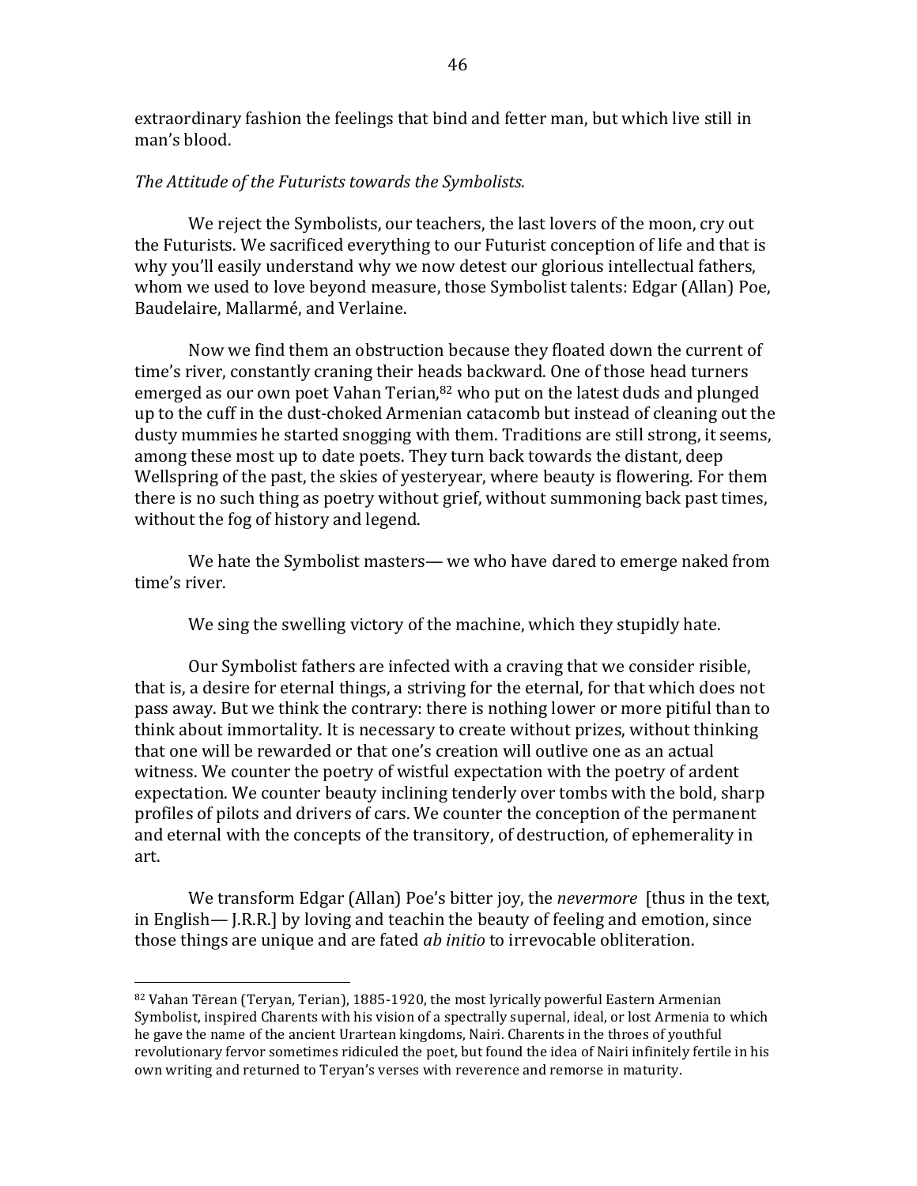extraordinary fashion the feelings that bind and fetter man, but which live still in man's blood.

*The Attitude of the Futurists towards the Symbolists.*

We reject the Symbolists, our teachers, the last lovers of the moon, cry out the Futurists. We sacrificed everything to our Futurist conception of life and that is why you'll easily understand why we now detest our glorious intellectual fathers, whom we used to love beyond measure, those Symbolist talents: Edgar (Allan) Poe, Baudelaire, Mallarmé, and Verlaine.

Now we find them an obstruction because they floated down the current of time's river, constantly craning their heads backward. One of those head turners emerged as our own poet Vahan Terian,[82] who put on the latest duds and plunged up to the cuff in the dust-choked Armenian catacomb but instead of cleaning out the dusty mummies he started snogging with them. Traditions are still strong, it seems, among these most up to date poets. They turn back towards the distant, deep Wellspring of the past, the skies of yesteryear, where beauty is flowering. For them there is no such thing as poetry without grief, without summoning back past times, without the fog of history and legend.

We hate the Symbolist masters— we who have dared to emerge naked from time's river.

We sing the swelling victory of the machine, which they stupidly hate.

Our Symbolist fathers are infected with a craving that we consider risible, that is, a desire for eternal things, a striving for the eternal, for that which does not pass away. But we think the contrary: there is nothing lower or more pitiful than to think about immortality. It is necessary to create without prizes, without thinking that one will be rewarded or that one's creation will outlive one as an actual witness. We counter the poetry of wistful expectation with the poetry of ardent expectation. We counter beauty inclining tenderly over tombs with the bold, sharp profiles of pilots and drivers of cars. We counter the conception of the permanent and eternal with the concepts of the transitory, of destruction, of ephemerality in art.

We transform Edgar (Allan) Poe's bitter joy, the *nevermore* [thus in the text, in English— J.R.R.] by loving and teachin the beauty of feeling and emotion, since those things are unique and are fated *ab initio* to irrevocable obliteration.

---

[82] Vahan Tērean (Teryan, Terian), 1885-1920, the most lyrically powerful Eastern Armenian Symbolist, inspired Charents with his vision of a spectrally supernal, ideal, or lost Armenia to which he gave the name of the ancient Urartean kingdoms, Nairi. Charents in the throes of youthful revolutionary fervor sometimes ridiculed the poet, but found the idea of Nairi infinitely fertile in his own writing and returned to Teryan's verses with reverence and remorse in maturity.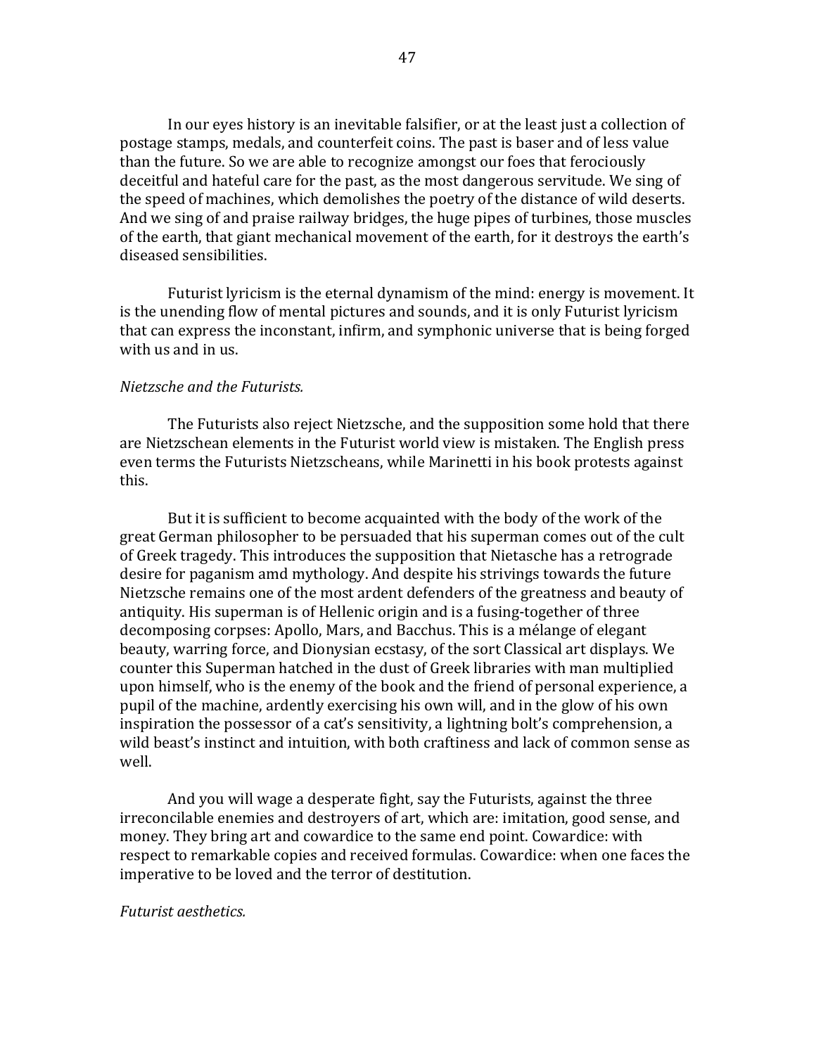In our eyes history is an inevitable falsifier, or at the least just a collection of postage stamps, medals, and counterfeit coins. The past is baser and of less value than the future. So we are able to recognize amongst our foes that ferociously deceitful and hateful care for the past, as the most dangerous servitude. We sing of the speed of machines, which demolishes the poetry of the distance of wild deserts. And we sing of and praise railway bridges, the huge pipes of turbines, those muscles of the earth, that giant mechanical movement of the earth, for it destroys the earth's diseased sensibilities.

Futurist lyricism is the eternal dynamism of the mind: energy is movement. It is the unending flow of mental pictures and sounds, and it is only Futurist lyricism that can express the inconstant, infirm, and symphonic universe that is being forged with us and in us.

*Nietzsche and the Futurists.*

The Futurists also reject Nietzsche, and the supposition some hold that there are Nietzschean elements in the Futurist world view is mistaken. The English press even terms the Futurists Nietzscheans, while Marinetti in his book protests against this.

But it is sufficient to become acquainted with the body of the work of the great German philosopher to be persuaded that his superman comes out of the cult of Greek tragedy. This introduces the supposition that Nietasche has a retrograde desire for paganism amd mythology. And despite his strivings towards the future Nietzsche remains one of the most ardent defenders of the greatness and beauty of antiquity. His superman is of Hellenic origin and is a fusing-together of three decomposing corpses: Apollo, Mars, and Bacchus. This is a mélange of elegant beauty, warring force, and Dionysian ecstasy, of the sort Classical art displays. We counter this Superman hatched in the dust of Greek libraries with man multiplied upon himself, who is the enemy of the book and the friend of personal experience, a pupil of the machine, ardently exercising his own will, and in the glow of his own inspiration the possessor of a cat's sensitivity, a lightning bolt's comprehension, a wild beast's instinct and intuition, with both craftiness and lack of common sense as well.

And you will wage a desperate fight, say the Futurists, against the three irreconcilable enemies and destroyers of art, which are: imitation, good sense, and money. They bring art and cowardice to the same end point. Cowardice: with respect to remarkable copies and received formulas. Cowardice: when one faces the imperative to be loved and the terror of destitution.

*Futurist aesthetics.*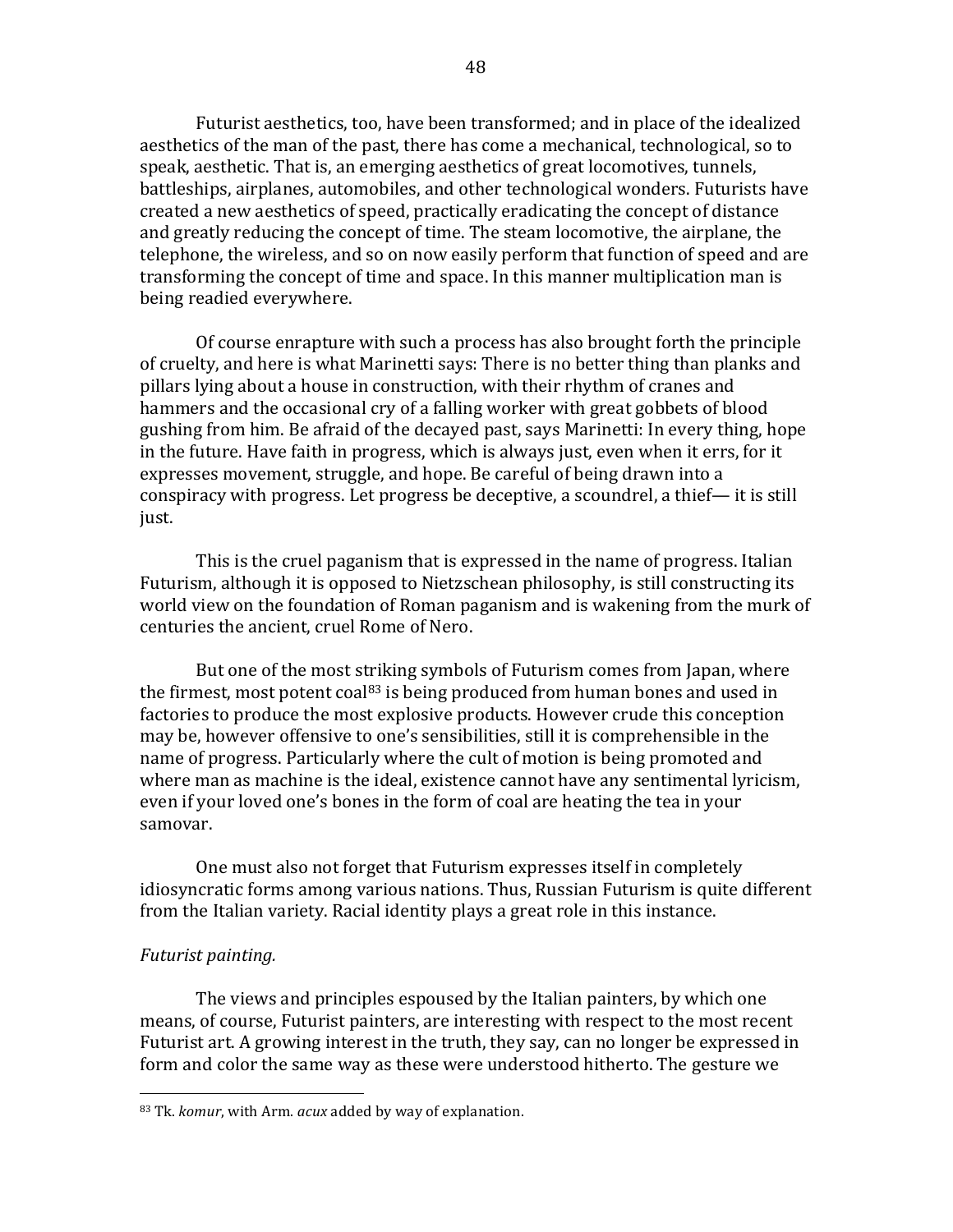Futurist aesthetics, too, have been transformed; and in place of the idealized aesthetics of the man of the past, there has come a mechanical, technological, so to speak, aesthetic. That is, an emerging aesthetics of great locomotives, tunnels, battleships, airplanes, automobiles, and other technological wonders. Futurists have created a new aesthetics of speed, practically eradicating the concept of distance and greatly reducing the concept of time. The steam locomotive, the airplane, the telephone, the wireless, and so on now easily perform that function of speed and are transforming the concept of time and space. In this manner multiplication man is being readied everywhere.

Of course enrapture with such a process has also brought forth the principle of cruelty, and here is what Marinetti says: There is no better thing than planks and pillars lying about a house in construction, with their rhythm of cranes and hammers and the occasional cry of a falling worker with great gobbets of blood gushing from him. Be afraid of the decayed past, says Marinetti: In every thing, hope in the future. Have faith in progress, which is always just, even when it errs, for it expresses movement, struggle, and hope. Be careful of being drawn into a conspiracy with progress. Let progress be deceptive, a scoundrel, a thief— it is still just.

This is the cruel paganism that is expressed in the name of progress. Italian Futurism, although it is opposed to Nietzschean philosophy, is still constructing its world view on the foundation of Roman paganism and is wakening from the murk of centuries the ancient, cruel Rome of Nero.

But one of the most striking symbols of Futurism comes from Japan, where the firmest, most potent coal[83] is being produced from human bones and used in factories to produce the most explosive products. However crude this conception may be, however offensive to one's sensibilities, still it is comprehensible in the name of progress. Particularly where the cult of motion is being promoted and where man as machine is the ideal, existence cannot have any sentimental lyricism, even if your loved one's bones in the form of coal are heating the tea in your samovar.

One must also not forget that Futurism expresses itself in completely idiosyncratic forms among various nations. Thus, Russian Futurism is quite different from the Italian variety. Racial identity plays a great role in this instance.

*Futurist painting.*

The views and principles espoused by the Italian painters, by which one means, of course, Futurist painters, are interesting with respect to the most recent Futurist art. A growing interest in the truth, they say, can no longer be expressed in form and color the same way as these were understood hitherto. The gesture we

[83] Tk. *komur*, with Arm. *acux* added by way of explanation.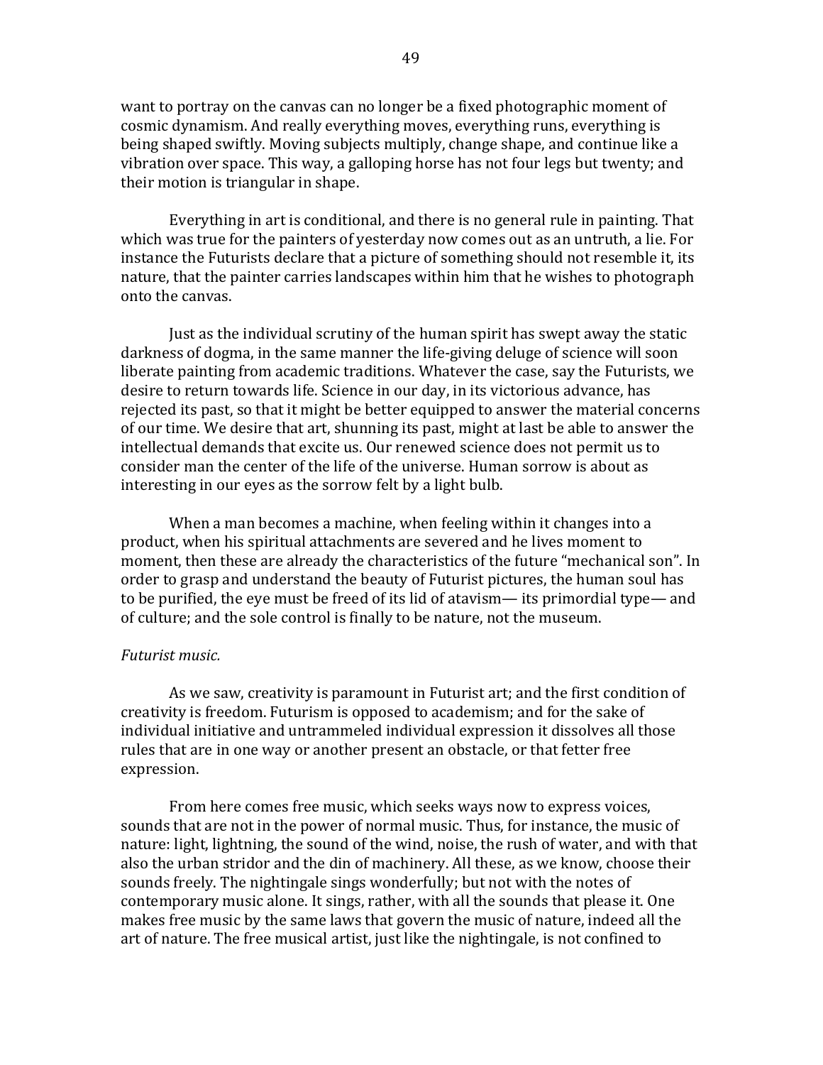want to portray on the canvas can no longer be a fixed photographic moment of cosmic dynamism. And really everything moves, everything runs, everything is being shaped swiftly. Moving subjects multiply, change shape, and continue like a vibration over space. This way, a galloping horse has not four legs but twenty; and their motion is triangular in shape.

Everything in art is conditional, and there is no general rule in painting. That which was true for the painters of yesterday now comes out as an untruth, a lie. For instance the Futurists declare that a picture of something should not resemble it, its nature, that the painter carries landscapes within him that he wishes to photograph onto the canvas.

Just as the individual scrutiny of the human spirit has swept away the static darkness of dogma, in the same manner the life-giving deluge of science will soon liberate painting from academic traditions. Whatever the case, say the Futurists, we desire to return towards life. Science in our day, in its victorious advance, has rejected its past, so that it might be better equipped to answer the material concerns of our time. We desire that art, shunning its past, might at last be able to answer the intellectual demands that excite us. Our renewed science does not permit us to consider man the center of the life of the universe. Human sorrow is about as interesting in our eyes as the sorrow felt by a light bulb.

When a man becomes a machine, when feeling within it changes into a product, when his spiritual attachments are severed and he lives moment to moment, then these are already the characteristics of the future "mechanical son". In order to grasp and understand the beauty of Futurist pictures, the human soul has to be purified, the eye must be freed of its lid of atavism— its primordial type— and of culture; and the sole control is finally to be nature, not the museum.

*Futurist music.*

As we saw, creativity is paramount in Futurist art; and the first condition of creativity is freedom. Futurism is opposed to academism; and for the sake of individual initiative and untrammeled individual expression it dissolves all those rules that are in one way or another present an obstacle, or that fetter free expression.

From here comes free music, which seeks ways now to express voices, sounds that are not in the power of normal music. Thus, for instance, the music of nature: light, lightning, the sound of the wind, noise, the rush of water, and with that also the urban stridor and the din of machinery. All these, as we know, choose their sounds freely. The nightingale sings wonderfully; but not with the notes of contemporary music alone. It sings, rather, with all the sounds that please it. One makes free music by the same laws that govern the music of nature, indeed all the art of nature. The free musical artist, just like the nightingale, is not confined to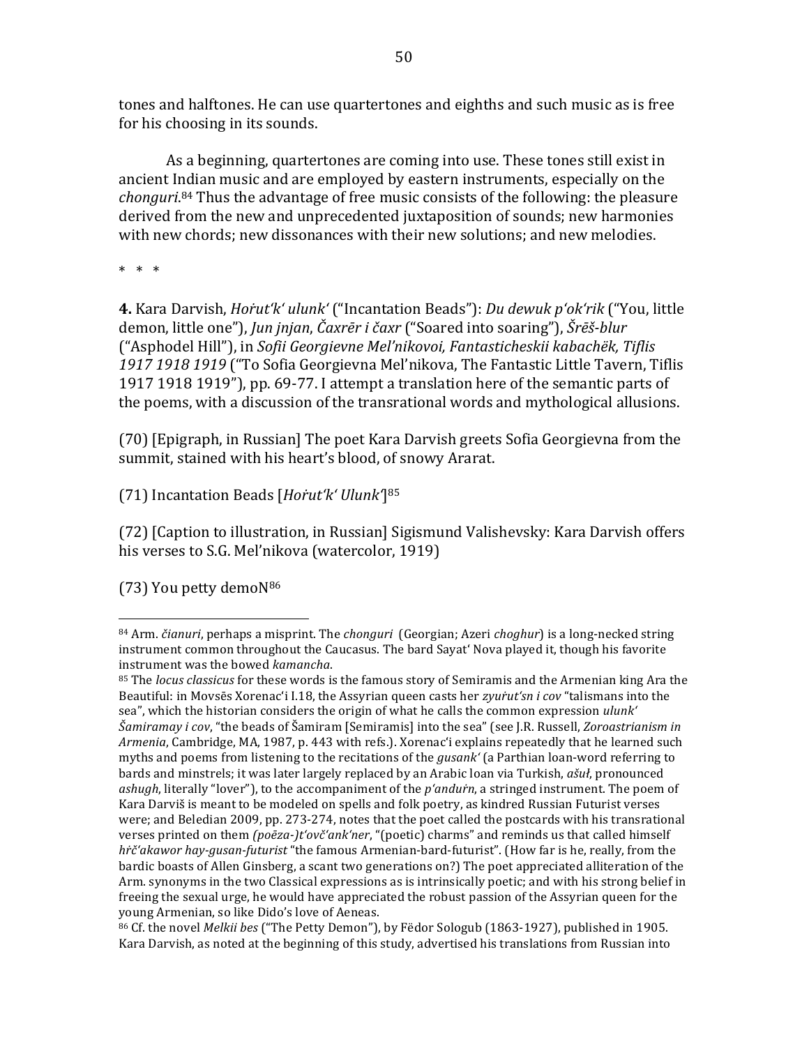tones and halftones. He can use quartertones and eighths and such music as is free for his choosing in its sounds.

As a beginning, quartertones are coming into use. These tones still exist in ancient Indian music and are employed by eastern instruments, especially on the *chonguri*.[84] Thus the advantage of free music consists of the following: the pleasure derived from the new and unprecedented juxtaposition of sounds; new harmonies with new chords; new dissonances with their new solutions; and new melodies.

\* \* \*

**4.** Kara Darvish, *Hoṙut'k' ulunk'* ("Incantation Beads"): *Du dewuk p'ok'rik* ("You, little demon, little one"), *Jun jnjan*, *Čaxrēr i čaxr* ("Soared into soaring"), *Šrēš-blur* ("Asphodel Hill"), in *Sofii Georgievne Mel'nikovoi, Fantasticheskii kabachëk, Tiflis 1917 1918 1919* ("To Sofia Georgievna Mel'nikova, The Fantastic Little Tavern, Tiflis 1917 1918 1919"), pp. 69-77. I attempt a translation here of the semantic parts of the poems, with a discussion of the transrational words and mythological allusions.

(70) [Epigraph, in Russian] The poet Kara Darvish greets Sofia Georgievna from the summit, stained with his heart's blood, of snowy Ararat.

(71) Incantation Beads [*Hoṙut'k' Ulunk'*][85]

(72) [Caption to illustration, in Russian] Sigismund Valishevsky: Kara Darvish offers his verses to S.G. Mel'nikova (watercolor, 1919)

(73) You petty demoN[86]

---

[84] Arm. *čianuri*, perhaps a misprint. The *chonguri* (Georgian; Azeri *choghur*) is a long-necked string instrument common throughout the Caucasus. The bard Sayat' Nova played it, though his favorite instrument was the bowed *kamancha*.

[85] The *locus classicus* for these words is the famous story of Semiramis and the Armenian king Ara the Beautiful: in Movsēs Xorenac'i I.18, the Assyrian queen casts her *zyuṙut'sn i cov* "talismans into the sea", which the historian considers the origin of what he calls the common expression *ulunk' Šamiramay i cov*, "the beads of Šamiram [Semiramis] into the sea" (see J.R. Russell, *Zoroastrianism in Armenia*, Cambridge, MA, 1987, p. 443 with refs.). Xorenac'i explains repeatedly that he learned such myths and poems from listening to the recitations of the *gusank'* (a Parthian loan-word referring to bards and minstrels; it was later largely replaced by an Arabic loan via Turkish, *ašuł*, pronounced *ashugh*, literally "lover"), to the accompaniment of the *p'anduṙn*, a stringed instrument. The poem of Kara Darviš is meant to be modeled on spells and folk poetry, as kindred Russian Futurist verses were; and Beledian 2009, pp. 273-274, notes that the poet called the postcards with his transrational verses printed on them *(poēza-)t'ovč'ank'ner*, "(poetic) charms" and reminds us that called himself *hṙč'akawor hay-gusan-futurist* "the famous Armenian-bard-futurist". (How far is he, really, from the bardic boasts of Allen Ginsberg, a scant two generations on?) The poet appreciated alliteration of the Arm. synonyms in the two Classical expressions as is intrinsically poetic; and with his strong belief in freeing the sexual urge, he would have appreciated the robust passion of the Assyrian queen for the young Armenian, so like Dido's love of Aeneas.

[86] Cf. the novel *Melkii bes* ("The Petty Demon"), by Fëdor Sologub (1863-1927), published in 1905. Kara Darvish, as noted at the beginning of this study, advertised his translations from Russian into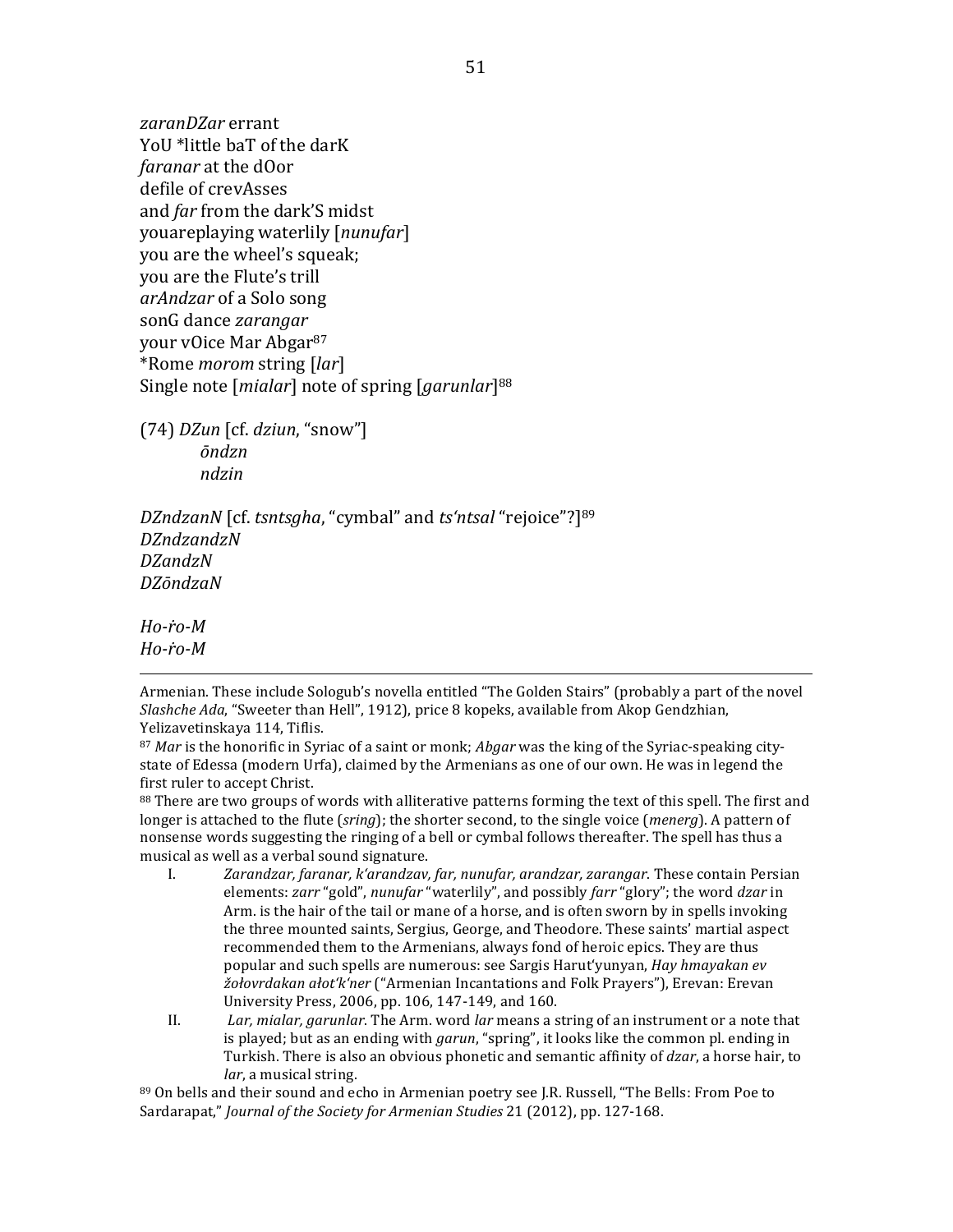*zaranDZar* errant
YoU *little baT of the darK
*faranar* at the dOor
defile of crevAsses
and *far* from the dark'S midst
youareplaying waterlily [*nunufar*]
you are the wheel's squeak;
you are the Flute's trill
*arAndzar* of a Solo song
sonG dance *zarangar*
your vOice Mar Abgar[87]
*Rome *morom* string [*lar*]
Single note [*mialar*] note of spring [*garunlar*][88]

(74) *DZun* [cf. *dziun*, "snow"]
  *ōndzn*
  *ndzin*

*DZndzanN* [cf. *tsntsgha*, "cymbal" and *ts'ntsal* "rejoice"?][89]
*DZndzandzN*
*DZandzN*
*DZōndzaN*

*Ho-ṙo-M*
*Ho-ṙo-M*

---

Armenian. These include Sologub's novella entitled "The Golden Stairs" (probably a part of the novel *Slashche Ada*, "Sweeter than Hell", 1912), price 8 kopeks, available from Akop Gendzhian, Yelizavetinskaya 114, Tiflis.

[87] *Mar* is the honorific in Syriac of a saint or monk; *Abgar* was the king of the Syriac-speaking city-state of Edessa (modern Urfa), claimed by the Armenians as one of our own. He was in legend the first ruler to accept Christ.

[88] There are two groups of words with alliterative patterns forming the text of this spell. The first and longer is attached to the flute (*sring*); the shorter second, to the single voice (*menerg*). A pattern of nonsense words suggesting the ringing of a bell or cymbal follows thereafter. The spell has thus a musical as well as a verbal sound signature.

I. *Zarandzar, faranar, k'arandzav, far, nunufar, arandzar, zarangar*. These contain Persian elements: *zarr* "gold", *nunufar* "waterlily", and possibly *farr* "glory"; the word *dzar* in Arm. is the hair of the tail or mane of a horse, and is often sworn by in spells invoking the three mounted saints, Sergius, George, and Theodore. These saints' martial aspect recommended them to the Armenians, always fond of heroic epics. They are thus popular and such spells are numerous: see Sargis Harut'yunyan, *Hay hmayakan ev žołovrdakan ałot'k'ner* ("Armenian Incantations and Folk Prayers"), Erevan: Erevan University Press, 2006, pp. 106, 147-149, and 160.

II. *Lar, mialar, garunlar*. The Arm. word *lar* means a string of an instrument or a note that is played; but as an ending with *garun*, "spring", it looks like the common pl. ending in Turkish. There is also an obvious phonetic and semantic affinity of *dzar*, a horse hair, to *lar*, a musical string.

[89] On bells and their sound and echo in Armenian poetry see J.R. Russell, "The Bells: From Poe to Sardarapat," *Journal of the Society for Armenian Studies* 21 (2012), pp. 127-168.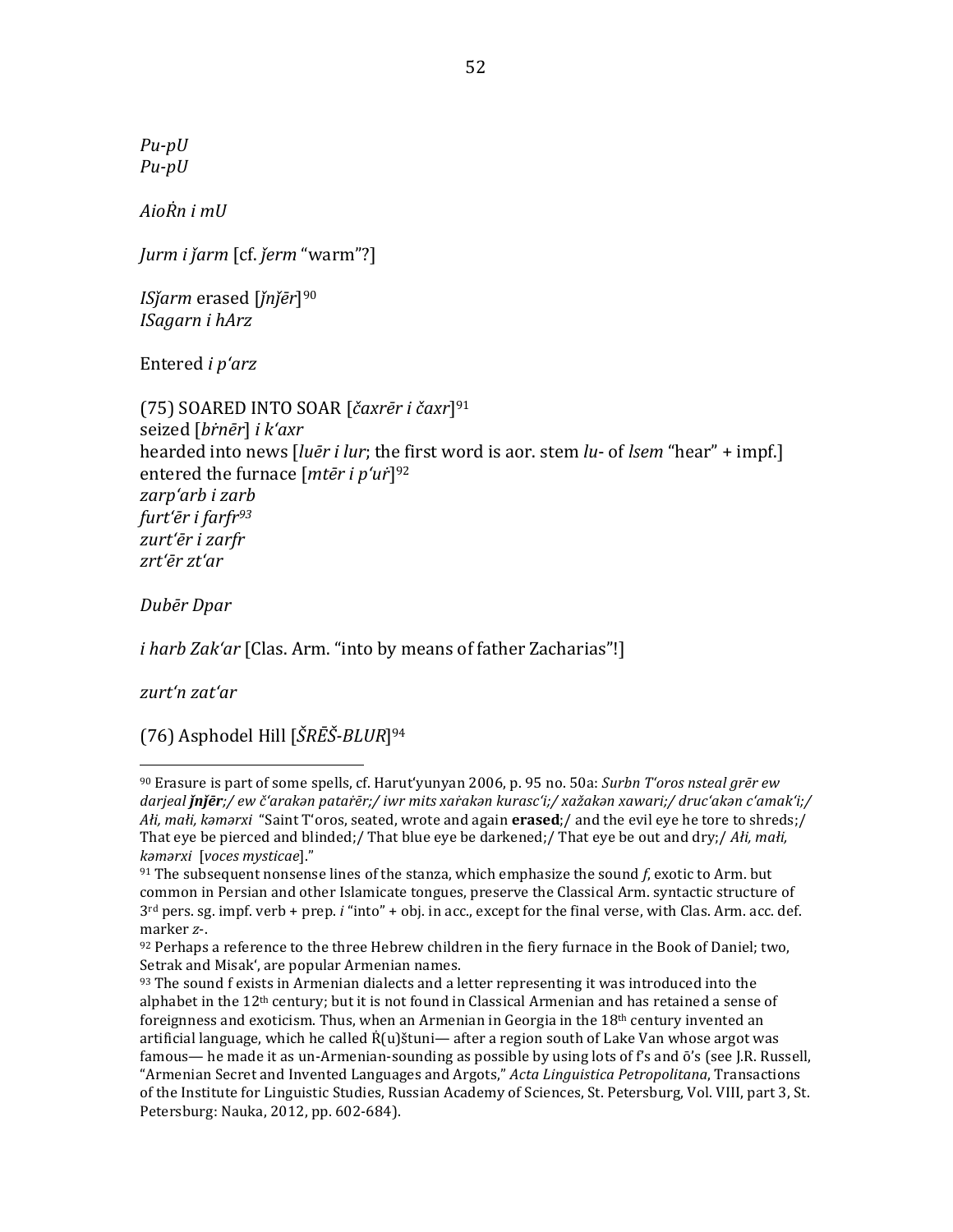*Pu-pU*
*Pu-pU*

*AioṘn i mU*

*Jurm i ǰarm* [cf. *ǰerm* "warm"?]

*ISǰarm* erased [*ǰnǰēr*][90]
*ISagarn i hArz*

Entered *i p'arz*

(75) SOARED INTO SOAR [*čaxrēr i čaxr*][91]
seized [*bṙnēr*] *i k'axr*
hearded into news [*luēr i lur*; the first word is aor. stem *lu-* of *lsem* "hear" + impf.]
entered the furnace [*mtēr i p'uṙ*][92]
*zarp'arb i zarb*
*furt'ēr i farfr*[93]
*zurt'ēr i zarfr*
*zrt'ēr zt'ar*

*Dubēr Dpar*

*i harb Zak'ar* [Clas. Arm. "into by means of father Zacharias"!]

*zurt'n zat'ar*

(76) Asphodel Hill [*ŠRĒŠ-BLUR*][94]

---

[90] Erasure is part of some spells, cf. Harut'yunyan 2006, p. 95 no. 50a: *Surbn T'oros nsteal grēr ew darjeal* ***ǰnǰēr****;/ ew č'arakən pataṙēr;/ iwr mits xaṙakən kurasc'i;/ xažakən xawari;/ druc'akən c'amak'i;/ Ałi, małi, kəmərxi* "Saint T'oros, seated, wrote and again **erased**;/ and the evil eye he tore to shreds;/ That eye be pierced and blinded;/ That blue eye be darkened;/ That eye be out and dry;/ *Ałi, małi, kəmərxi* [*voces mysticae*]."

[91] The subsequent nonsense lines of the stanza, which emphasize the sound *f*, exotic to Arm. but common in Persian and other Islamicate tongues, preserve the Classical Arm. syntactic structure of 3rd pers. sg. impf. verb + prep. *i* "into" + obj. in acc., except for the final verse, with Clas. Arm. acc. def. marker *z-*.

[92] Perhaps a reference to the three Hebrew children in the fiery furnace in the Book of Daniel; two, Setrak and Misak', are popular Armenian names.

[93] The sound f exists in Armenian dialects and a letter representing it was introduced into the alphabet in the 12th century; but it is not found in Classical Armenian and has retained a sense of foreignness and exoticism. Thus, when an Armenian in Georgia in the 18th century invented an artificial language, which he called Ṙ(u)štuni— after a region south of Lake Van whose argot was famous— he made it as un-Armenian-sounding as possible by using lots of f's and ō's (see J.R. Russell, "Armenian Secret and Invented Languages and Argots," *Acta Linguistica Petropolitana*, Transactions of the Institute for Linguistic Studies, Russian Academy of Sciences, St. Petersburg, Vol. VIII, part 3, St. Petersburg: Nauka, 2012, pp. 602-684).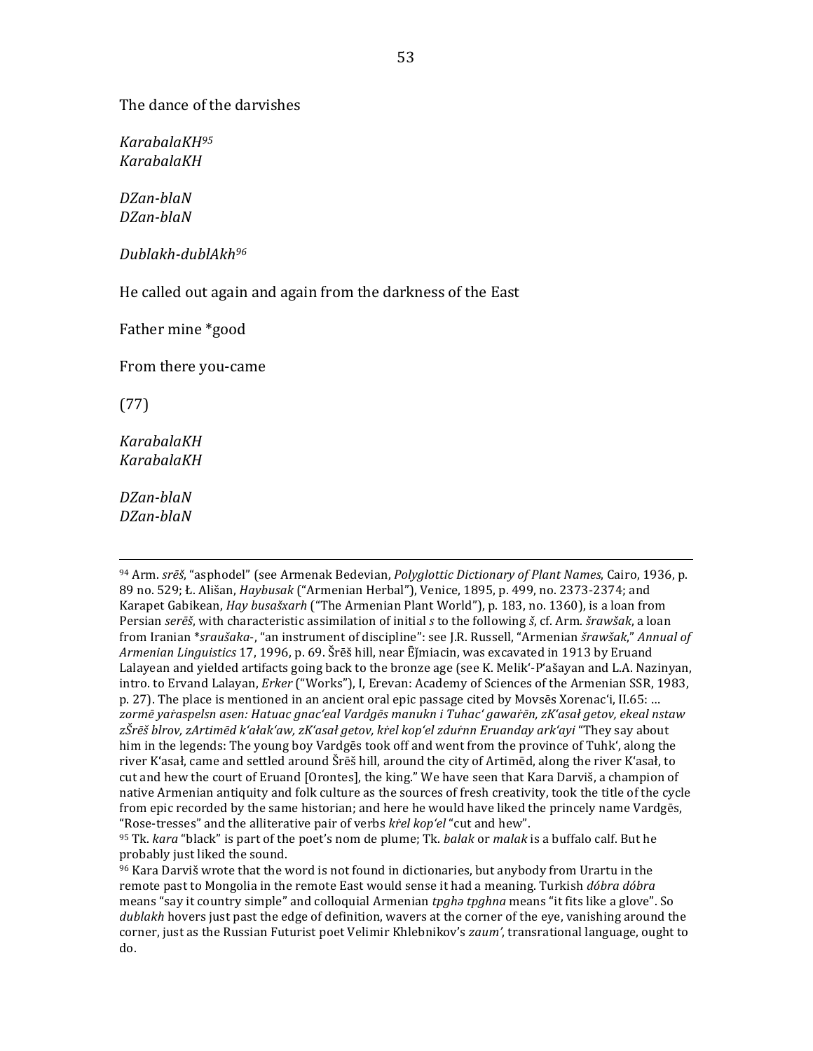The dance of the darvishes

*KarabalaKH*[95]
*KarabalaKH*

*DZan-blaN*
*DZan-blaN*

*Dublakh-dublAkh*[96]

He called out again and again from the darkness of the East

Father mine *good

From there you-came

(77)

*KarabalaKH*
*KarabalaKH*

*DZan-blaN*
*DZan-blaN*

---

[94] Arm. *srēš*, "asphodel" (see Armenak Bedevian, *Polyglottic Dictionary of Plant Names*, Cairo, 1936, p. 89 no. 529; Ł. Ališan, *Haybusak* ("Armenian Herbal"), Venice, 1895, p. 499, no. 2373-2374; and Karapet Gabikean, *Hay busašxarh* ("The Armenian Plant World"), p. 183, no. 1360), is a loan from Persian *serēš*, with characteristic assimilation of initial *s* to the following *š*, cf. Arm. *šrawšak*, a loan from Iranian **sraušaka-*, "an instrument of discipline": see J.R. Russell, "Armenian *šrawšak*," *Annual of Armenian Linguistics* 17, 1996, p. 69. Šrēš hill, near Ēǰmiacin, was excavated in 1913 by Eruand Lalayean and yielded artifacts going back to the bronze age (see K. Melik'-P'ašayan and L.A. Nazinyan, intro. to Ervand Lalayan, *Erker* ("Works"), I, Erevan: Academy of Sciences of the Armenian SSR, 1983, p. 27). The place is mentioned in an ancient oral epic passage cited by Movsēs Xorenac'i, II.65: … *zormē yaṙaspelsn asen: Hatuac gnac'eal Vardgēs manukn i Tuhac' gawaṙēn, zK'asał getov, ekeal nstaw zŠrēš blrov, zArtimēd k'ałak'aw, zK'asał getov, kṙel kop'el zduṙnn Eruanday ark'ayi* "They say about him in the legends: The young boy Vardgēs took off and went from the province of Tuhk', along the river K'asał, came and settled around Šrēš hill, around the city of Artimēd, along the river K'asał, to cut and hew the court of Eruand [Orontes], the king." We have seen that Kara Darviš, a champion of native Armenian antiquity and folk culture as the sources of fresh creativity, took the title of the cycle from epic recorded by the same historian; and here he would have liked the princely name Vardgēs, "Rose-tresses" and the alliterative pair of verbs *kṙel kop'el* "cut and hew".

[95] Tk. *kara* "black" is part of the poet's nom de plume; Tk. *balak* or *malak* is a buffalo calf. But he probably just liked the sound.

[96] Kara Darviš wrote that the word is not found in dictionaries, but anybody from Urartu in the remote past to Mongolia in the remote East would sense it had a meaning. Turkish *dóbra dóbra* means "say it country simple" and colloquial Armenian *tpghə tpghna* means "it fits like a glove". So *dublakh* hovers just past the edge of definition, wavers at the corner of the eye, vanishing around the corner, just as the Russian Futurist poet Velimir Khlebnikov's *zaum'*, transrational language, ought to do.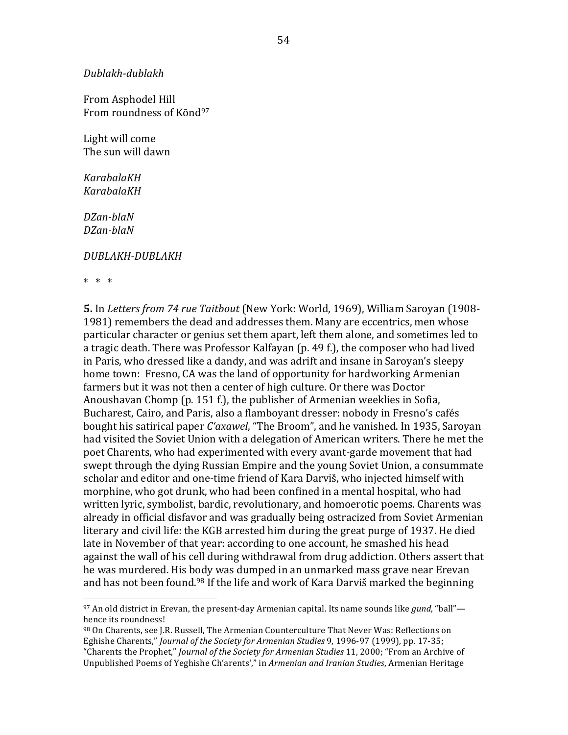*Dublakh-dublakh*

From Asphodel Hill
From roundness of Kōnd[97]

Light will come
The sun will dawn

*KarabalaKH*
*KarabalaKH*

*DZan-blaN*
*DZan-blaN*

*DUBLAKH-DUBLAKH*

\* \* \*

**5.** In *Letters from 74 rue Taitbout* (New York: World, 1969), William Saroyan (1908-1981) remembers the dead and addresses them. Many are eccentrics, men whose particular character or genius set them apart, left them alone, and sometimes led to a tragic death. There was Professor Kalfayan (p. 49 f.), the composer who had lived in Paris, who dressed like a dandy, and was adrift and insane in Saroyan's sleepy home town: Fresno, CA was the land of opportunity for hardworking Armenian farmers but it was not then a center of high culture. Or there was Doctor Anoushavan Chomp (p. 151 f.), the publisher of Armenian weeklies in Sofia, Bucharest, Cairo, and Paris, also a flamboyant dresser: nobody in Fresno's cafés bought his satirical paper *C'axawel*, "The Broom", and he vanished. In 1935, Saroyan had visited the Soviet Union with a delegation of American writers. There he met the poet Charents, who had experimented with every avant-garde movement that had swept through the dying Russian Empire and the young Soviet Union, a consummate scholar and editor and one-time friend of Kara Darviš, who injected himself with morphine, who got drunk, who had been confined in a mental hospital, who had written lyric, symbolist, bardic, revolutionary, and homoerotic poems. Charents was already in official disfavor and was gradually being ostracized from Soviet Armenian literary and civil life: the KGB arrested him during the great purge of 1937. He died late in November of that year: according to one account, he smashed his head against the wall of his cell during withdrawal from drug addiction. Others assert that he was murdered. His body was dumped in an unmarked mass grave near Erevan and has not been found.[98] If the life and work of Kara Darviš marked the beginning

---

[97] An old district in Erevan, the present-day Armenian capital. Its name sounds like *gund*, "ball"—hence its roundness!

[98] On Charents, see J.R. Russell, The Armenian Counterculture That Never Was: Reflections on Eghishe Charents," *Journal of the Society for Armenian Studies* 9, 1996-97 (1999), pp. 17-35; "Charents the Prophet," *Journal of the Society for Armenian Studies* 11, 2000; "From an Archive of Unpublished Poems of Yeghishe Ch'arents'," in *Armenian and Iranian Studies*, Armenian Heritage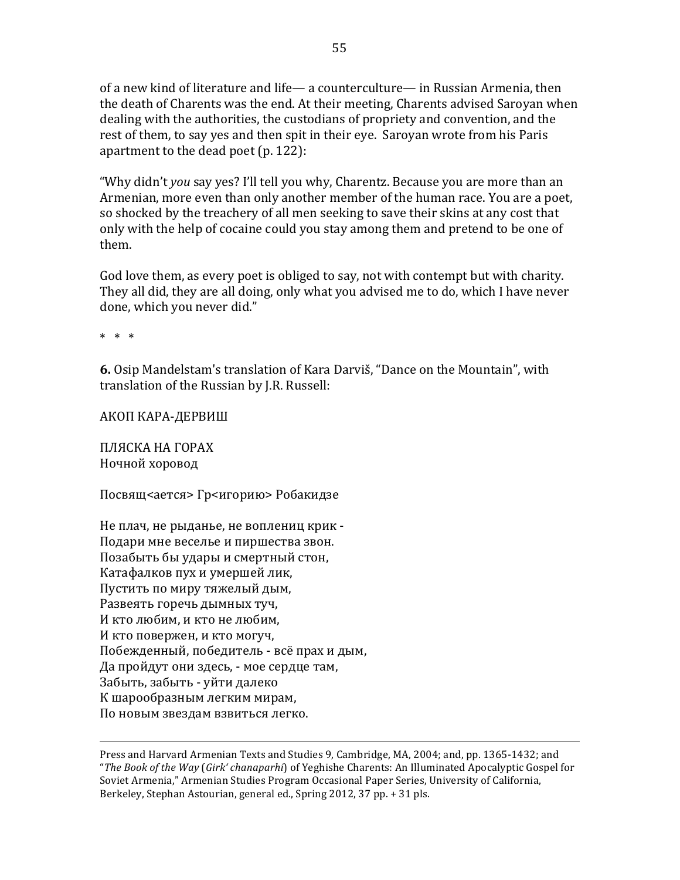of a new kind of literature and life— a counterculture— in Russian Armenia, then the death of Charents was the end. At their meeting, Charents advised Saroyan when dealing with the authorities, the custodians of propriety and convention, and the rest of them, to say yes and then spit in their eye. Saroyan wrote from his Paris apartment to the dead poet (p. 122):

"Why didn't *you* say yes? I'll tell you why, Charentz. Because you are more than an Armenian, more even than only another member of the human race. You are a poet, so shocked by the treachery of all men seeking to save their skins at any cost that only with the help of cocaine could you stay among them and pretend to be one of them.

God love them, as every poet is obliged to say, not with contempt but with charity. They all did, they are all doing, only what you advised me to do, which I have never done, which you never did."

\* \* \*

**6.** Osip Mandelstam's translation of Kara Darviš, "Dance on the Mountain", with translation of the Russian by J.R. Russell:

АКОП КАРА-ДЕРВИШ

ПЛЯСКА НА ГОРАХ
Ночной хоровод

Посвящ<ается> Гр<игорию> Робакидзе

Не плач, не рыданье, не вопleниц крик -
Подари мне веселье и пиршества звон.
Позабыть бы удары и смертный стон,
Катафалков пух и умершей лик,
Пустить по миру тяжелый дым,
Развеять горечь дымных туч,
И кто любим, и кто не любим,
И кто повержен, и кто могуч,
Побежденный, победитель - всё прах и дым,
Да пройдут они здесь, - мое сердце там,
Забыть, забыть - уйти далеко
К шарообразным легким мирам,
По новым звездам взвиться легко.

---

Press and Harvard Armenian Texts and Studies 9, Cambridge, MA, 2004; and, pp. 1365-1432; and "*The Book of the Way* (*Girk' chanaparhi*) of Yeghishe Charents: An Illuminated Apocalyptic Gospel for Soviet Armenia," Armenian Studies Program Occasional Paper Series, University of California, Berkeley, Stephan Astourian, general ed., Spring 2012, 37 pp. + 31 pls.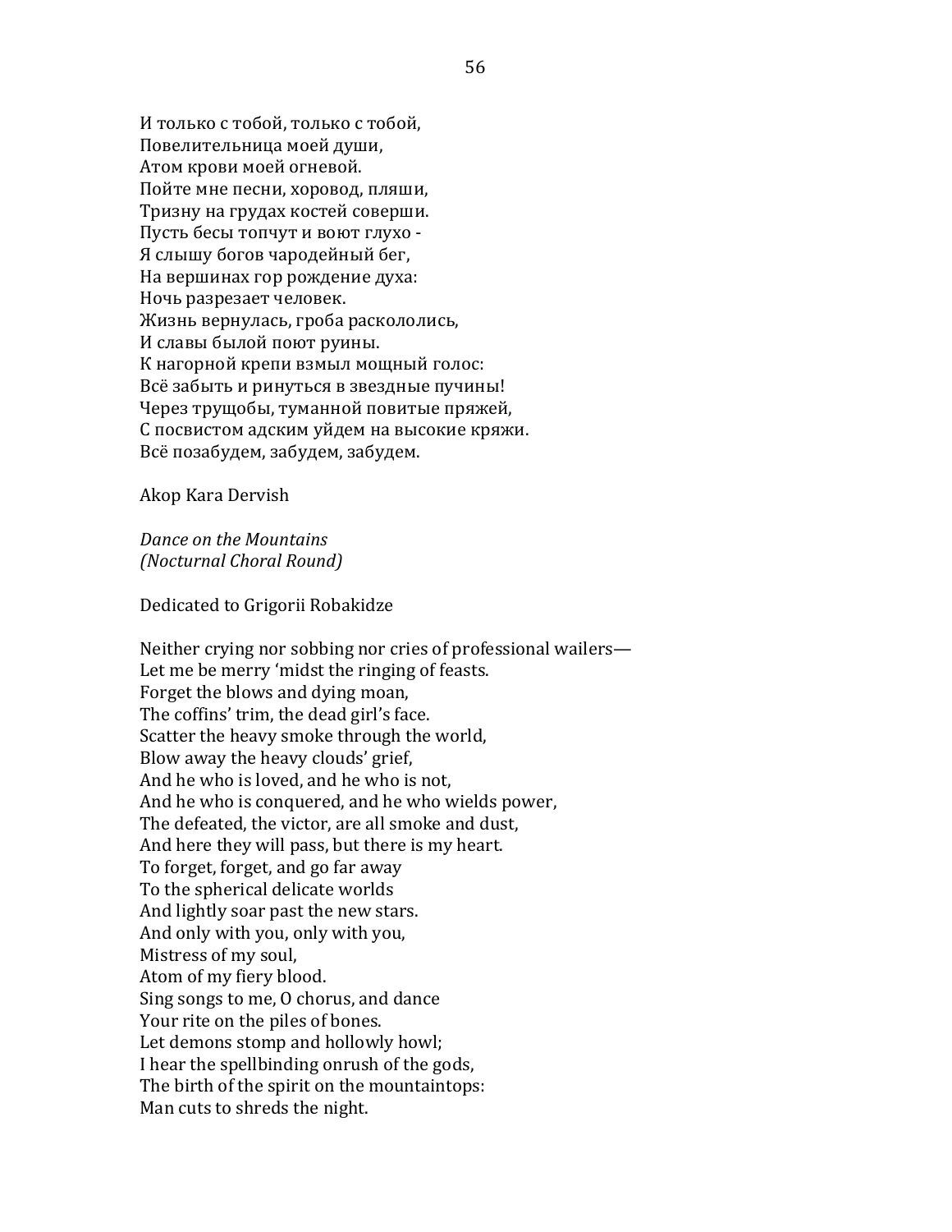И только с тобой, только с тобой,
Повелительница моей души,
Атом крови моей огневой.
Пойте мне песни, хоровод, пляши,
Тризну на грудах костей соверши.
Пусть бесы топчут и воют глухо -
Я слышу богов чародейный бег,
На вершинах гор рождение духа:
Ночь разрезает человек.
Жизнь вернулась, гроба раскололись,
И славы былой поют руины.
К нагорной крепи взмыл мощный голос:
Всё забыть и ринуться в звездные пучины!
Через трущобы, туманной повитые пряжей,
С посвистом адским уйдем на высокие кряжи.
Всё позабудем, забудем, забудем.

Akop Kara Dervish

*Dance on the Mountains*
*(Nocturnal Choral Round)*

Dedicated to Grigorii Robakidze

Neither crying nor sobbing nor cries of professional wailers—
Let me be merry 'midst the ringing of feasts.
Forget the blows and dying moan,
The coffins' trim, the dead girl's face.
Scatter the heavy smoke through the world,
Blow away the heavy clouds' grief,
And he who is loved, and he who is not,
And he who is conquered, and he who wields power,
The defeated, the victor, are all smoke and dust,
And here they will pass, but there is my heart.
To forget, forget, and go far away
To the spherical delicate worlds
And lightly soar past the new stars.
And only with you, only with you,
Mistress of my soul,
Atom of my fiery blood.
Sing songs to me, O chorus, and dance
Your rite on the piles of bones.
Let demons stomp and hollowly howl;
I hear the spellbinding onrush of the gods,
The birth of the spirit on the mountaintops:
Man cuts to shreds the night.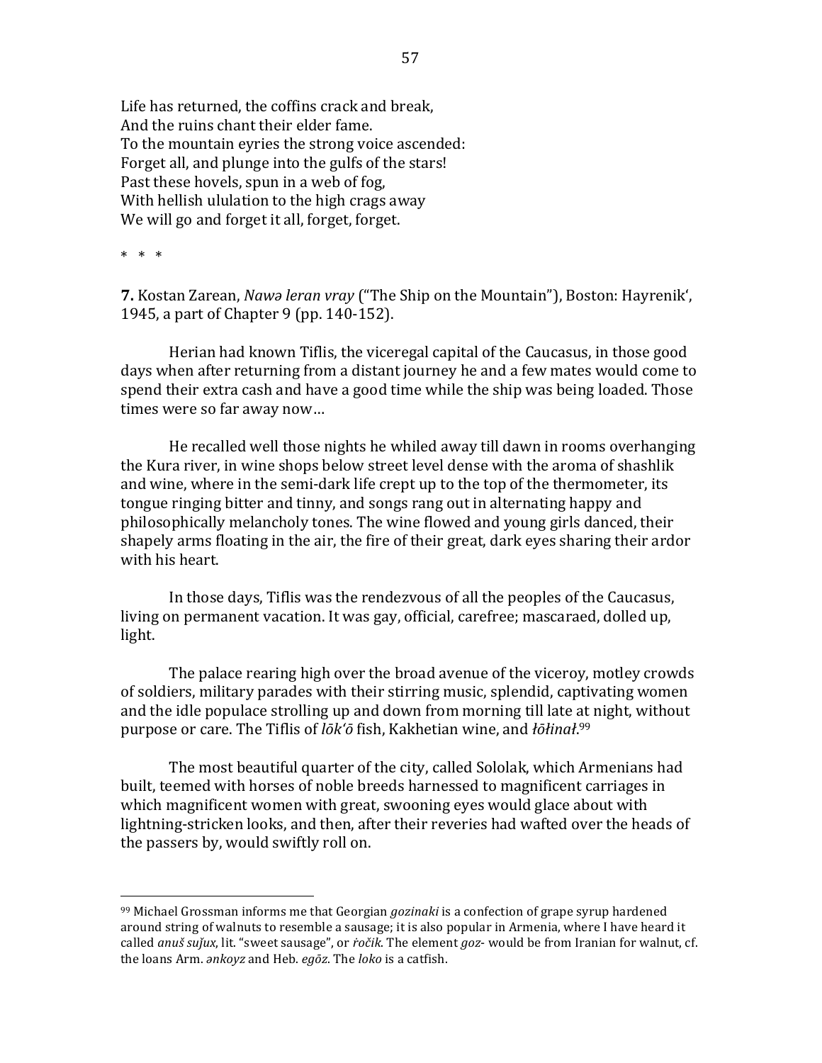Life has returned, the coffins crack and break,  
And the ruins chant their elder fame.  
To the mountain eyries the strong voice ascended:  
Forget all, and plunge into the gulfs of the stars!  
Past these hovels, spun in a web of fog,  
With hellish ululation to the high crags away  
We will go and forget it all, forget, forget.

\* \* \*

**7.** Kostan Zarean, *Nawə leran vray* ("The Ship on the Mountain"), Boston: Hayrenik', 1945, a part of Chapter 9 (pp. 140-152).

Herian had known Tiflis, the viceregal capital of the Caucasus, in those good days when after returning from a distant journey he and a few mates would come to spend their extra cash and have a good time while the ship was being loaded. Those times were so far away now…

He recalled well those nights he whiled away till dawn in rooms overhanging the Kura river, in wine shops below street level dense with the aroma of shashlik and wine, where in the semi-dark life crept up to the top of the thermometer, its tongue ringing bitter and tinny, and songs rang out in alternating happy and philosophically melancholy tones. The wine flowed and young girls danced, their shapely arms floating in the air, the fire of their great, dark eyes sharing their ardor with his heart.

In those days, Tiflis was the rendezvous of all the peoples of the Caucasus, living on permanent vacation. It was gay, official, carefree; mascaraed, dolled up, light.

The palace rearing high over the broad avenue of the viceroy, motley crowds of soldiers, military parades with their stirring music, splendid, captivating women and the idle populace strolling up and down from morning till late at night, without purpose or care. The Tiflis of *lōk'ō* fish, Kakhetian wine, and *łōłinał*.[99]

The most beautiful quarter of the city, called Sololak, which Armenians had built, teemed with horses of noble breeds harnessed to magnificent carriages in which magnificent women with great, swooning eyes would glace about with lightning-stricken looks, and then, after their reveries had wafted over the heads of the passers by, would swiftly roll on.

---

[99] Michael Grossman informs me that Georgian *gozinaki* is a confection of grape syrup hardened around string of walnuts to resemble a sausage; it is also popular in Armenia, where I have heard it called *anuš suǰux*, lit. "sweet sausage", or *ṙočik*. The element *goz-* would be from Iranian for walnut, cf. the loans Arm. *ənkoyz* and Heb. *egōz*. The *loko* is a catfish.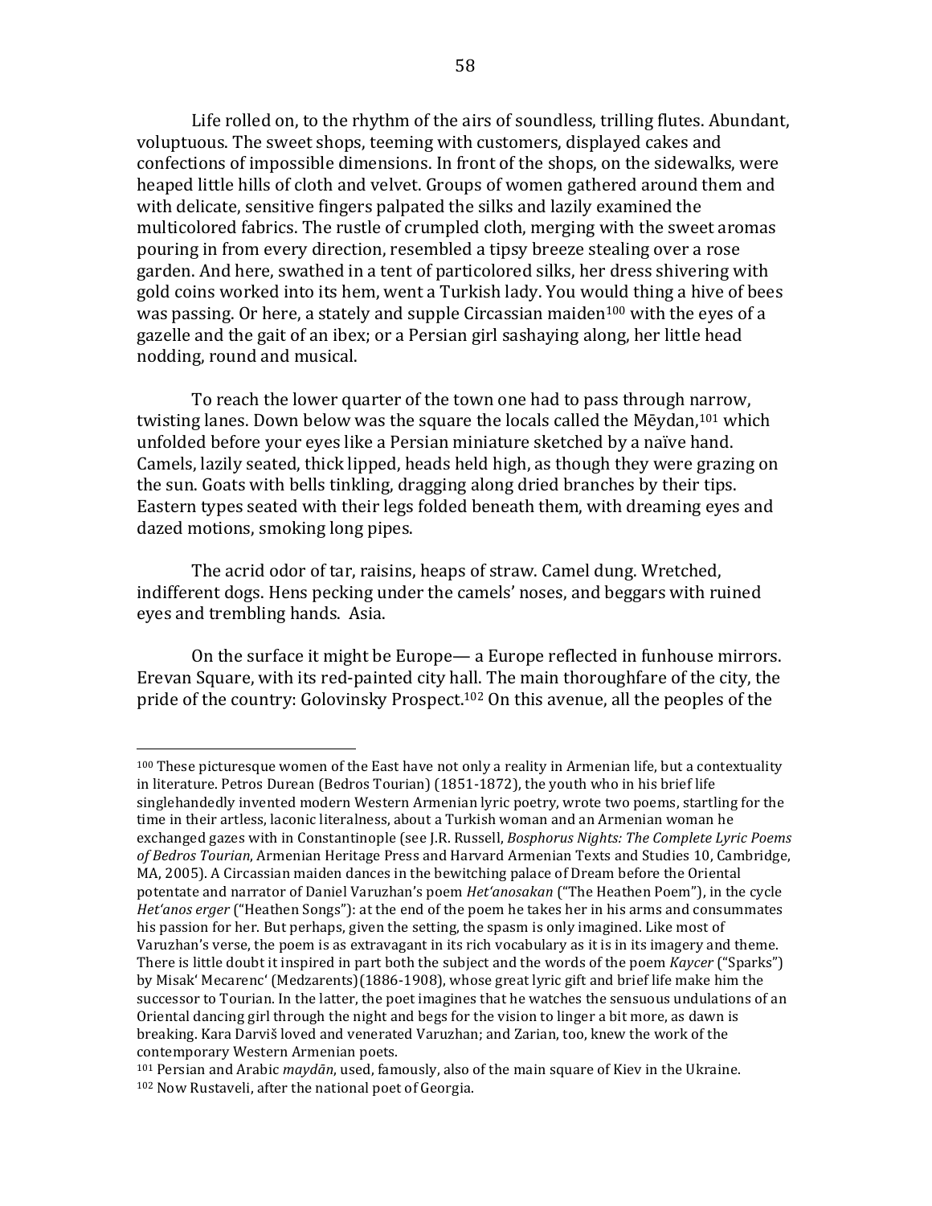Life rolled on, to the rhythm of the airs of soundless, trilling flutes. Abundant, voluptuous. The sweet shops, teeming with customers, displayed cakes and confections of impossible dimensions. In front of the shops, on the sidewalks, were heaped little hills of cloth and velvet. Groups of women gathered around them and with delicate, sensitive fingers palpated the silks and lazily examined the multicolored fabrics. The rustle of crumpled cloth, merging with the sweet aromas pouring in from every direction, resembled a tipsy breeze stealing over a rose garden. And here, swathed in a tent of particolored silks, her dress shivering with gold coins worked into its hem, went a Turkish lady. You would thing a hive of bees was passing. Or here, a stately and supple Circassian maiden[100] with the eyes of a gazelle and the gait of an ibex; or a Persian girl sashaying along, her little head nodding, round and musical.

To reach the lower quarter of the town one had to pass through narrow, twisting lanes. Down below was the square the locals called the Mēydan,[101] which unfolded before your eyes like a Persian miniature sketched by a naïve hand. Camels, lazily seated, thick lipped, heads held high, as though they were grazing on the sun. Goats with bells tinkling, dragging along dried branches by their tips. Eastern types seated with their legs folded beneath them, with dreaming eyes and dazed motions, smoking long pipes.

The acrid odor of tar, raisins, heaps of straw. Camel dung. Wretched, indifferent dogs. Hens pecking under the camels' noses, and beggars with ruined eyes and trembling hands. Asia.

On the surface it might be Europe— a Europe reflected in funhouse mirrors. Erevan Square, with its red-painted city hall. The main thoroughfare of the city, the pride of the country: Golovinsky Prospect.[102] On this avenue, all the peoples of the

---

[100] These picturesque women of the East have not only a reality in Armenian life, but a contextuality in literature. Petros Durean (Bedros Tourian) (1851-1872), the youth who in his brief life singlehandedly invented modern Western Armenian lyric poetry, wrote two poems, startling for the time in their artless, laconic literalness, about a Turkish woman and an Armenian woman he exchanged gazes with in Constantinople (see J.R. Russell, *Bosphorus Nights: The Complete Lyric Poems of Bedros Tourian*, Armenian Heritage Press and Harvard Armenian Texts and Studies 10, Cambridge, MA, 2005). A Circassian maiden dances in the bewitching palace of Dream before the Oriental potentate and narrator of Daniel Varuzhan's poem *Het'anosakan* ("The Heathen Poem"), in the cycle *Het'anos erger* ("Heathen Songs"): at the end of the poem he takes her in his arms and consummates his passion for her. But perhaps, given the setting, the spasm is only imagined. Like most of Varuzhan's verse, the poem is as extravagant in its rich vocabulary as it is in its imagery and theme. There is little doubt it inspired in part both the subject and the words of the poem *Kaycer* ("Sparks") by Misak' Mecarenc' (Medzarents)(1886-1908), whose great lyric gift and brief life make him the successor to Tourian. In the latter, the poet imagines that he watches the sensuous undulations of an Oriental dancing girl through the night and begs for the vision to linger a bit more, as dawn is breaking. Kara Darviš loved and venerated Varuzhan; and Zarian, too, knew the work of the contemporary Western Armenian poets.

[101] Persian and Arabic *maydān*, used, famously, also of the main square of Kiev in the Ukraine.

[102] Now Rustaveli, after the national poet of Georgia.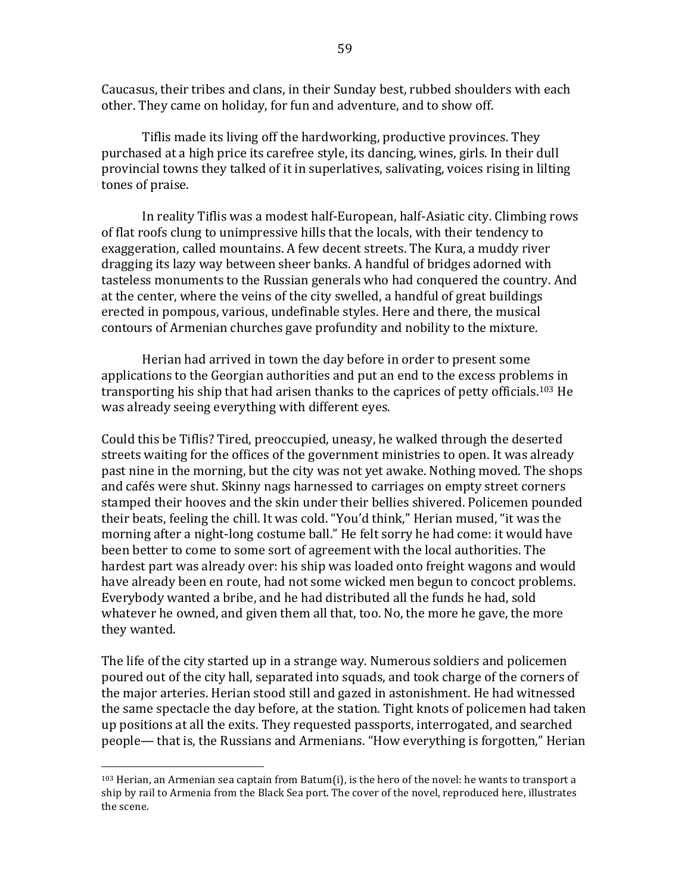Caucasus, their tribes and clans, in their Sunday best, rubbed shoulders with each other. They came on holiday, for fun and adventure, and to show off.

Tiflis made its living off the hardworking, productive provinces. They purchased at a high price its carefree style, its dancing, wines, girls. In their dull provincial towns they talked of it in superlatives, salivating, voices rising in lilting tones of praise.

In reality Tiflis was a modest half-European, half-Asiatic city. Climbing rows of flat roofs clung to unimpressive hills that the locals, with their tendency to exaggeration, called mountains. A few decent streets. The Kura, a muddy river dragging its lazy way between sheer banks. A handful of bridges adorned with tasteless monuments to the Russian generals who had conquered the country. And at the center, where the veins of the city swelled, a handful of great buildings erected in pompous, various, undefinable styles. Here and there, the musical contours of Armenian churches gave profundity and nobility to the mixture.

Herian had arrived in town the day before in order to present some applications to the Georgian authorities and put an end to the excess problems in transporting his ship that had arisen thanks to the caprices of petty officials.[103] He was already seeing everything with different eyes.

Could this be Tiflis? Tired, preoccupied, uneasy, he walked through the deserted streets waiting for the offices of the government ministries to open. It was already past nine in the morning, but the city was not yet awake. Nothing moved. The shops and cafés were shut. Skinny nags harnessed to carriages on empty street corners stamped their hooves and the skin under their bellies shivered. Policemen pounded their beats, feeling the chill. It was cold. "You'd think," Herian mused, "it was the morning after a night-long costume ball." He felt sorry he had come: it would have been better to come to some sort of agreement with the local authorities. The hardest part was already over: his ship was loaded onto freight wagons and would have already been en route, had not some wicked men begun to concoct problems. Everybody wanted a bribe, and he had distributed all the funds he had, sold whatever he owned, and given them all that, too. No, the more he gave, the more they wanted.

The life of the city started up in a strange way. Numerous soldiers and policemen poured out of the city hall, separated into squads, and took charge of the corners of the major arteries. Herian stood still and gazed in astonishment. He had witnessed the same spectacle the day before, at the station. Tight knots of policemen had taken up positions at all the exits. They requested passports, interrogated, and searched people— that is, the Russians and Armenians. "How everything is forgotten," Herian

[103] Herian, an Armenian sea captain from Batum(i), is the hero of the novel: he wants to transport a ship by rail to Armenia from the Black Sea port. The cover of the novel, reproduced here, illustrates the scene.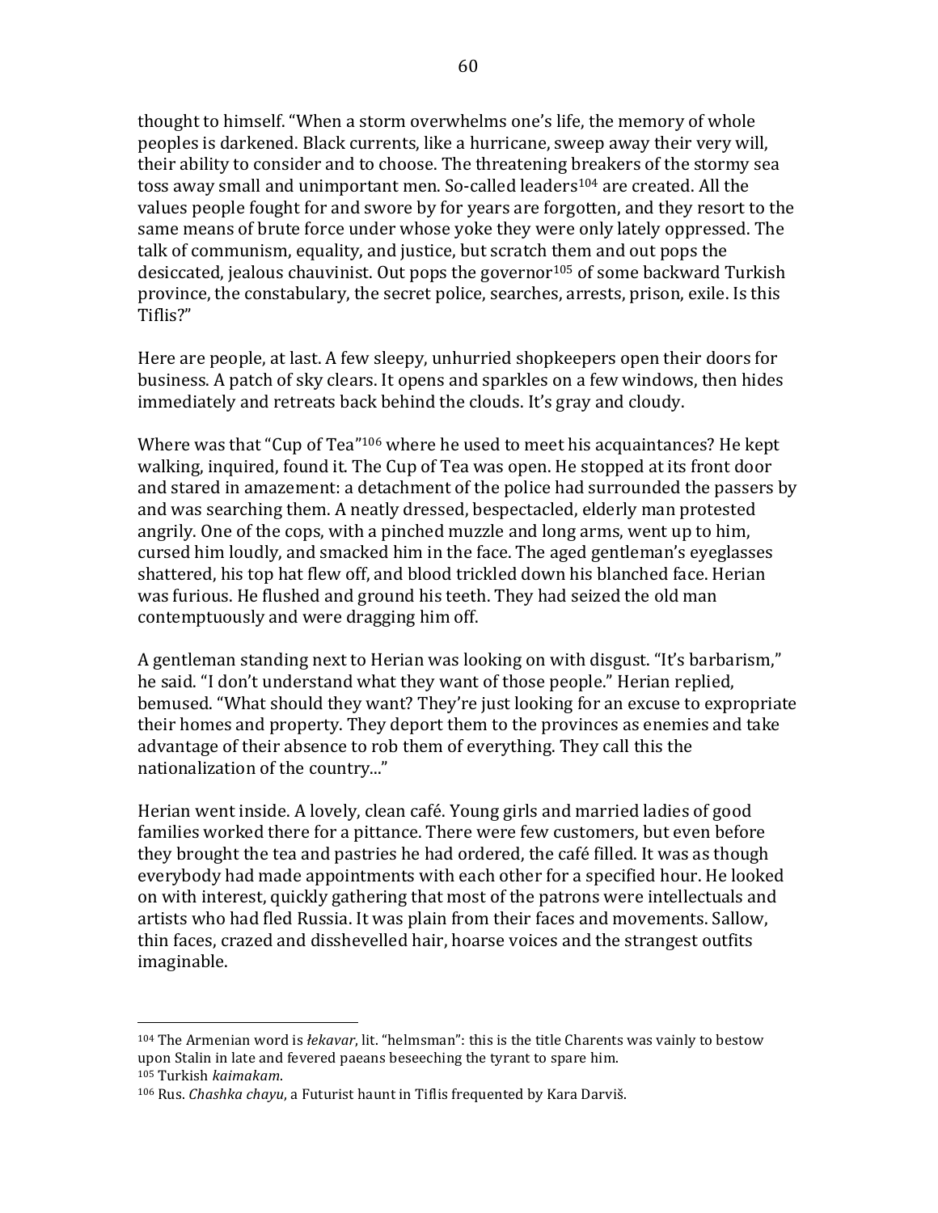thought to himself. "When a storm overwhelms one's life, the memory of whole peoples is darkened. Black currents, like a hurricane, sweep away their very will, their ability to consider and to choose. The threatening breakers of the stormy sea toss away small and unimportant men. So-called leaders[104] are created. All the values people fought for and swore by for years are forgotten, and they resort to the same means of brute force under whose yoke they were only lately oppressed. The talk of communism, equality, and justice, but scratch them and out pops the desiccated, jealous chauvinist. Out pops the governor[105] of some backward Turkish province, the constabulary, the secret police, searches, arrests, prison, exile. Is this Tiflis?"

Here are people, at last. A few sleepy, unhurried shopkeepers open their doors for business. A patch of sky clears. It opens and sparkles on a few windows, then hides immediately and retreats back behind the clouds. It's gray and cloudy.

Where was that "Cup of Tea"[106] where he used to meet his acquaintances? He kept walking, inquired, found it. The Cup of Tea was open. He stopped at its front door and stared in amazement: a detachment of the police had surrounded the passers by and was searching them. A neatly dressed, bespectacled, elderly man protested angrily. One of the cops, with a pinched muzzle and long arms, went up to him, cursed him loudly, and smacked him in the face. The aged gentleman's eyeglasses shattered, his top hat flew off, and blood trickled down his blanched face. Herian was furious. He flushed and ground his teeth. They had seized the old man contemptuously and were dragging him off.

A gentleman standing next to Herian was looking on with disgust. "It's barbarism," he said. "I don't understand what they want of those people." Herian replied, bemused. "What should they want? They're just looking for an excuse to expropriate their homes and property. They deport them to the provinces as enemies and take advantage of their absence to rob them of everything. They call this the nationalization of the country..."

Herian went inside. A lovely, clean café. Young girls and married ladies of good families worked there for a pittance. There were few customers, but even before they brought the tea and pastries he had ordered, the café filled. It was as though everybody had made appointments with each other for a specified hour. He looked on with interest, quickly gathering that most of the patrons were intellectuals and artists who had fled Russia. It was plain from their faces and movements. Sallow, thin faces, crazed and disshevelled hair, hoarse voices and the strangest outfits imaginable.

---

[104] The Armenian word is *łekavar*, lit. "helmsman": this is the title Charents was vainly to bestow upon Stalin in late and fevered paeans beseeching the tyrant to spare him.

[105] Turkish *kaimakam*.

[106] Rus. *Chashka chayu*, a Futurist haunt in Tiflis frequented by Kara Darviš.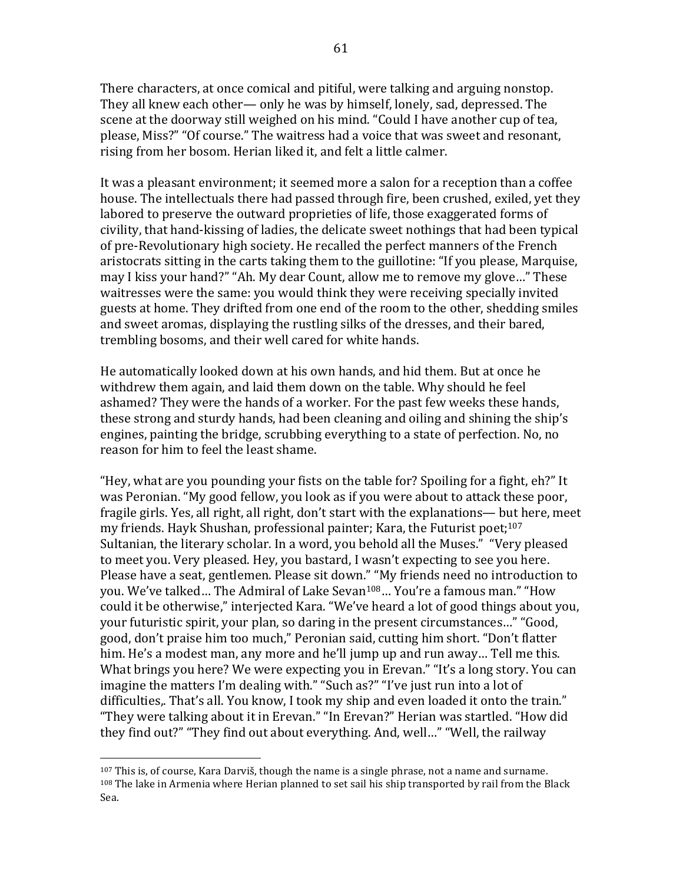There characters, at once comical and pitiful, were talking and arguing nonstop. They all knew each other— only he was by himself, lonely, sad, depressed. The scene at the doorway still weighed on his mind. "Could I have another cup of tea, please, Miss?" "Of course." The waitress had a voice that was sweet and resonant, rising from her bosom. Herian liked it, and felt a little calmer.

It was a pleasant environment; it seemed more a salon for a reception than a coffee house. The intellectuals there had passed through fire, been crushed, exiled, yet they labored to preserve the outward proprieties of life, those exaggerated forms of civility, that hand-kissing of ladies, the delicate sweet nothings that had been typical of pre-Revolutionary high society. He recalled the perfect manners of the French aristocrats sitting in the carts taking them to the guillotine: "If you please, Marquise, may I kiss your hand?" "Ah. My dear Count, allow me to remove my glove…" These waitresses were the same: you would think they were receiving specially invited guests at home. They drifted from one end of the room to the other, shedding smiles and sweet aromas, displaying the rustling silks of the dresses, and their bared, trembling bosoms, and their well cared for white hands.

He automatically looked down at his own hands, and hid them. But at once he withdrew them again, and laid them down on the table. Why should he feel ashamed? They were the hands of a worker. For the past few weeks these hands, these strong and sturdy hands, had been cleaning and oiling and shining the ship's engines, painting the bridge, scrubbing everything to a state of perfection. No, no reason for him to feel the least shame.

"Hey, what are you pounding your fists on the table for? Spoiling for a fight, eh?" It was Peronian. "My good fellow, you look as if you were about to attack these poor, fragile girls. Yes, all right, all right, don't start with the explanations— but here, meet my friends. Hayk Shushan, professional painter; Kara, the Futurist poet;[107] Sultanian, the literary scholar. In a word, you behold all the Muses." "Very pleased to meet you. Very pleased. Hey, you bastard, I wasn't expecting to see you here. Please have a seat, gentlemen. Please sit down." "My friends need no introduction to you. We've talked… The Admiral of Lake Sevan[108]… You're a famous man." "How could it be otherwise," interjected Kara. "We've heard a lot of good things about you, your futuristic spirit, your plan, so daring in the present circumstances…" "Good, good, don't praise him too much," Peronian said, cutting him short. "Don't flatter him. He's a modest man, any more and he'll jump up and run away… Tell me this. What brings you here? We were expecting you in Erevan." "It's a long story. You can imagine the matters I'm dealing with." "Such as?" "I've just run into a lot of difficulties,. That's all. You know, I took my ship and even loaded it onto the train." "They were talking about it in Erevan." "In Erevan?" Herian was startled. "How did they find out?" "They find out about everything. And, well…" "Well, the railway

---

[107] This is, of course, Kara Darviš, though the name is a single phrase, not a name and surname.

[108] The lake in Armenia where Herian planned to set sail his ship transported by rail from the Black Sea.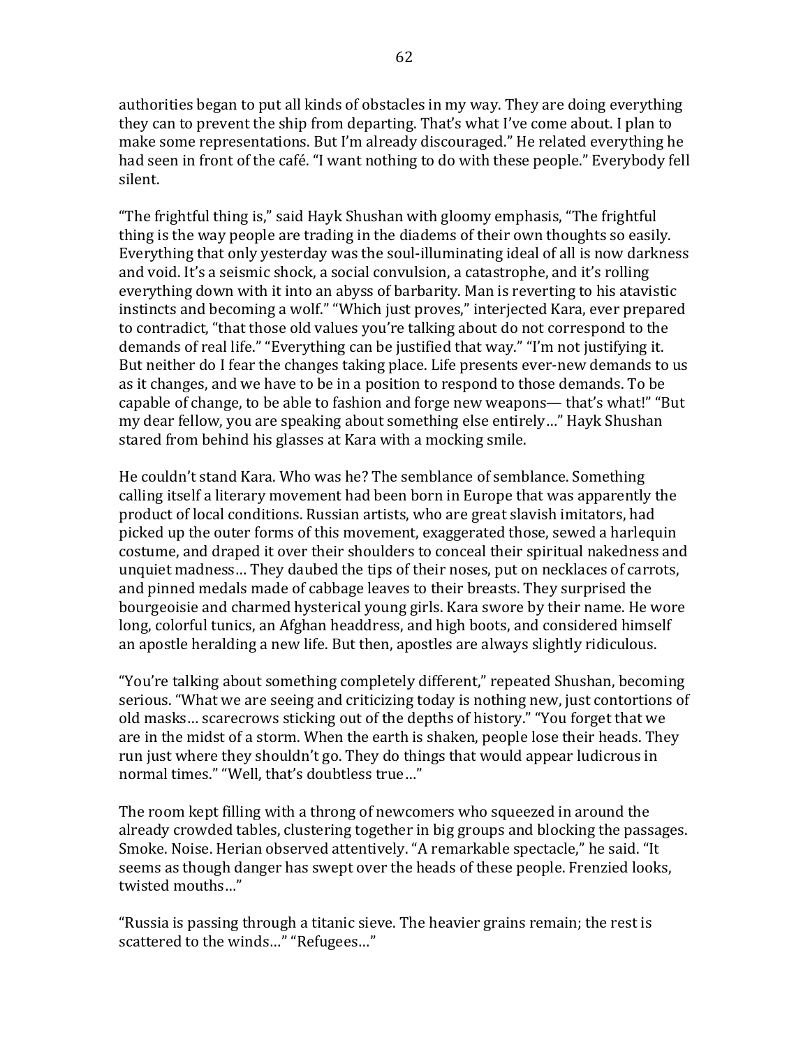authorities began to put all kinds of obstacles in my way. They are doing everything they can to prevent the ship from departing. That's what I've come about. I plan to make some representations. But I'm already discouraged." He related everything he had seen in front of the café. "I want nothing to do with these people." Everybody fell silent.

"The frightful thing is," said Hayk Shushan with gloomy emphasis, "The frightful thing is the way people are trading in the diadems of their own thoughts so easily. Everything that only yesterday was the soul-illuminating ideal of all is now darkness and void. It's a seismic shock, a social convulsion, a catastrophe, and it's rolling everything down with it into an abyss of barbarity. Man is reverting to his atavistic instincts and becoming a wolf." "Which just proves," interjected Kara, ever prepared to contradict, "that those old values you're talking about do not correspond to the demands of real life." "Everything can be justified that way." "I'm not justifying it. But neither do I fear the changes taking place. Life presents ever-new demands to us as it changes, and we have to be in a position to respond to those demands. To be capable of change, to be able to fashion and forge new weapons— that's what!" "But my dear fellow, you are speaking about something else entirely…" Hayk Shushan stared from behind his glasses at Kara with a mocking smile.

He couldn't stand Kara. Who was he? The semblance of semblance. Something calling itself a literary movement had been born in Europe that was apparently the product of local conditions. Russian artists, who are great slavish imitators, had picked up the outer forms of this movement, exaggerated those, sewed a harlequin costume, and draped it over their shoulders to conceal their spiritual nakedness and unquiet madness… They daubed the tips of their noses, put on necklaces of carrots, and pinned medals made of cabbage leaves to their breasts. They surprised the bourgeoisie and charmed hysterical young girls. Kara swore by their name. He wore long, colorful tunics, an Afghan headdress, and high boots, and considered himself an apostle heralding a new life. But then, apostles are always slightly ridiculous.

"You're talking about something completely different," repeated Shushan, becoming serious. "What we are seeing and criticizing today is nothing new, just contortions of old masks… scarecrows sticking out of the depths of history." "You forget that we are in the midst of a storm. When the earth is shaken, people lose their heads. They run just where they shouldn't go. They do things that would appear ludicrous in normal times." "Well, that's doubtless true…"

The room kept filling with a throng of newcomers who squeezed in around the already crowded tables, clustering together in big groups and blocking the passages. Smoke. Noise. Herian observed attentively. "A remarkable spectacle," he said. "It seems as though danger has swept over the heads of these people. Frenzied looks, twisted mouths…"

"Russia is passing through a titanic sieve. The heavier grains remain; the rest is scattered to the winds…" "Refugees…"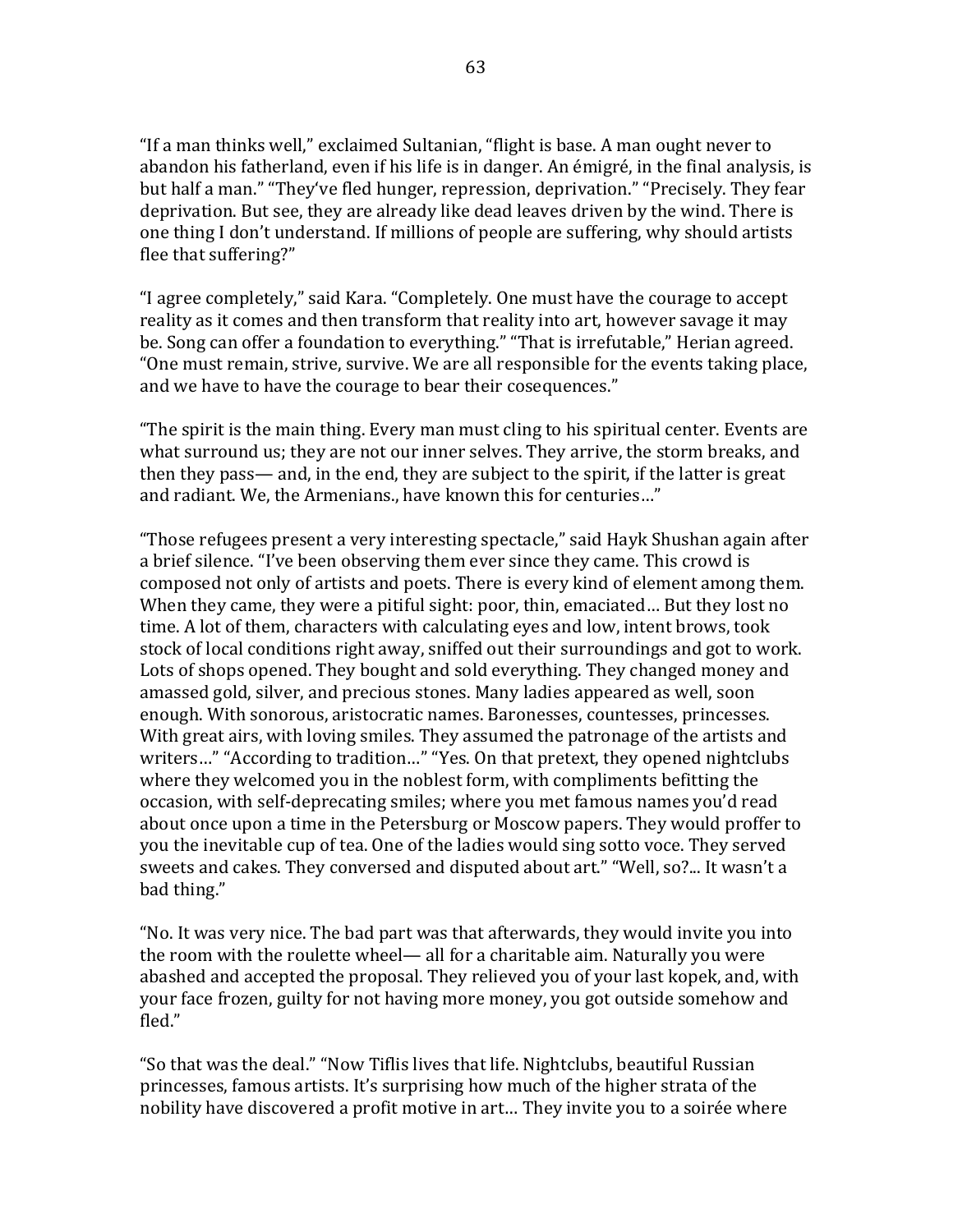“If a man thinks well,” exclaimed Sultanian, “flight is base. A man ought never to abandon his fatherland, even if his life is in danger. An émigré, in the final analysis, is but half a man.” “They‘ve fled hunger, repression, deprivation.” “Precisely. They fear deprivation. But see, they are already like dead leaves driven by the wind. There is one thing I don’t understand. If millions of people are suffering, why should artists flee that suffering?”

“I agree completely,” said Kara. “Completely. One must have the courage to accept reality as it comes and then transform that reality into art, however savage it may be. Song can offer a foundation to everything.” “That is irrefutable,” Herian agreed. “One must remain, strive, survive. We are all responsible for the events taking place, and we have to have the courage to bear their cosequences.”

“The spirit is the main thing. Every man must cling to his spiritual center. Events are what surround us; they are not our inner selves. They arrive, the storm breaks, and then they pass— and, in the end, they are subject to the spirit, if the latter is great and radiant. We, the Armenians., have known this for centuries…”

“Those refugees present a very interesting spectacle,” said Hayk Shushan again after a brief silence. “I’ve been observing them ever since they came. This crowd is composed not only of artists and poets. There is every kind of element among them. When they came, they were a pitiful sight: poor, thin, emaciated… But they lost no time. A lot of them, characters with calculating eyes and low, intent brows, took stock of local conditions right away, sniffed out their surroundings and got to work. Lots of shops opened. They bought and sold everything. They changed money and amassed gold, silver, and precious stones. Many ladies appeared as well, soon enough. With sonorous, aristocratic names. Baronesses, countesses, princesses. With great airs, with loving smiles. They assumed the patronage of the artists and writers…” “According to tradition…” “Yes. On that pretext, they opened nightclubs where they welcomed you in the noblest form, with compliments befitting the occasion, with self-deprecating smiles; where you met famous names you’d read about once upon a time in the Petersburg or Moscow papers. They would proffer to you the inevitable cup of tea. One of the ladies would sing sotto voce. They served sweets and cakes. They conversed and disputed about art.” “Well, so?... It wasn’t a bad thing.”

“No. It was very nice. The bad part was that afterwards, they would invite you into the room with the roulette wheel— all for a charitable aim. Naturally you were abashed and accepted the proposal. They relieved you of your last kopek, and, with your face frozen, guilty for not having more money, you got outside somehow and fled.”

“So that was the deal.” “Now Tiflis lives that life. Nightclubs, beautiful Russian princesses, famous artists. It’s surprising how much of the higher strata of the nobility have discovered a profit motive in art… They invite you to a soirée where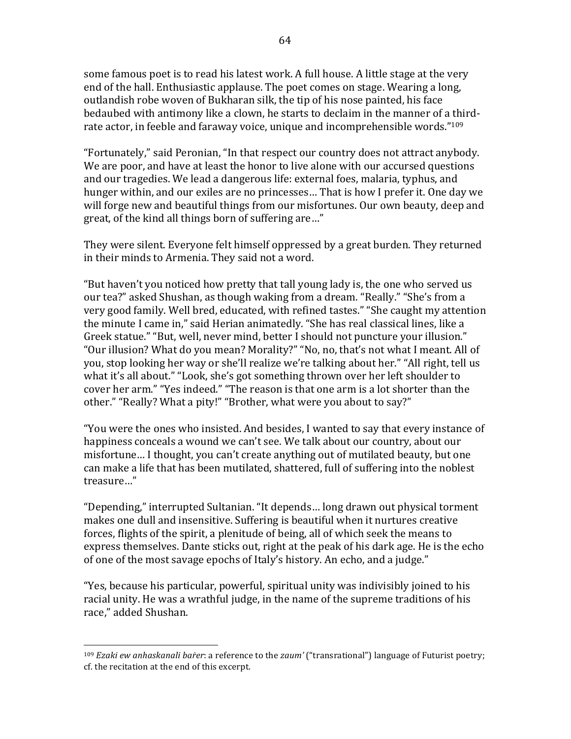some famous poet is to read his latest work. A full house. A little stage at the very end of the hall. Enthusiastic applause. The poet comes on stage. Wearing a long, outlandish robe woven of Bukharan silk, the tip of his nose painted, his face bedaubed with antimony like a clown, he starts to declaim in the manner of a third-rate actor, in feeble and faraway voice, unique and incomprehensible words."[109]

"Fortunately," said Peronian, "In that respect our country does not attract anybody. We are poor, and have at least the honor to live alone with our accursed questions and our tragedies. We lead a dangerous life: external foes, malaria, typhus, and hunger within, and our exiles are no princesses… That is how I prefer it. One day we will forge new and beautiful things from our misfortunes. Our own beauty, deep and great, of the kind all things born of suffering are…"

They were silent. Everyone felt himself oppressed by a great burden. They returned in their minds to Armenia. They said not a word.

"But haven't you noticed how pretty that tall young lady is, the one who served us our tea?" asked Shushan, as though waking from a dream. "Really." "She's from a very good family. Well bred, educated, with refined tastes." "She caught my attention the minute I came in," said Herian animatedly. "She has real classical lines, like a Greek statue." "But, well, never mind, better I should not puncture your illusion." "Our illusion? What do you mean? Morality?" "No, no, that's not what I meant. All of you, stop looking her way or she'll realize we're talking about her." "All right, tell us what it's all about." "Look, she's got something thrown over her left shoulder to cover her arm." "Yes indeed." "The reason is that one arm is a lot shorter than the other." "Really? What a pity!" "Brother, what were you about to say?"

"You were the ones who insisted. And besides, I wanted to say that every instance of happiness conceals a wound we can't see. We talk about our country, about our misfortune… I thought, you can't create anything out of mutilated beauty, but one can make a life that has been mutilated, shattered, full of suffering into the noblest treasure…"

"Depending," interrupted Sultanian. "It depends… long drawn out physical torment makes one dull and insensitive. Suffering is beautiful when it nurtures creative forces, flights of the spirit, a plenitude of being, all of which seek the means to express themselves. Dante sticks out, right at the peak of his dark age. He is the echo of one of the most savage epochs of Italy's history. An echo, and a judge."

"Yes, because his particular, powerful, spiritual unity was indivisibly joined to his racial unity. He was a wrathful judge, in the name of the supreme traditions of his race," added Shushan.

---

[109] *Ezaki ew anhaskanali bařer*: a reference to the *zaum'* ("transrational") language of Futurist poetry; cf. the recitation at the end of this excerpt.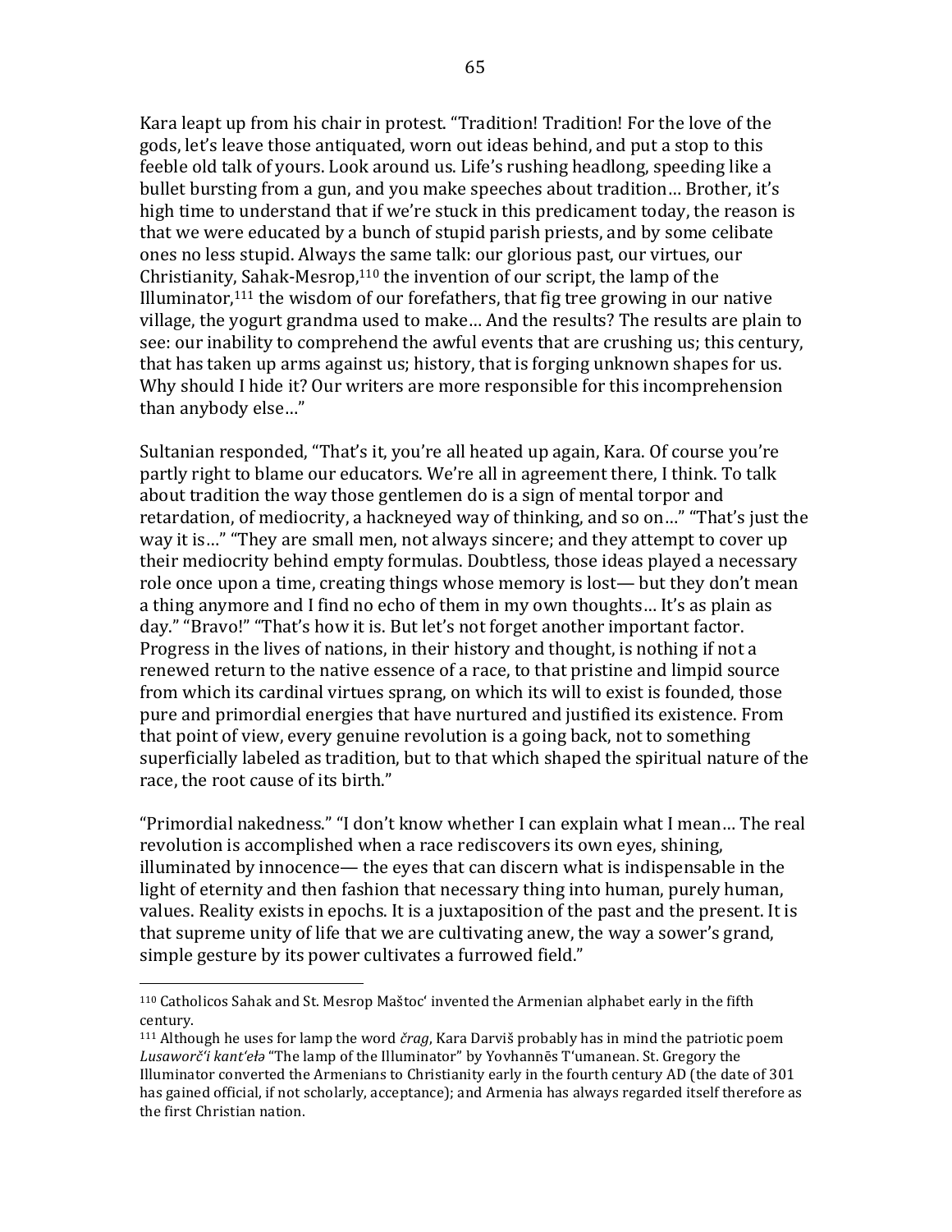Kara leapt up from his chair in protest. "Tradition! Tradition! For the love of the gods, let's leave those antiquated, worn out ideas behind, and put a stop to this feeble old talk of yours. Look around us. Life's rushing headlong, speeding like a bullet bursting from a gun, and you make speeches about tradition… Brother, it's high time to understand that if we're stuck in this predicament today, the reason is that we were educated by a bunch of stupid parish priests, and by some celibate ones no less stupid. Always the same talk: our glorious past, our virtues, our Christianity, Sahak-Mesrop,[110] the invention of our script, the lamp of the Illuminator,[111] the wisdom of our forefathers, that fig tree growing in our native village, the yogurt grandma used to make… And the results? The results are plain to see: our inability to comprehend the awful events that are crushing us; this century, that has taken up arms against us; history, that is forging unknown shapes for us. Why should I hide it? Our writers are more responsible for this incomprehension than anybody else…"

Sultanian responded, "That's it, you're all heated up again, Kara. Of course you're partly right to blame our educators. We're all in agreement there, I think. To talk about tradition the way those gentlemen do is a sign of mental torpor and retardation, of mediocrity, a hackneyed way of thinking, and so on…" "That's just the way it is…" "They are small men, not always sincere; and they attempt to cover up their mediocrity behind empty formulas. Doubtless, those ideas played a necessary role once upon a time, creating things whose memory is lost— but they don't mean a thing anymore and I find no echo of them in my own thoughts… It's as plain as day." "Bravo!" "That's how it is. But let's not forget another important factor. Progress in the lives of nations, in their history and thought, is nothing if not a renewed return to the native essence of a race, to that pristine and limpid source from which its cardinal virtues sprang, on which its will to exist is founded, those pure and primordial energies that have nurtured and justified its existence. From that point of view, every genuine revolution is a going back, not to something superficially labeled as tradition, but to that which shaped the spiritual nature of the race, the root cause of its birth."

"Primordial nakedness." "I don't know whether I can explain what I mean… The real revolution is accomplished when a race rediscovers its own eyes, shining, illuminated by innocence— the eyes that can discern what is indispensable in the light of eternity and then fashion that necessary thing into human, purely human, values. Reality exists in epochs. It is a juxtaposition of the past and the present. It is that supreme unity of life that we are cultivating anew, the way a sower's grand, simple gesture by its power cultivates a furrowed field."

---

[110] Catholicos Sahak and St. Mesrop Maštocʻ invented the Armenian alphabet early in the fifth century.

[111] Although he uses for lamp the word *črag*, Kara Darviš probably has in mind the patriotic poem *Lusaworčʻi kantʻeła* "The lamp of the Illuminator" by Yovhannēs Tʻumanean. St. Gregory the Illuminator converted the Armenians to Christianity early in the fourth century AD (the date of 301 has gained official, if not scholarly, acceptance); and Armenia has always regarded itself therefore as the first Christian nation.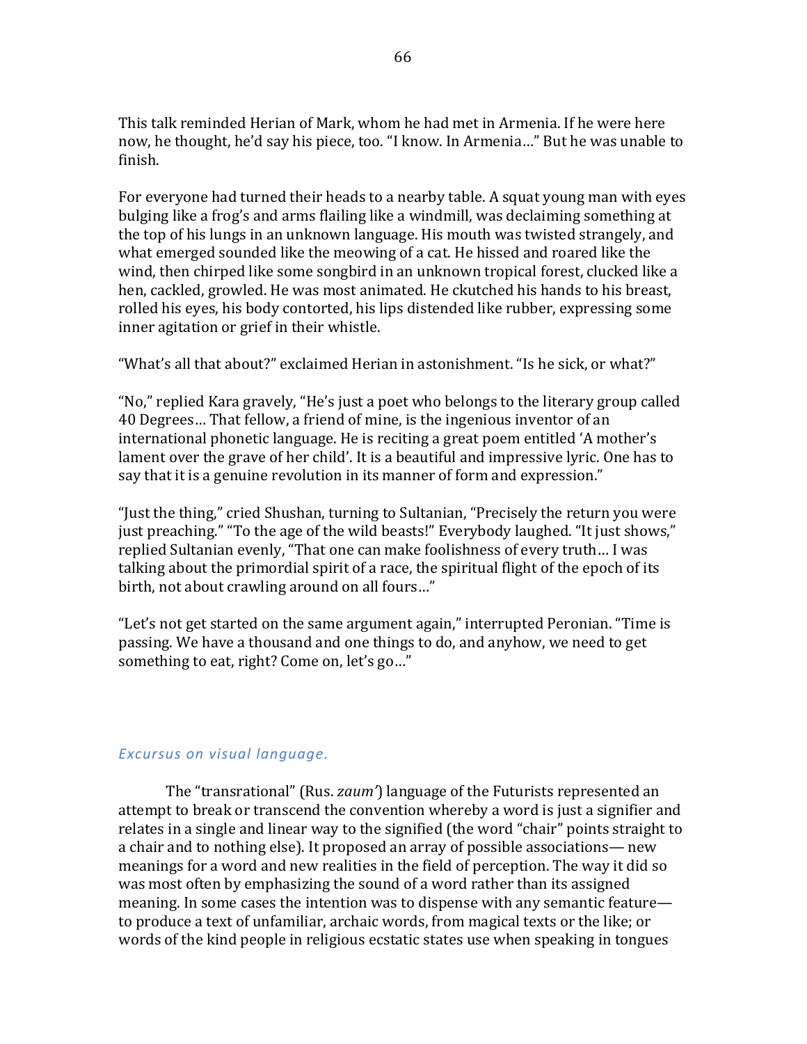This talk reminded Herian of Mark, whom he had met in Armenia. If he were here now, he thought, he'd say his piece, too. "I know. In Armenia…" But he was unable to finish.

For everyone had turned their heads to a nearby table. A squat young man with eyes bulging like a frog's and arms flailing like a windmill, was declaiming something at the top of his lungs in an unknown language. His mouth was twisted strangely, and what emerged sounded like the meowing of a cat. He hissed and roared like the wind, then chirped like some songbird in an unknown tropical forest, clucked like a hen, cackled, growled. He was most animated. He ckutched his hands to his breast, rolled his eyes, his body contorted, his lips distended like rubber, expressing some inner agitation or grief in their whistle.

"What's all that about?" exclaimed Herian in astonishment. "Is he sick, or what?"

"No," replied Kara gravely, "He's just a poet who belongs to the literary group called 40 Degrees… That fellow, a friend of mine, is the ingenious inventor of an international phonetic language. He is reciting a great poem entitled 'A mother's lament over the grave of her child'. It is a beautiful and impressive lyric. One has to say that it is a genuine revolution in its manner of form and expression."

"Just the thing," cried Shushan, turning to Sultanian, "Precisely the return you were just preaching." "To the age of the wild beasts!" Everybody laughed. "It just shows," replied Sultanian evenly, "That one can make foolishness of every truth… I was talking about the primordial spirit of a race, the spiritual flight of the epoch of its birth, not about crawling around on all fours…"

"Let's not get started on the same argument again," interrupted Peronian. "Time is passing. We have a thousand and one things to do, and anyhow, we need to get something to eat, right? Come on, let's go…"

### *Excursus on visual language.*

The "transrational" (Rus. *zaum'*) language of the Futurists represented an attempt to break or transcend the convention whereby a word is just a signifier and relates in a single and linear way to the signified (the word "chair" points straight to a chair and to nothing else). It proposed an array of possible associations— new meanings for a word and new realities in the field of perception. The way it did so was most often by emphasizing the sound of a word rather than its assigned meaning. In some cases the intention was to dispense with any semantic feature— to produce a text of unfamiliar, archaic words, from magical texts or the like; or words of the kind people in religious ecstatic states use when speaking in tongues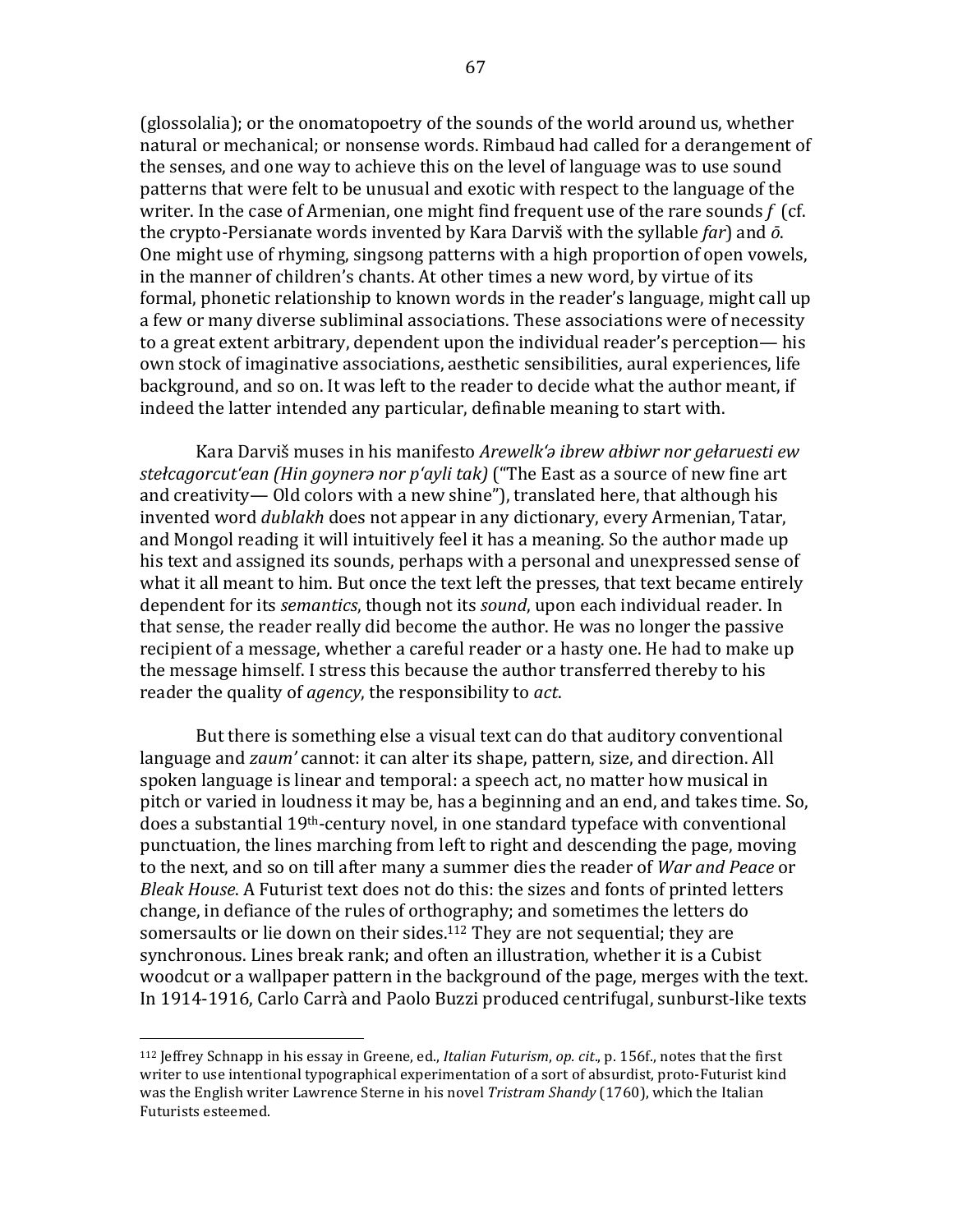(glossolalia); or the onomatopoetry of the sounds of the world around us, whether natural or mechanical; or nonsense words. Rimbaud had called for a derangement of the senses, and one way to achieve this on the level of language was to use sound patterns that were felt to be unusual and exotic with respect to the language of the writer. In the case of Armenian, one might find frequent use of the rare sounds *f* (cf. the crypto-Persianate words invented by Kara Darviš with the syllable *far*) and *ō*. One might use of rhyming, singsong patterns with a high proportion of open vowels, in the manner of children's chants. At other times a new word, by virtue of its formal, phonetic relationship to known words in the reader's language, might call up a few or many diverse subliminal associations. These associations were of necessity to a great extent arbitrary, dependent upon the individual reader's perception— his own stock of imaginative associations, aesthetic sensibilities, aural experiences, life background, and so on. It was left to the reader to decide what the author meant, if indeed the latter intended any particular, definable meaning to start with.

Kara Darviš muses in his manifesto *Arewelk'ə ibrew ałbiwr nor gełaruesti ew stełcagorcut'ean (Hin goynerə nor p'ayli tak)* ("The East as a source of new fine art and creativity— Old colors with a new shine"), translated here, that although his invented word *dublakh* does not appear in any dictionary, every Armenian, Tatar, and Mongol reading it will intuitively feel it has a meaning. So the author made up his text and assigned its sounds, perhaps with a personal and unexpressed sense of what it all meant to him. But once the text left the presses, that text became entirely dependent for its *semantics*, though not its *sound*, upon each individual reader. In that sense, the reader really did become the author. He was no longer the passive recipient of a message, whether a careful reader or a hasty one. He had to make up the message himself. I stress this because the author transferred thereby to his reader the quality of *agency*, the responsibility to *act*.

But there is something else a visual text can do that auditory conventional language and *zaum'* cannot: it can alter its shape, pattern, size, and direction. All spoken language is linear and temporal: a speech act, no matter how musical in pitch or varied in loudness it may be, has a beginning and an end, and takes time. So, does a substantial 19th-century novel, in one standard typeface with conventional punctuation, the lines marching from left to right and descending the page, moving to the next, and so on till after many a summer dies the reader of *War and Peace* or *Bleak House*. A Futurist text does not do this: the sizes and fonts of printed letters change, in defiance of the rules of orthography; and sometimes the letters do somersaults or lie down on their sides.[112] They are not sequential; they are synchronous. Lines break rank; and often an illustration, whether it is a Cubist woodcut or a wallpaper pattern in the background of the page, merges with the text. In 1914-1916, Carlo Carrà and Paolo Buzzi produced centrifugal, sunburst-like texts

---

[112] Jeffrey Schnapp in his essay in Greene, ed., *Italian Futurism*, *op. cit*., p. 156f., notes that the first writer to use intentional typographical experimentation of a sort of absurdist, proto-Futurist kind was the English writer Lawrence Sterne in his novel *Tristram Shandy* (1760), which the Italian Futurists esteemed.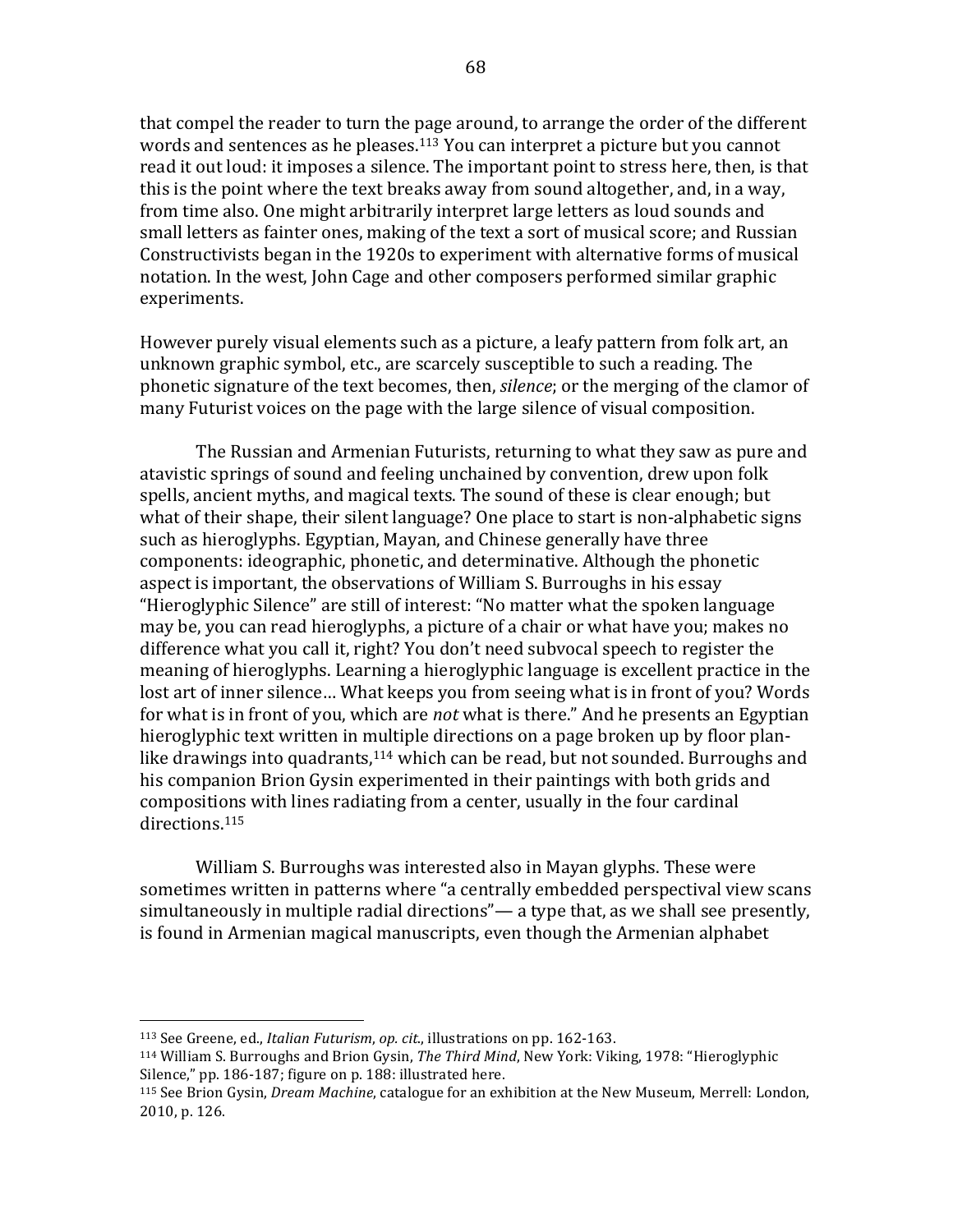that compel the reader to turn the page around, to arrange the order of the different words and sentences as he pleases.[113] You can interpret a picture but you cannot read it out loud: it imposes a silence. The important point to stress here, then, is that this is the point where the text breaks away from sound altogether, and, in a way, from time also. One might arbitrarily interpret large letters as loud sounds and small letters as fainter ones, making of the text a sort of musical score; and Russian Constructivists began in the 1920s to experiment with alternative forms of musical notation. In the west, John Cage and other composers performed similar graphic experiments.

However purely visual elements such as a picture, a leafy pattern from folk art, an unknown graphic symbol, etc., are scarcely susceptible to such a reading. The phonetic signature of the text becomes, then, *silence*; or the merging of the clamor of many Futurist voices on the page with the large silence of visual composition.

The Russian and Armenian Futurists, returning to what they saw as pure and atavistic springs of sound and feeling unchained by convention, drew upon folk spells, ancient myths, and magical texts. The sound of these is clear enough; but what of their shape, their silent language? One place to start is non-alphabetic signs such as hieroglyphs. Egyptian, Mayan, and Chinese generally have three components: ideographic, phonetic, and determinative. Although the phonetic aspect is important, the observations of William S. Burroughs in his essay "Hieroglyphic Silence" are still of interest: "No matter what the spoken language may be, you can read hieroglyphs, a picture of a chair or what have you; makes no difference what you call it, right? You don't need subvocal speech to register the meaning of hieroglyphs. Learning a hieroglyphic language is excellent practice in the lost art of inner silence… What keeps you from seeing what is in front of you? Words for what is in front of you, which are *not* what is there." And he presents an Egyptian hieroglyphic text written in multiple directions on a page broken up by floor plan-like drawings into quadrants,[114] which can be read, but not sounded. Burroughs and his companion Brion Gysin experimented in their paintings with both grids and compositions with lines radiating from a center, usually in the four cardinal directions.[115]

William S. Burroughs was interested also in Mayan glyphs. These were sometimes written in patterns where "a centrally embedded perspectival view scans simultaneously in multiple radial directions"— a type that, as we shall see presently, is found in Armenian magical manuscripts, even though the Armenian alphabet

---

[113] See Greene, ed., *Italian Futurism*, *op. cit.*, illustrations on pp. 162-163.

[114] William S. Burroughs and Brion Gysin, *The Third Mind*, New York: Viking, 1978: "Hieroglyphic Silence," pp. 186-187; figure on p. 188: illustrated here.

[115] See Brion Gysin, *Dream Machine*, catalogue for an exhibition at the New Museum, Merrell: London, 2010, p. 126.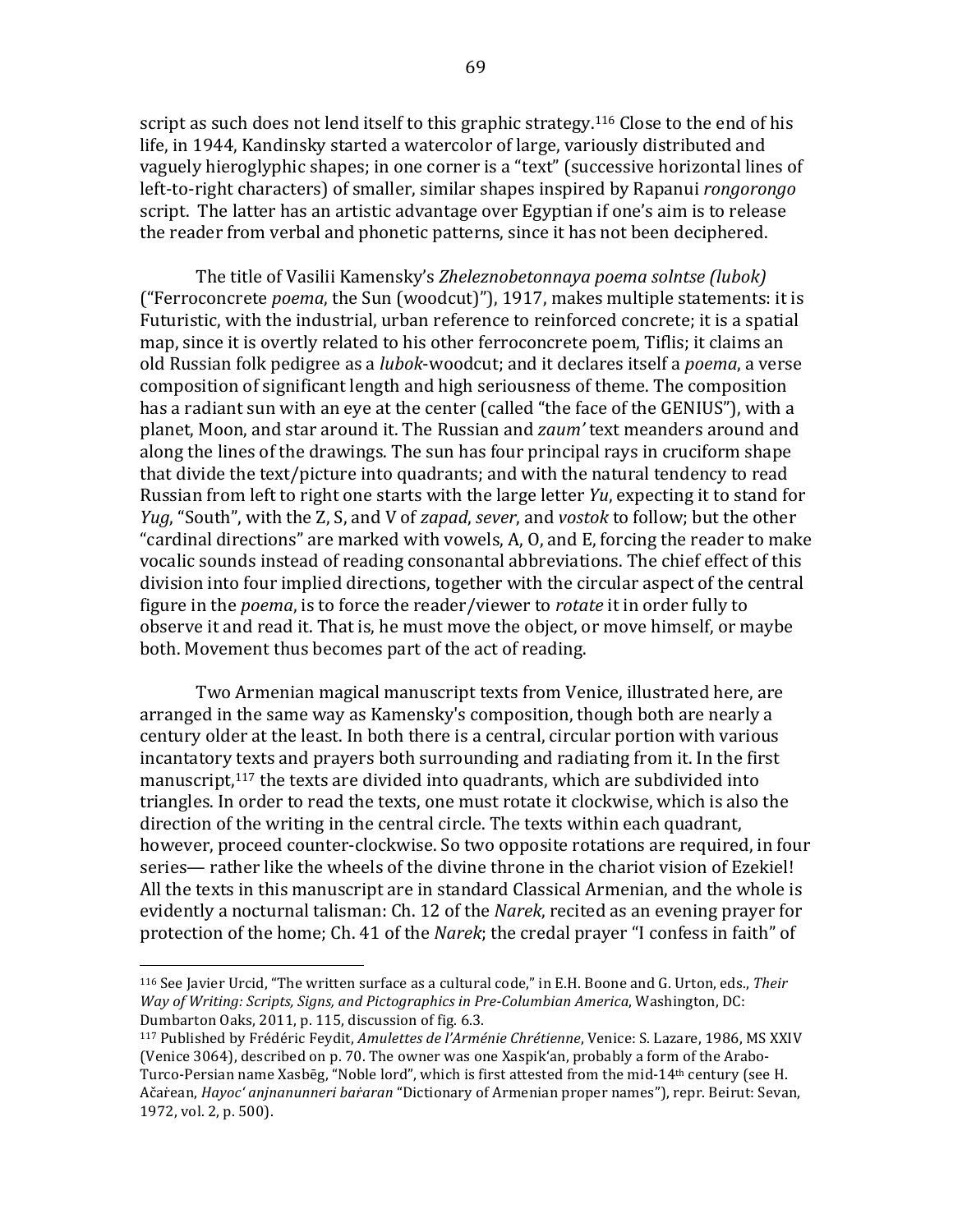script as such does not lend itself to this graphic strategy.[116] Close to the end of his life, in 1944, Kandinsky started a watercolor of large, variously distributed and vaguely hieroglyphic shapes; in one corner is a "text" (successive horizontal lines of left-to-right characters) of smaller, similar shapes inspired by Rapanui *rongorongo* script. The latter has an artistic advantage over Egyptian if one's aim is to release the reader from verbal and phonetic patterns, since it has not been deciphered.

The title of Vasilii Kamensky's *Zheleznobetonnaya poema solntse (lubok)* ("Ferroconcrete *poema*, the Sun (woodcut)"), 1917, makes multiple statements: it is Futuristic, with the industrial, urban reference to reinforced concrete; it is a spatial map, since it is overtly related to his other ferroconcrete poem, Tiflis; it claims an old Russian folk pedigree as a *lubok*-woodcut; and it declares itself a *poema*, a verse composition of significant length and high seriousness of theme. The composition has a radiant sun with an eye at the center (called "the face of the GENIUS"), with a planet, Moon, and star around it. The Russian and *zaum'* text meanders around and along the lines of the drawings. The sun has four principal rays in cruciform shape that divide the text/picture into quadrants; and with the natural tendency to read Russian from left to right one starts with the large letter *Yu*, expecting it to stand for *Yug*, "South", with the Z, S, and V of *zapad*, *sever*, and *vostok* to follow; but the other "cardinal directions" are marked with vowels, A, O, and E, forcing the reader to make vocalic sounds instead of reading consonantal abbreviations. The chief effect of this division into four implied directions, together with the circular aspect of the central figure in the *poema*, is to force the reader/viewer to *rotate* it in order fully to observe it and read it. That is, he must move the object, or move himself, or maybe both. Movement thus becomes part of the act of reading.

Two Armenian magical manuscript texts from Venice, illustrated here, are arranged in the same way as Kamensky's composition, though both are nearly a century older at the least. In both there is a central, circular portion with various incantatory texts and prayers both surrounding and radiating from it. In the first manuscript,[117] the texts are divided into quadrants, which are subdivided into triangles. In order to read the texts, one must rotate it clockwise, which is also the direction of the writing in the central circle. The texts within each quadrant, however, proceed counter-clockwise. So two opposite rotations are required, in four series— rather like the wheels of the divine throne in the chariot vision of Ezekiel! All the texts in this manuscript are in standard Classical Armenian, and the whole is evidently a nocturnal talisman: Ch. 12 of the *Narek*, recited as an evening prayer for protection of the home; Ch. 41 of the *Narek*; the credal prayer "I confess in faith" of

---

[116] See Javier Urcid, "The written surface as a cultural code," in E.H. Boone and G. Urton, eds., *Their Way of Writing: Scripts, Signs, and Pictographics in Pre-Columbian America*, Washington, DC: Dumbarton Oaks, 2011, p. 115, discussion of fig. 6.3.

[117] Published by Frédéric Feydit, *Amulettes de l'Arménie Chrétienne*, Venice: S. Lazare, 1986, MS XXIV (Venice 3064), described on p. 70. The owner was one Xaspik'an, probably a form of the Arabo-Turco-Persian name Xasbēg, "Noble lord", which is first attested from the mid-14th century (see H. Ačaṙean, *Hayoc' anjnanunneri baṙaran* "Dictionary of Armenian proper names"), repr. Beirut: Sevan, 1972, vol. 2, p. 500).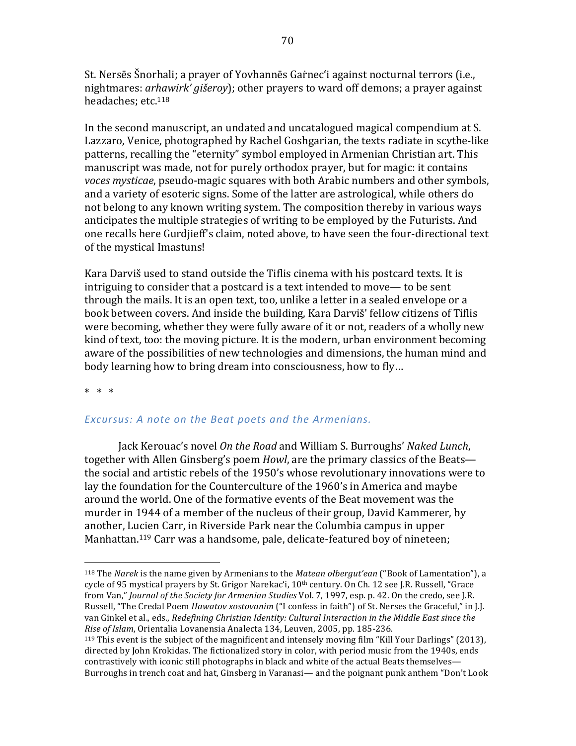St. Nersēs Šnorhali; a prayer of Yovhannēs Gaṙnec'i against nocturnal terrors (i.e., nightmares: *arhawirk' gišeroy*); other prayers to ward off demons; a prayer against headaches; etc.[118]

In the second manuscript, an undated and uncatalogued magical compendium at S. Lazzaro, Venice, photographed by Rachel Goshgarian, the texts radiate in scythe-like patterns, recalling the "eternity" symbol employed in Armenian Christian art. This manuscript was made, not for purely orthodox prayer, but for magic: it contains *voces mysticae*, pseudo-magic squares with both Arabic numbers and other symbols, and a variety of esoteric signs. Some of the latter are astrological, while others do not belong to any known writing system. The composition thereby in various ways anticipates the multiple strategies of writing to be employed by the Futurists. And one recalls here Gurdjieff's claim, noted above, to have seen the four-directional text of the mystical Imastuns!

Kara Darviš used to stand outside the Tiflis cinema with his postcard texts. It is intriguing to consider that a postcard is a text intended to move— to be sent through the mails. It is an open text, too, unlike a letter in a sealed envelope or a book between covers. And inside the building, Kara Darviš' fellow citizens of Tiflis were becoming, whether they were fully aware of it or not, readers of a wholly new kind of text, too: the moving picture. It is the modern, urban environment becoming aware of the possibilities of new technologies and dimensions, the human mind and body learning how to bring dream into consciousness, how to fly…

\* \* \*

### *Excursus: A note on the Beat poets and the Armenians.*

Jack Kerouac's novel *On the Road* and William S. Burroughs' *Naked Lunch*, together with Allen Ginsberg's poem *Howl*, are the primary classics of the Beats— the social and artistic rebels of the 1950's whose revolutionary innovations were to lay the foundation for the Counterculture of the 1960's in America and maybe around the world. One of the formative events of the Beat movement was the murder in 1944 of a member of the nucleus of their group, David Kammerer, by another, Lucien Carr, in Riverside Park near the Columbia campus in upper Manhattan.[119] Carr was a handsome, pale, delicate-featured boy of nineteen;

---

[118] The *Narek* is the name given by Armenians to the *Matean ołbergut'ean* ("Book of Lamentation"), a cycle of 95 mystical prayers by St. Grigor Narekac'i, 10th century. On Ch. 12 see J.R. Russell, "Grace from Van," *Journal of the Society for Armenian Studies* Vol. 7, 1997, esp. p. 42. On the credo, see J.R. Russell, "The Credal Poem *Hawatov xostovanim* ("I confess in faith") of St. Nerses the Graceful," in J.J. van Ginkel et al., eds., *Redefining Christian Identity: Cultural Interaction in the Middle East since the Rise of Islam*, Orientalia Lovanensia Analecta 134, Leuven, 2005, pp. 185-236.

[119] This event is the subject of the magnificent and intensely moving film "Kill Your Darlings" (2013), directed by John Krokidas. The fictionalized story in color, with period music from the 1940s, ends contrastively with iconic still photographs in black and white of the actual Beats themselves— Burroughs in trench coat and hat, Ginsberg in Varanasi— and the poignant punk anthem "Don't Look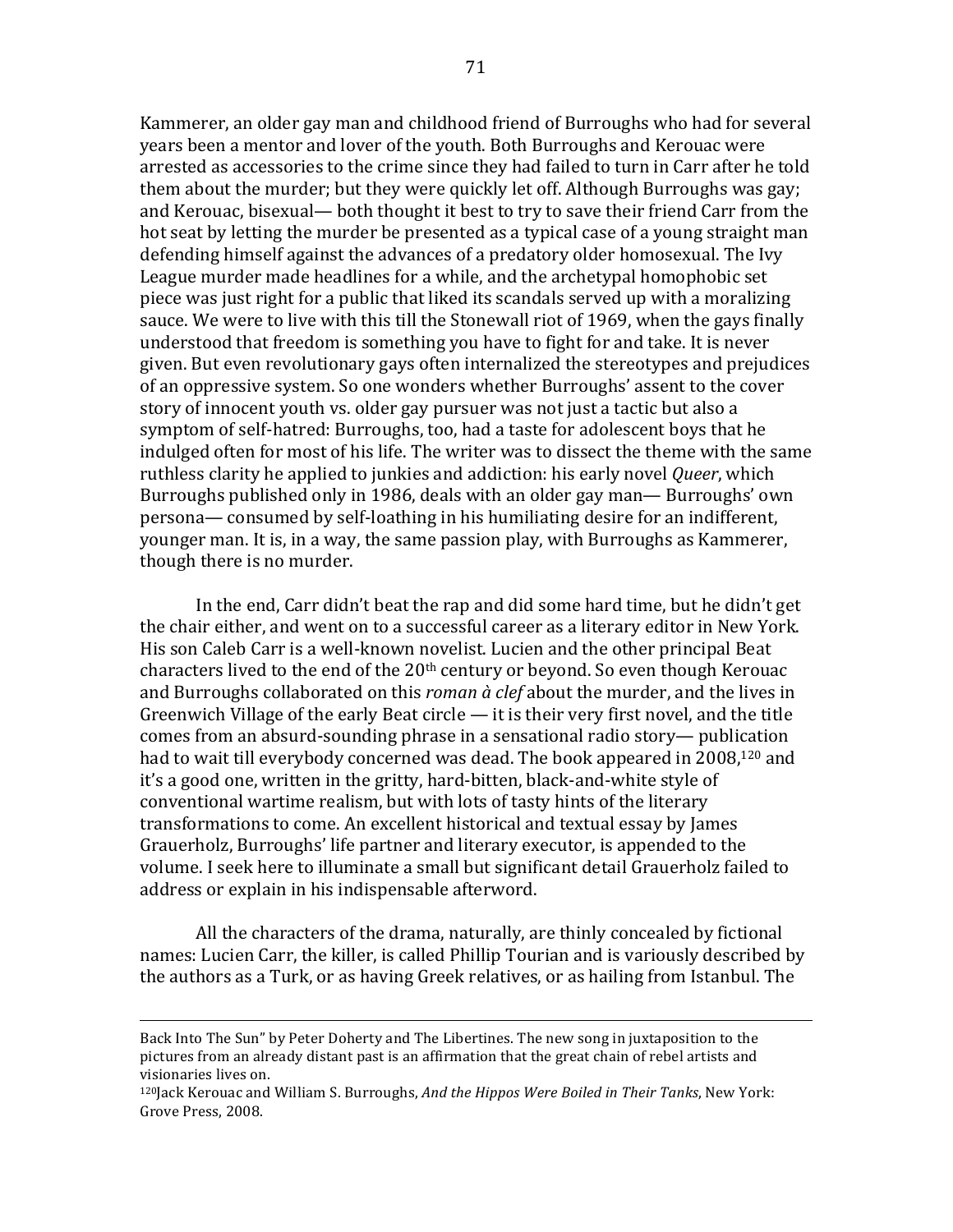Kammerer, an older gay man and childhood friend of Burroughs who had for several years been a mentor and lover of the youth. Both Burroughs and Kerouac were arrested as accessories to the crime since they had failed to turn in Carr after he told them about the murder; but they were quickly let off. Although Burroughs was gay; and Kerouac, bisexual— both thought it best to try to save their friend Carr from the hot seat by letting the murder be presented as a typical case of a young straight man defending himself against the advances of a predatory older homosexual. The Ivy League murder made headlines for a while, and the archetypal homophobic set piece was just right for a public that liked its scandals served up with a moralizing sauce. We were to live with this till the Stonewall riot of 1969, when the gays finally understood that freedom is something you have to fight for and take. It is never given. But even revolutionary gays often internalized the stereotypes and prejudices of an oppressive system. So one wonders whether Burroughs' assent to the cover story of innocent youth vs. older gay pursuer was not just a tactic but also a symptom of self-hatred: Burroughs, too, had a taste for adolescent boys that he indulged often for most of his life. The writer was to dissect the theme with the same ruthless clarity he applied to junkies and addiction: his early novel *Queer*, which Burroughs published only in 1986, deals with an older gay man— Burroughs' own persona— consumed by self-loathing in his humiliating desire for an indifferent, younger man. It is, in a way, the same passion play, with Burroughs as Kammerer, though there is no murder.

In the end, Carr didn't beat the rap and did some hard time, but he didn't get the chair either, and went on to a successful career as a literary editor in New York. His son Caleb Carr is a well-known novelist. Lucien and the other principal Beat characters lived to the end of the 20th century or beyond. So even though Kerouac and Burroughs collaborated on this *roman à clef* about the murder, and the lives in Greenwich Village of the early Beat circle — it is their very first novel, and the title comes from an absurd-sounding phrase in a sensational radio story— publication had to wait till everybody concerned was dead. The book appeared in 2008,[120] and it's a good one, written in the gritty, hard-bitten, black-and-white style of conventional wartime realism, but with lots of tasty hints of the literary transformations to come. An excellent historical and textual essay by James Grauerholz, Burroughs' life partner and literary executor, is appended to the volume. I seek here to illuminate a small but significant detail Grauerholz failed to address or explain in his indispensable afterword.

All the characters of the drama, naturally, are thinly concealed by fictional names: Lucien Carr, the killer, is called Phillip Tourian and is variously described by the authors as a Turk, or as having Greek relatives, or as hailing from Istanbul. The

---

Back Into The Sun" by Peter Doherty and The Libertines. The new song in juxtaposition to the pictures from an already distant past is an affirmation that the great chain of rebel artists and visionaries lives on.

[120] Jack Kerouac and William S. Burroughs, *And the Hippos Were Boiled in Their Tanks*, New York: Grove Press, 2008.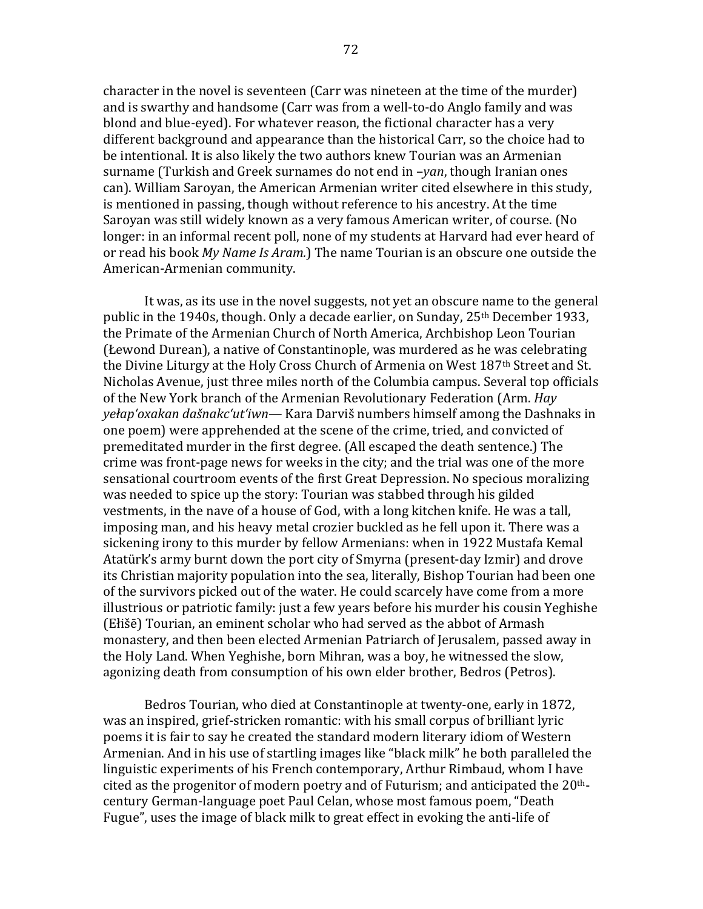character in the novel is seventeen (Carr was nineteen at the time of the murder) and is swarthy and handsome (Carr was from a well-to-do Anglo family and was blond and blue-eyed). For whatever reason, the fictional character has a very different background and appearance than the historical Carr, so the choice had to be intentional. It is also likely the two authors knew Tourian was an Armenian surname (Turkish and Greek surnames do not end in –*yan*, though Iranian ones can). William Saroyan, the American Armenian writer cited elsewhere in this study, is mentioned in passing, though without reference to his ancestry. At the time Saroyan was still widely known as a very famous American writer, of course. (No longer: in an informal recent poll, none of my students at Harvard had ever heard of or read his book *My Name Is Aram.*) The name Tourian is an obscure one outside the American-Armenian community.

It was, as its use in the novel suggests, not yet an obscure name to the general public in the 1940s, though. Only a decade earlier, on Sunday, 25th December 1933, the Primate of the Armenian Church of North America, Archbishop Leon Tourian (Łewond Durean), a native of Constantinople, was murdered as he was celebrating the Divine Liturgy at the Holy Cross Church of Armenia on West 187th Street and St. Nicholas Avenue, just three miles north of the Columbia campus. Several top officials of the New York branch of the Armenian Revolutionary Federation (Arm. *Hay yełap'oxakan dašnakc'ut'iwn*— Kara Darviš numbers himself among the Dashnaks in one poem) were apprehended at the scene of the crime, tried, and convicted of premeditated murder in the first degree. (All escaped the death sentence.) The crime was front-page news for weeks in the city; and the trial was one of the more sensational courtroom events of the first Great Depression. No specious moralizing was needed to spice up the story: Tourian was stabbed through his gilded vestments, in the nave of a house of God, with a long kitchen knife. He was a tall, imposing man, and his heavy metal crozier buckled as he fell upon it. There was a sickening irony to this murder by fellow Armenians: when in 1922 Mustafa Kemal Atatürk's army burnt down the port city of Smyrna (present-day Izmir) and drove its Christian majority population into the sea, literally, Bishop Tourian had been one of the survivors picked out of the water. He could scarcely have come from a more illustrious or patriotic family: just a few years before his murder his cousin Yeghishe (Ełišē) Tourian, an eminent scholar who had served as the abbot of Armash monastery, and then been elected Armenian Patriarch of Jerusalem, passed away in the Holy Land. When Yeghishe, born Mihran, was a boy, he witnessed the slow, agonizing death from consumption of his own elder brother, Bedros (Petros).

Bedros Tourian, who died at Constantinople at twenty-one, early in 1872, was an inspired, grief-stricken romantic: with his small corpus of brilliant lyric poems it is fair to say he created the standard modern literary idiom of Western Armenian. And in his use of startling images like "black milk" he both paralleled the linguistic experiments of his French contemporary, Arthur Rimbaud, whom I have cited as the progenitor of modern poetry and of Futurism; and anticipated the 20th-century German-language poet Paul Celan, whose most famous poem, "Death Fugue", uses the image of black milk to great effect in evoking the anti-life of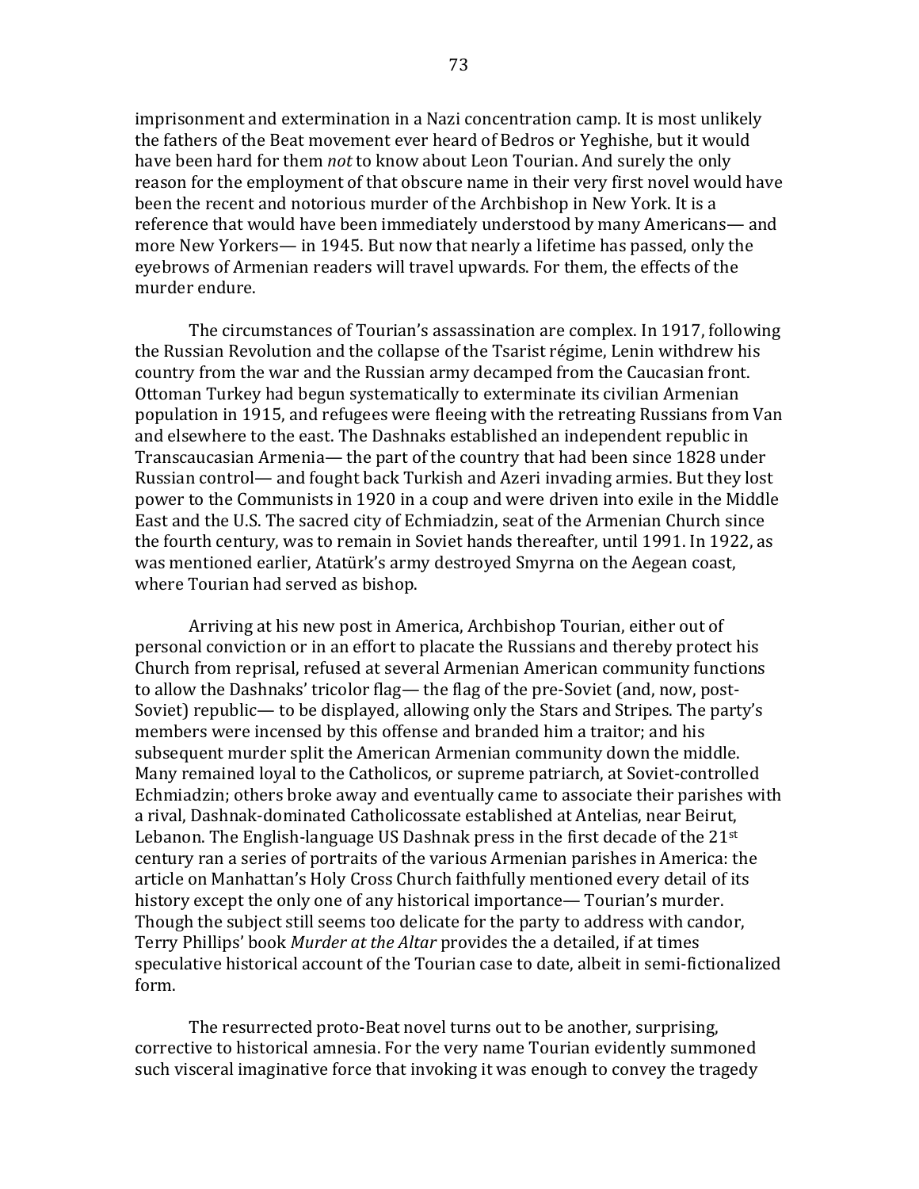imprisonment and extermination in a Nazi concentration camp. It is most unlikely the fathers of the Beat movement ever heard of Bedros or Yeghishe, but it would have been hard for them *not* to know about Leon Tourian. And surely the only reason for the employment of that obscure name in their very first novel would have been the recent and notorious murder of the Archbishop in New York. It is a reference that would have been immediately understood by many Americans— and more New Yorkers— in 1945. But now that nearly a lifetime has passed, only the eyebrows of Armenian readers will travel upwards. For them, the effects of the murder endure.

The circumstances of Tourian's assassination are complex. In 1917, following the Russian Revolution and the collapse of the Tsarist régime, Lenin withdrew his country from the war and the Russian army decamped from the Caucasian front. Ottoman Turkey had begun systematically to exterminate its civilian Armenian population in 1915, and refugees were fleeing with the retreating Russians from Van and elsewhere to the east. The Dashnaks established an independent republic in Transcaucasian Armenia— the part of the country that had been since 1828 under Russian control— and fought back Turkish and Azeri invading armies. But they lost power to the Communists in 1920 in a coup and were driven into exile in the Middle East and the U.S. The sacred city of Echmiadzin, seat of the Armenian Church since the fourth century, was to remain in Soviet hands thereafter, until 1991. In 1922, as was mentioned earlier, Atatürk's army destroyed Smyrna on the Aegean coast, where Tourian had served as bishop.

Arriving at his new post in America, Archbishop Tourian, either out of personal conviction or in an effort to placate the Russians and thereby protect his Church from reprisal, refused at several Armenian American community functions to allow the Dashnaks' tricolor flag— the flag of the pre-Soviet (and, now, post-Soviet) republic— to be displayed, allowing only the Stars and Stripes. The party's members were incensed by this offense and branded him a traitor; and his subsequent murder split the American Armenian community down the middle. Many remained loyal to the Catholicos, or supreme patriarch, at Soviet-controlled Echmiadzin; others broke away and eventually came to associate their parishes with a rival, Dashnak-dominated Catholicossate established at Antelias, near Beirut, Lebanon. The English-language US Dashnak press in the first decade of the 21st century ran a series of portraits of the various Armenian parishes in America: the article on Manhattan's Holy Cross Church faithfully mentioned every detail of its history except the only one of any historical importance— Tourian's murder. Though the subject still seems too delicate for the party to address with candor, Terry Phillips' book *Murder at the Altar* provides the a detailed, if at times speculative historical account of the Tourian case to date, albeit in semi-fictionalized form.

The resurrected proto-Beat novel turns out to be another, surprising, corrective to historical amnesia. For the very name Tourian evidently summoned such visceral imaginative force that invoking it was enough to convey the tragedy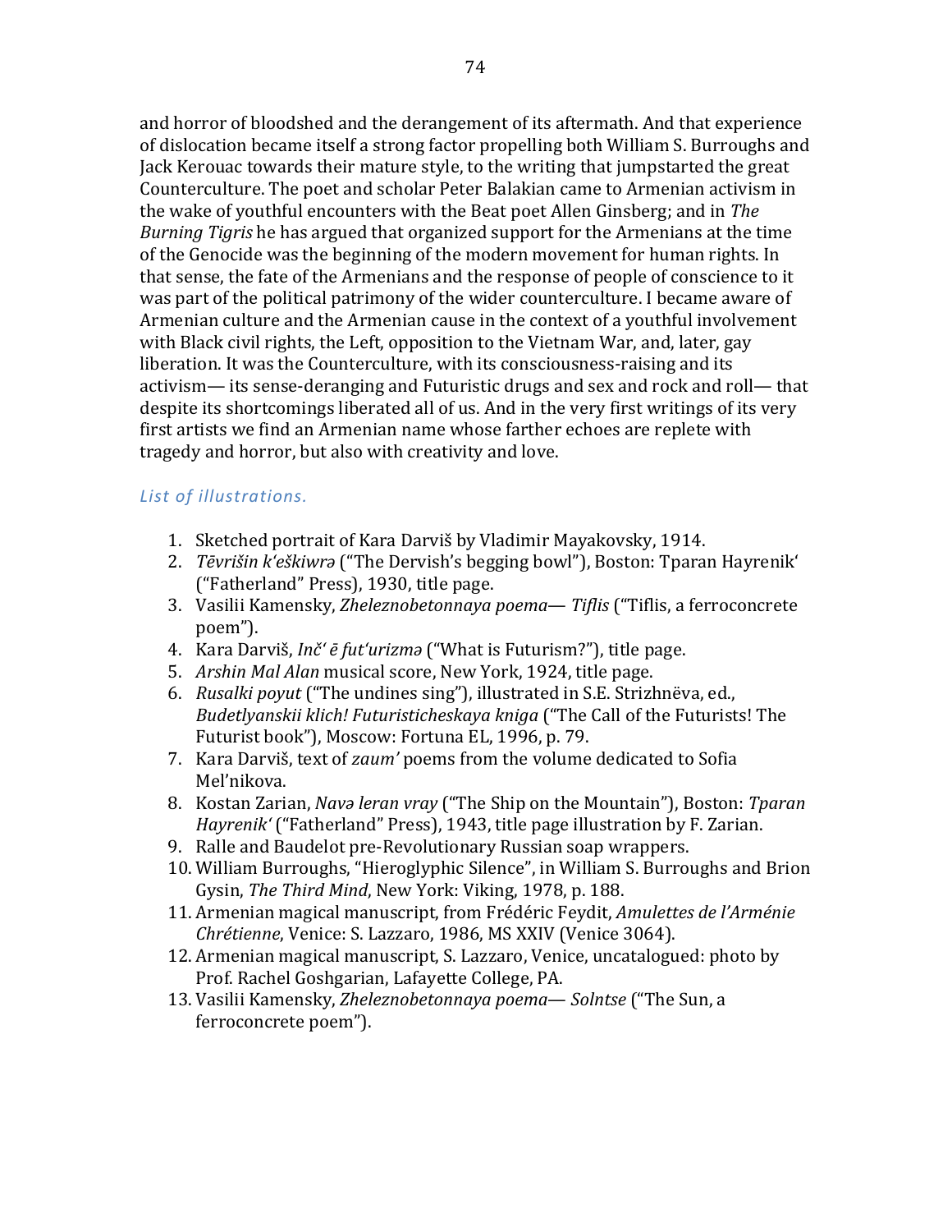and horror of bloodshed and the derangement of its aftermath. And that experience of dislocation became itself a strong factor propelling both William S. Burroughs and Jack Kerouac towards their mature style, to the writing that jumpstarted the great Counterculture. The poet and scholar Peter Balakian came to Armenian activism in the wake of youthful encounters with the Beat poet Allen Ginsberg; and in *The Burning Tigris* he has argued that organized support for the Armenians at the time of the Genocide was the beginning of the modern movement for human rights. In that sense, the fate of the Armenians and the response of people of conscience to it was part of the political patrimony of the wider counterculture. I became aware of Armenian culture and the Armenian cause in the context of a youthful involvement with Black civil rights, the Left, opposition to the Vietnam War, and, later, gay liberation. It was the Counterculture, with its consciousness-raising and its activism— its sense-deranging and Futuristic drugs and sex and rock and roll— that despite its shortcomings liberated all of us. And in the very first writings of its very first artists we find an Armenian name whose farther echoes are replete with tragedy and horror, but also with creativity and love.

*List of illustrations.*

1. Sketched portrait of Kara Darviš by Vladimir Mayakovsky, 1914.
2. *Tēvrišin k'eškiwrə* ("The Dervish's begging bowl"), Boston: Tparan Hayrenik' ("Fatherland" Press), 1930, title page.
3. Vasilii Kamensky, *Zheleznobetonnaya poema— Tiflis* ("Tiflis, a ferroconcrete poem").
4. Kara Darviš, *Inč' ē fut'urizmə* ("What is Futurism?"), title page.
5. *Arshin Mal Alan* musical score, New York, 1924, title page.
6. *Rusalki poyut* ("The undines sing"), illustrated in S.E. Strizhnëva, ed., *Budetlyanskii klich! Futuristicheskaya kniga* ("The Call of the Futurists! The Futurist book"), Moscow: Fortuna EL, 1996, p. 79.
7. Kara Darviš, text of *zaum'* poems from the volume dedicated to Sofia Mel'nikova.
8. Kostan Zarian, *Navə leran vray* ("The Ship on the Mountain"), Boston: *Tparan Hayrenik'* ("Fatherland" Press), 1943, title page illustration by F. Zarian.
9. Ralle and Baudelot pre-Revolutionary Russian soap wrappers.
10. William Burroughs, "Hieroglyphic Silence", in William S. Burroughs and Brion Gysin, *The Third Mind*, New York: Viking, 1978, p. 188.
11. Armenian magical manuscript, from Frédéric Feydit, *Amulettes de l'Arménie Chrétienne*, Venice: S. Lazzaro, 1986, MS XXIV (Venice 3064).
12. Armenian magical manuscript, S. Lazzaro, Venice, uncatalogued: photo by Prof. Rachel Goshgarian, Lafayette College, PA.
13. Vasilii Kamensky, *Zheleznobetonnaya poema— Solntse* ("The Sun, a ferroconcrete poem").